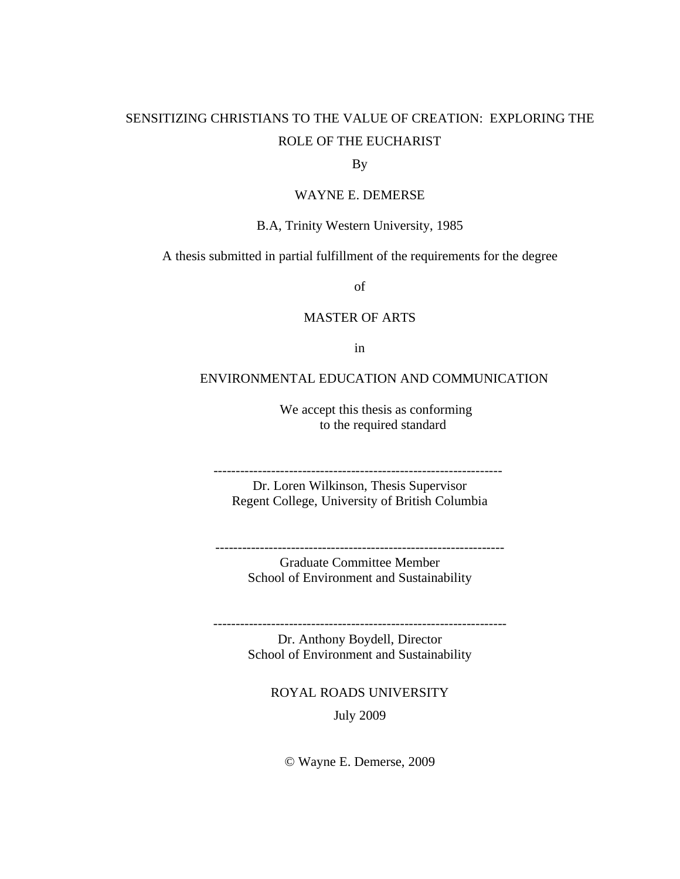# SENSITIZING CHRISTIANS TO THE VALUE OF CREATION: EXPLORING THE ROLE OF THE EUCHARIST

By

WAYNE E. DEMERSE

B.A, Trinity Western University, 1985

A thesis submitted in partial fulfillment of the requirements for the degree

of

MASTER OF ARTS

in

ENVIRONMENTAL EDUCATION AND COMMUNICATION

We accept this thesis as conforming
to the required standard

-----------------------------------------------------------------
Dr. Loren Wilkinson, Thesis Supervisor
Regent College, University of British Columbia

-----------------------------------------------------------------
Graduate Committee Member
School of Environment and Sustainability

-----------------------------------------------------------------
Dr. Anthony Boydell, Director
School of Environment and Sustainability

ROYAL ROADS UNIVERSITY

July 2009

© Wayne E. Demerse, 2009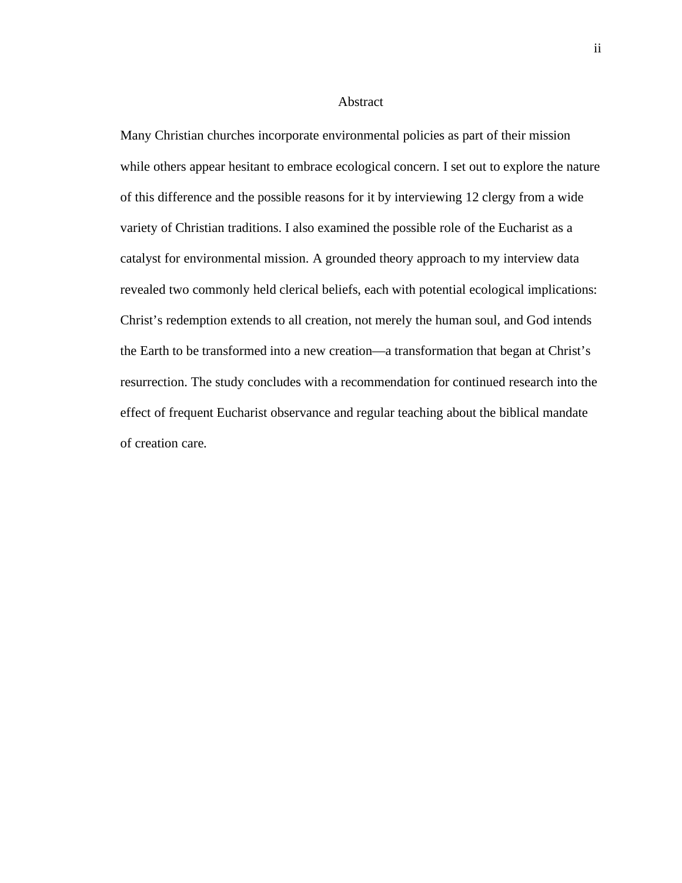# Abstract

Many Christian churches incorporate environmental policies as part of their mission while others appear hesitant to embrace ecological concern. I set out to explore the nature of this difference and the possible reasons for it by interviewing 12 clergy from a wide variety of Christian traditions. I also examined the possible role of the Eucharist as a catalyst for environmental mission. A grounded theory approach to my interview data revealed two commonly held clerical beliefs, each with potential ecological implications: Christ's redemption extends to all creation, not merely the human soul, and God intends the Earth to be transformed into a new creation—a transformation that began at Christ's resurrection. The study concludes with a recommendation for continued research into the effect of frequent Eucharist observance and regular teaching about the biblical mandate of creation care.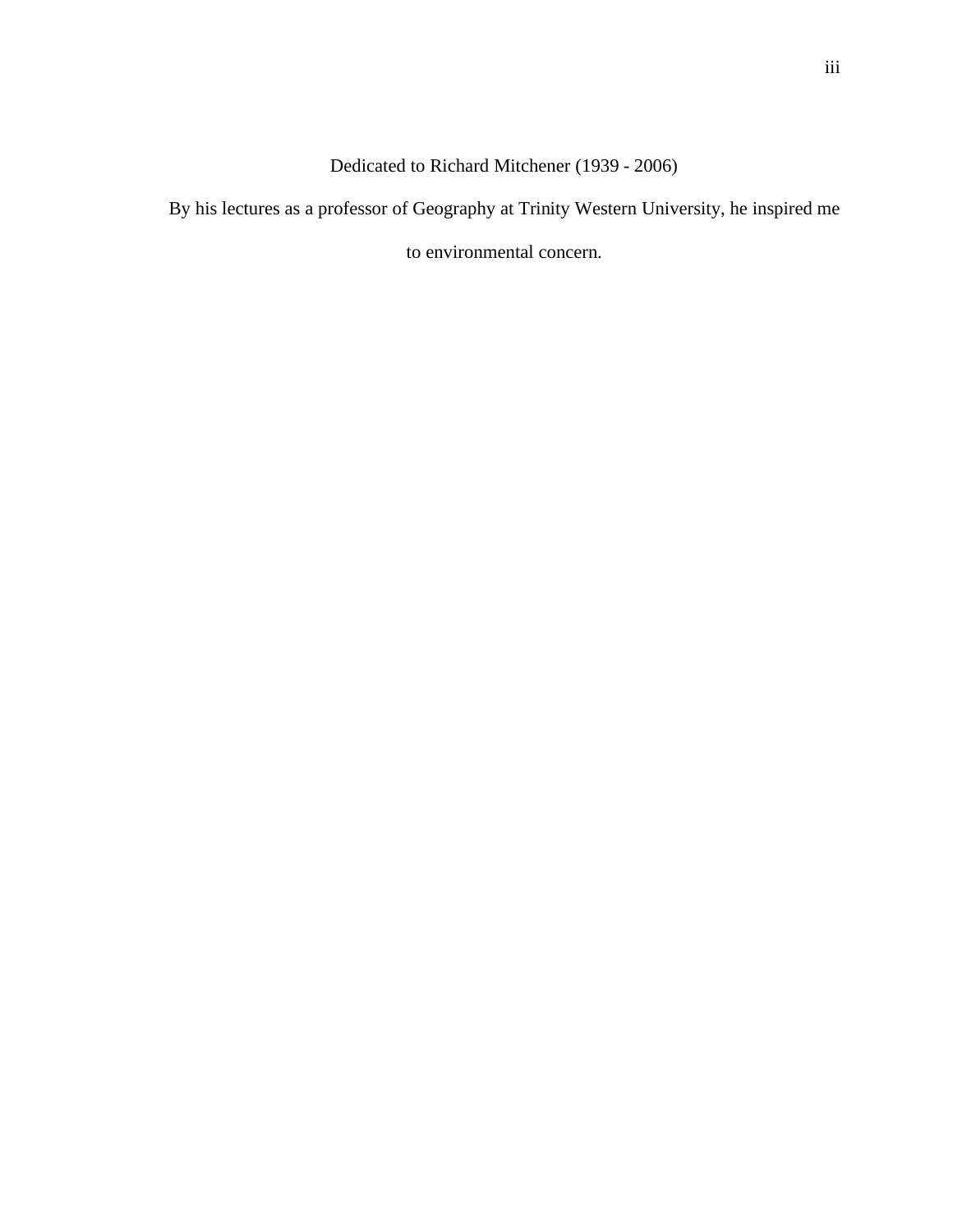Dedicated to Richard Mitchener (1939 - 2006)

By his lectures as a professor of Geography at Trinity Western University, he inspired me to environmental concern.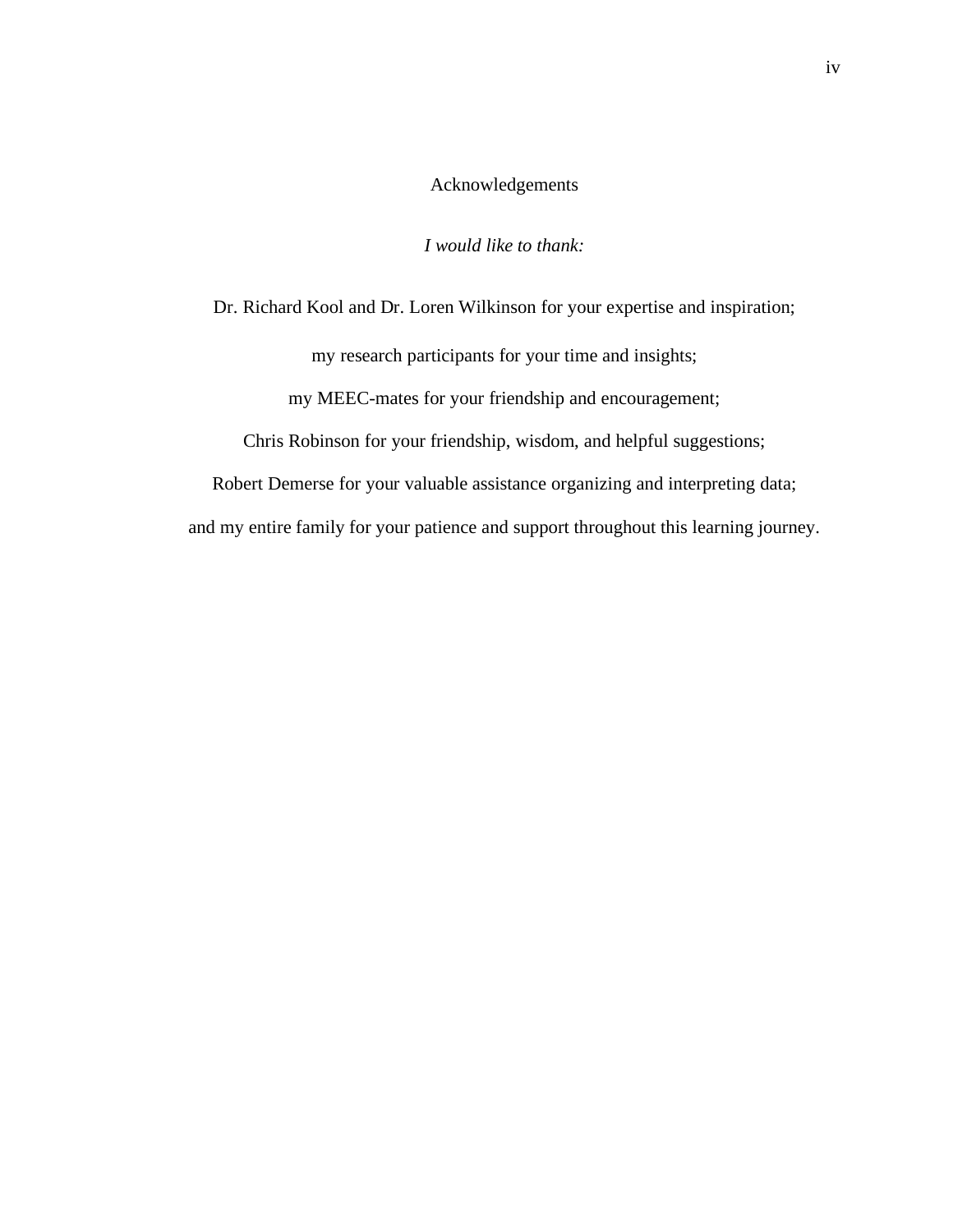# Acknowledgements

*I would like to thank:*

Dr. Richard Kool and Dr. Loren Wilkinson for your expertise and inspiration;

my research participants for your time and insights;

my MEEC-mates for your friendship and encouragement;

Chris Robinson for your friendship, wisdom, and helpful suggestions;

Robert Demerse for your valuable assistance organizing and interpreting data;

and my entire family for your patience and support throughout this learning journey.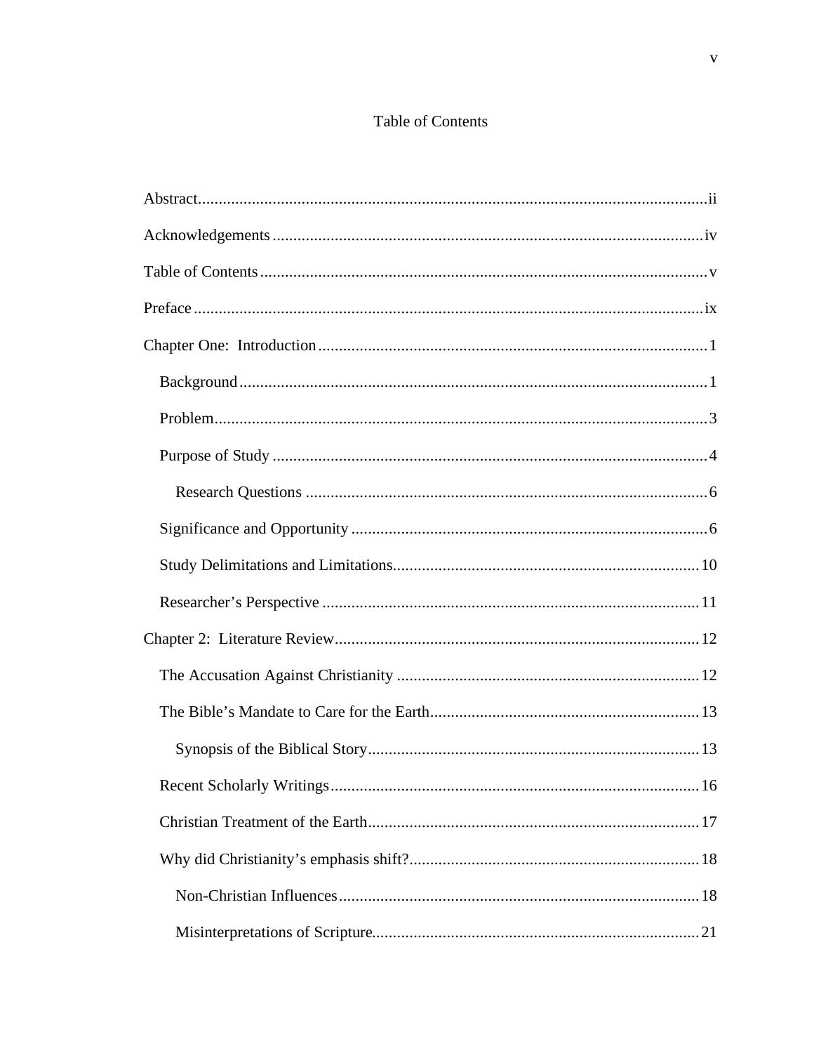# Table of Contents

Abstract.......................................................................................................................ii

Acknowledgements ......................................................................................................iv

Table of Contents ..........................................................................................................v

Preface ..........................................................................................................................ix

Chapter One: Introduction .............................................................................................1

  Background ................................................................................................................1

  Problem.......................................................................................................................3

  Purpose of Study .........................................................................................................4

    Research Questions ................................................................................................6

  Significance and Opportunity .....................................................................................6

  Study Delimitations and Limitations.........................................................................10

  Researcher's Perspective ..........................................................................................11

Chapter 2: Literature Review.......................................................................................12

  The Accusation Against Christianity ........................................................................12

  The Bible's Mandate to Care for the Earth................................................................13

    Synopsis of the Biblical Story...............................................................................13

  Recent Scholarly Writings.........................................................................................16

  Christian Treatment of the Earth...............................................................................17

  Why did Christianity's emphasis shift?.....................................................................18

    Non-Christian Influences......................................................................................18

    Misinterpretations of Scripture.............................................................................21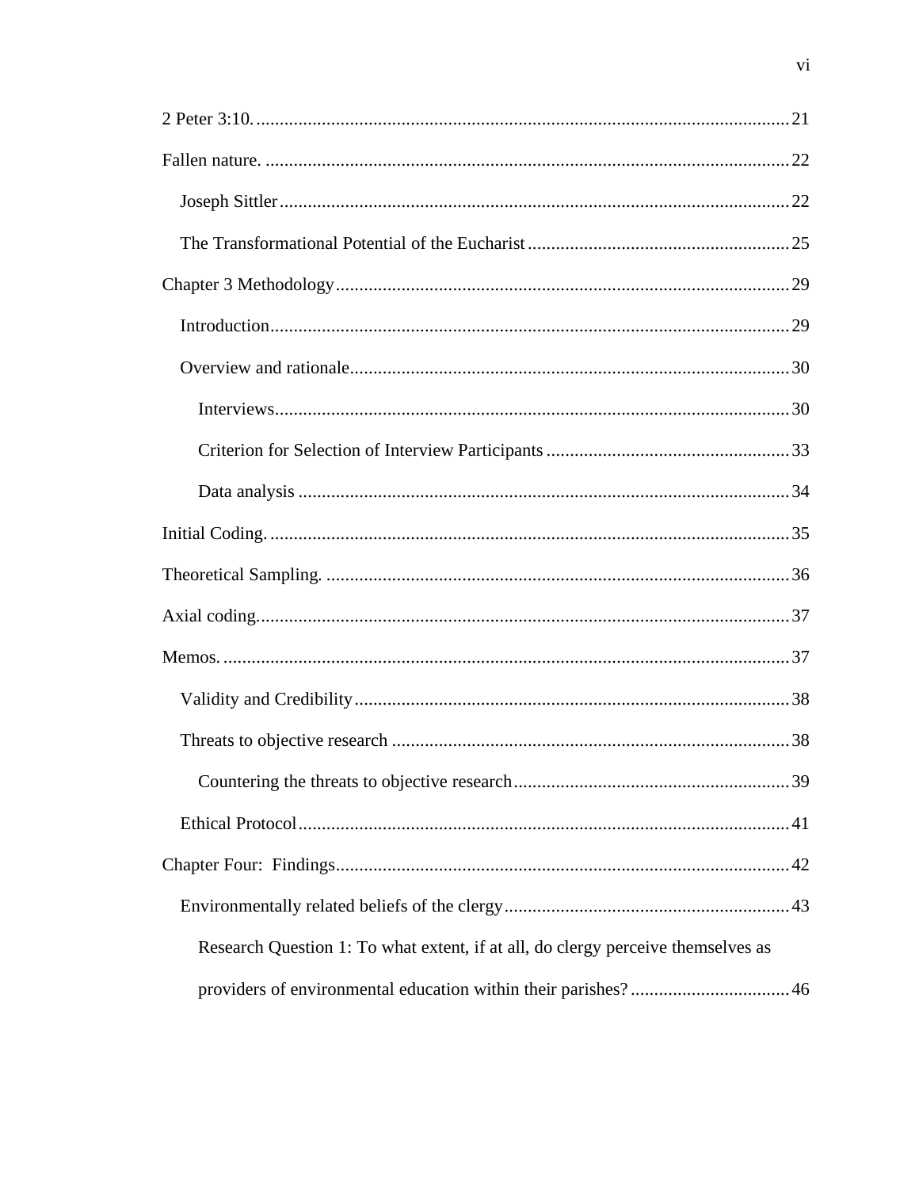2 Peter 3:10. ................................................................................................................ 21

Fallen nature. ............................................................................................................. 22

  Joseph Sittler .......................................................................................................... 22

  The Transformational Potential of the Eucharist ..................................................... 25

Chapter 3 Methodology ................................................................................................ 29

  Introduction .............................................................................................................. 29

  Overview and rationale ............................................................................................ 30

    Interviews ............................................................................................................ 30

    Criterion for Selection of Interview Participants .................................................. 33

    Data analysis ........................................................................................................ 34

Initial Coding. ............................................................................................................. 35

Theoretical Sampling. ................................................................................................. 36

Axial coding. ............................................................................................................... 37

Memos. ....................................................................................................................... 37

  Validity and Credibility ............................................................................................ 38

  Threats to objective research .................................................................................. 38

    Countering the threats to objective research ........................................................ 39

  Ethical Protocol ........................................................................................................ 41

Chapter Four: Findings ............................................................................................... 42

  Environmentally related beliefs of the clergy ........................................................... 43

    Research Question 1: To what extent, if at all, do clergy perceive themselves as providers of environmental education within their parishes? ................................. 46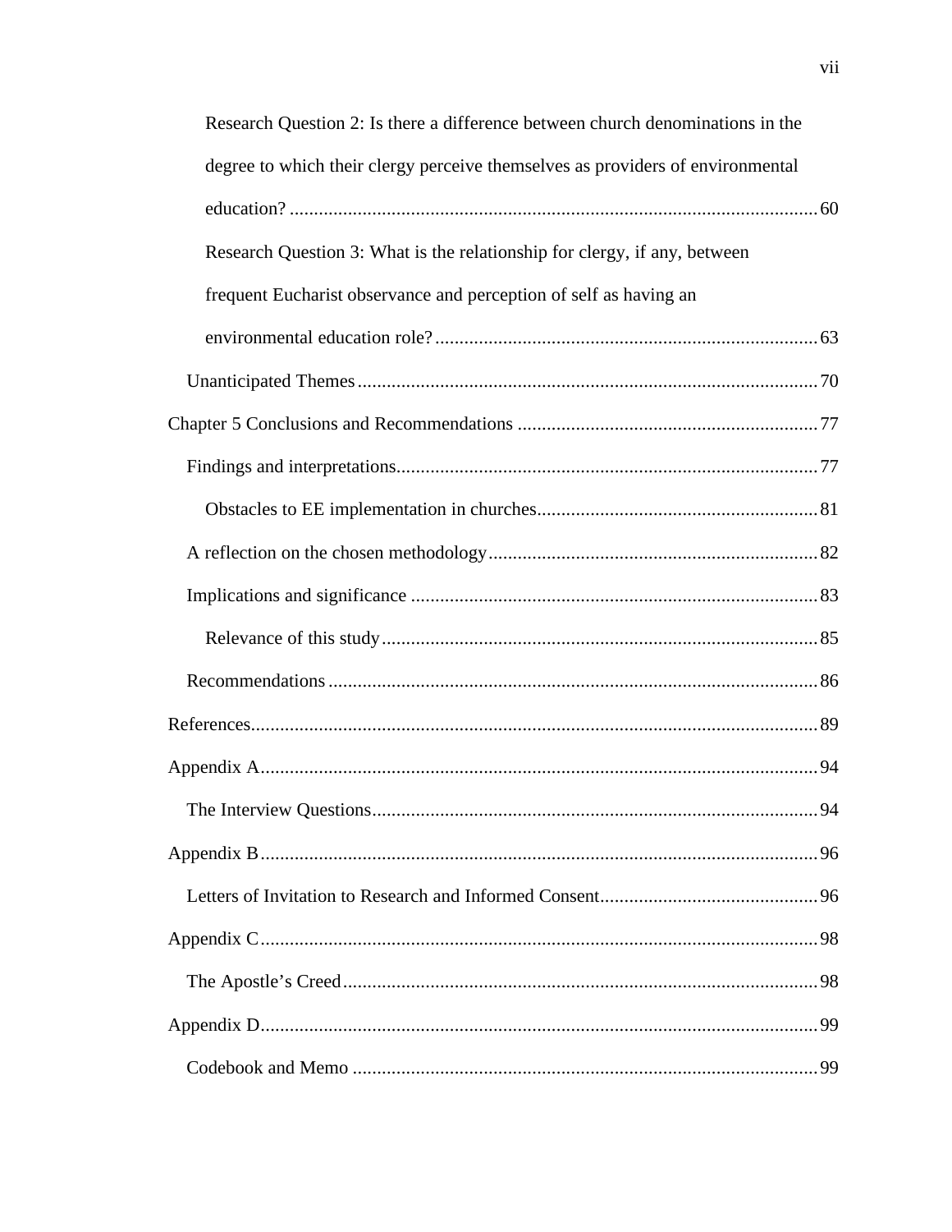Research Question 2: Is there a difference between church denominations in the degree to which their clergy perceive themselves as providers of environmental education? ........ 60

Research Question 3: What is the relationship for clergy, if any, between frequent Eucharist observance and perception of self as having an environmental education role? ........ 63

Unanticipated Themes ........ 70

Chapter 5 Conclusions and Recommendations ........ 77

Findings and interpretations ........ 77

Obstacles to EE implementation in churches ........ 81

A reflection on the chosen methodology ........ 82

Implications and significance ........ 83

Relevance of this study ........ 85

Recommendations ........ 86

References ........ 89

Appendix A ........ 94

The Interview Questions ........ 94

Appendix B ........ 96

Letters of Invitation to Research and Informed Consent ........ 96

Appendix C ........ 98

The Apostle’s Creed ........ 98

Appendix D ........ 99

Codebook and Memo ........ 99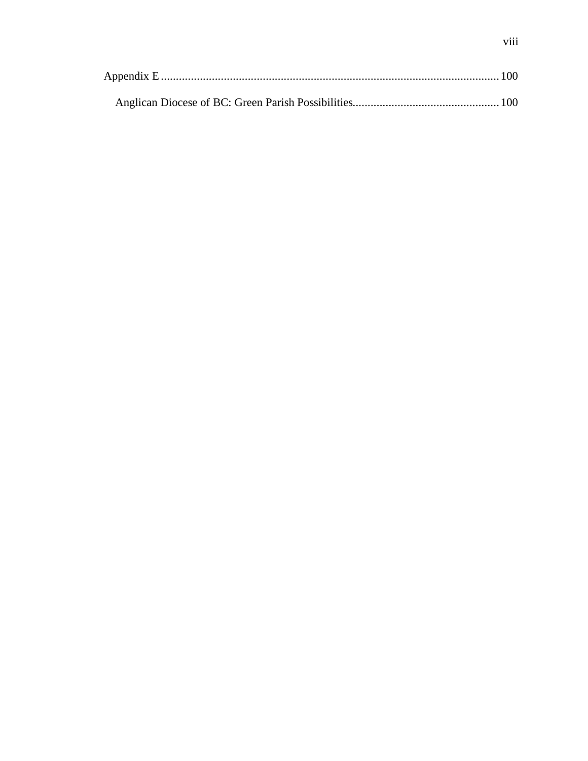Appendix E .................................................................................................................. 100

Anglican Diocese of BC: Green Parish Possibilities................................................. 100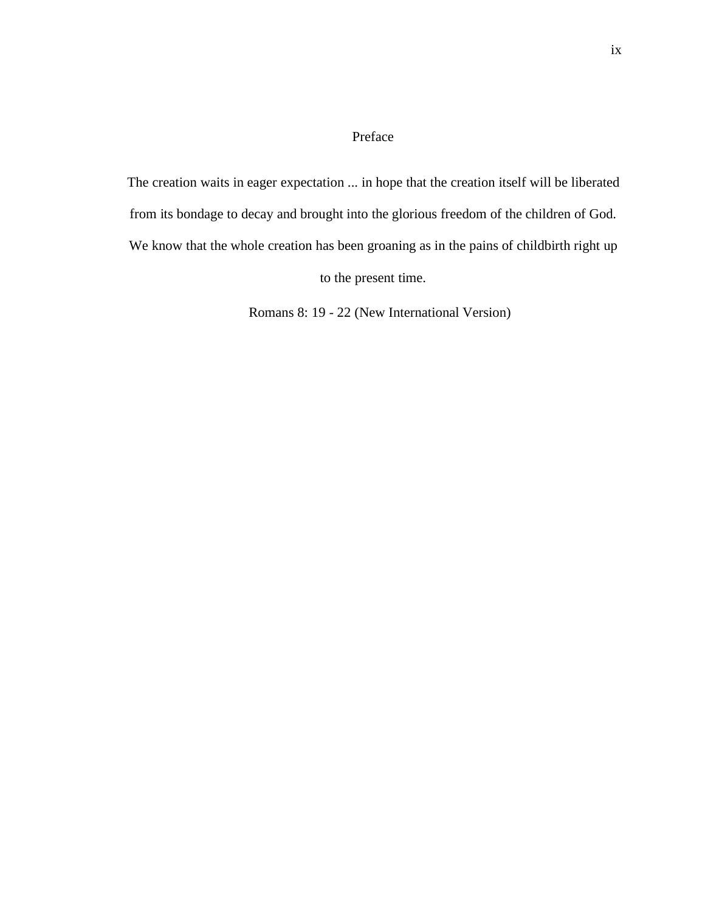# Preface

The creation waits in eager expectation ... in hope that the creation itself will be liberated from its bondage to decay and brought into the glorious freedom of the children of God. We know that the whole creation has been groaning as in the pains of childbirth right up to the present time.

Romans 8: 19 - 22 (New International Version)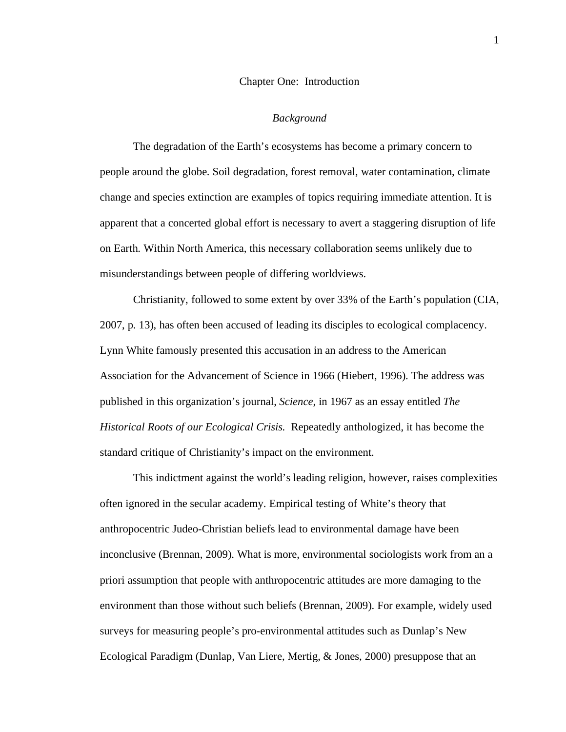# Chapter One: Introduction

## *Background*

The degradation of the Earth's ecosystems has become a primary concern to people around the globe. Soil degradation, forest removal, water contamination, climate change and species extinction are examples of topics requiring immediate attention. It is apparent that a concerted global effort is necessary to avert a staggering disruption of life on Earth. Within North America, this necessary collaboration seems unlikely due to misunderstandings between people of differing worldviews.

Christianity, followed to some extent by over 33% of the Earth's population (CIA, 2007, p. 13), has often been accused of leading its disciples to ecological complacency. Lynn White famously presented this accusation in an address to the American Association for the Advancement of Science in 1966 (Hiebert, 1996). The address was published in this organization's journal, *Science,* in 1967 as an essay entitled *The Historical Roots of our Ecological Crisis.* Repeatedly anthologized, it has become the standard critique of Christianity's impact on the environment.

This indictment against the world's leading religion, however, raises complexities often ignored in the secular academy. Empirical testing of White's theory that anthropocentric Judeo-Christian beliefs lead to environmental damage have been inconclusive (Brennan, 2009). What is more, environmental sociologists work from an a priori assumption that people with anthropocentric attitudes are more damaging to the environment than those without such beliefs (Brennan, 2009). For example, widely used surveys for measuring people's pro-environmental attitudes such as Dunlap's New Ecological Paradigm (Dunlap, Van Liere, Mertig, & Jones, 2000) presuppose that an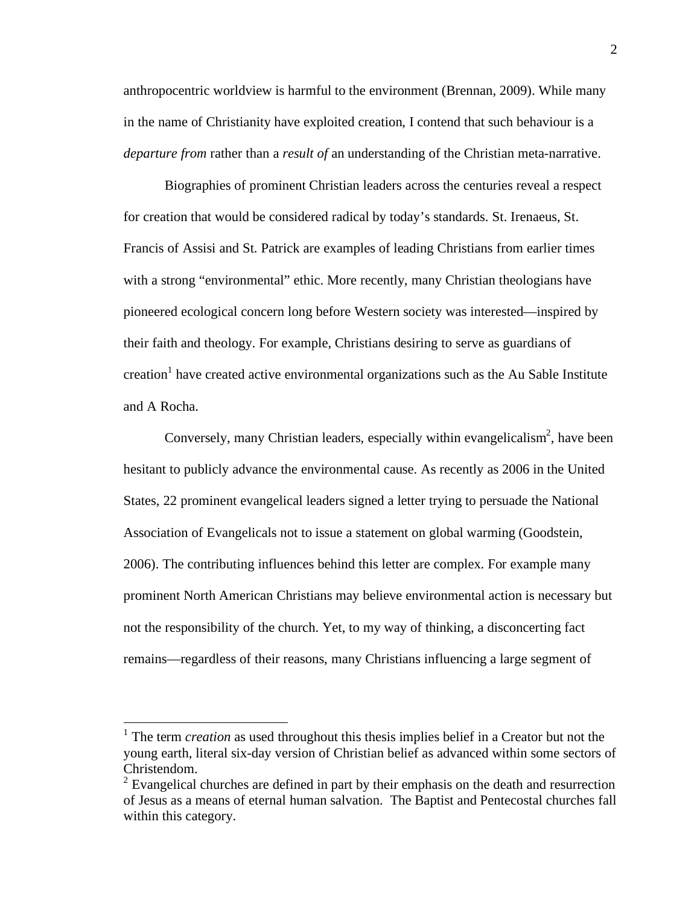anthropocentric worldview is harmful to the environment (Brennan, 2009). While many in the name of Christianity have exploited creation, I contend that such behaviour is a *departure from* rather than a *result of* an understanding of the Christian meta-narrative.

Biographies of prominent Christian leaders across the centuries reveal a respect for creation that would be considered radical by today's standards. St. Irenaeus, St. Francis of Assisi and St. Patrick are examples of leading Christians from earlier times with a strong "environmental" ethic. More recently, many Christian theologians have pioneered ecological concern long before Western society was interested—inspired by their faith and theology. For example, Christians desiring to serve as guardians of creation[1] have created active environmental organizations such as the Au Sable Institute and A Rocha.

Conversely, many Christian leaders, especially within evangelicalism[2], have been hesitant to publicly advance the environmental cause. As recently as 2006 in the United States, 22 prominent evangelical leaders signed a letter trying to persuade the National Association of Evangelicals not to issue a statement on global warming (Goodstein, 2006). The contributing influences behind this letter are complex. For example many prominent North American Christians may believe environmental action is necessary but not the responsibility of the church. Yet, to my way of thinking, a disconcerting fact remains—regardless of their reasons, many Christians influencing a large segment of

[1] The term *creation* as used throughout this thesis implies belief in a Creator but not the young earth, literal six-day version of Christian belief as advanced within some sectors of Christendom.

[2] Evangelical churches are defined in part by their emphasis on the death and resurrection of Jesus as a means of eternal human salvation. The Baptist and Pentecostal churches fall within this category.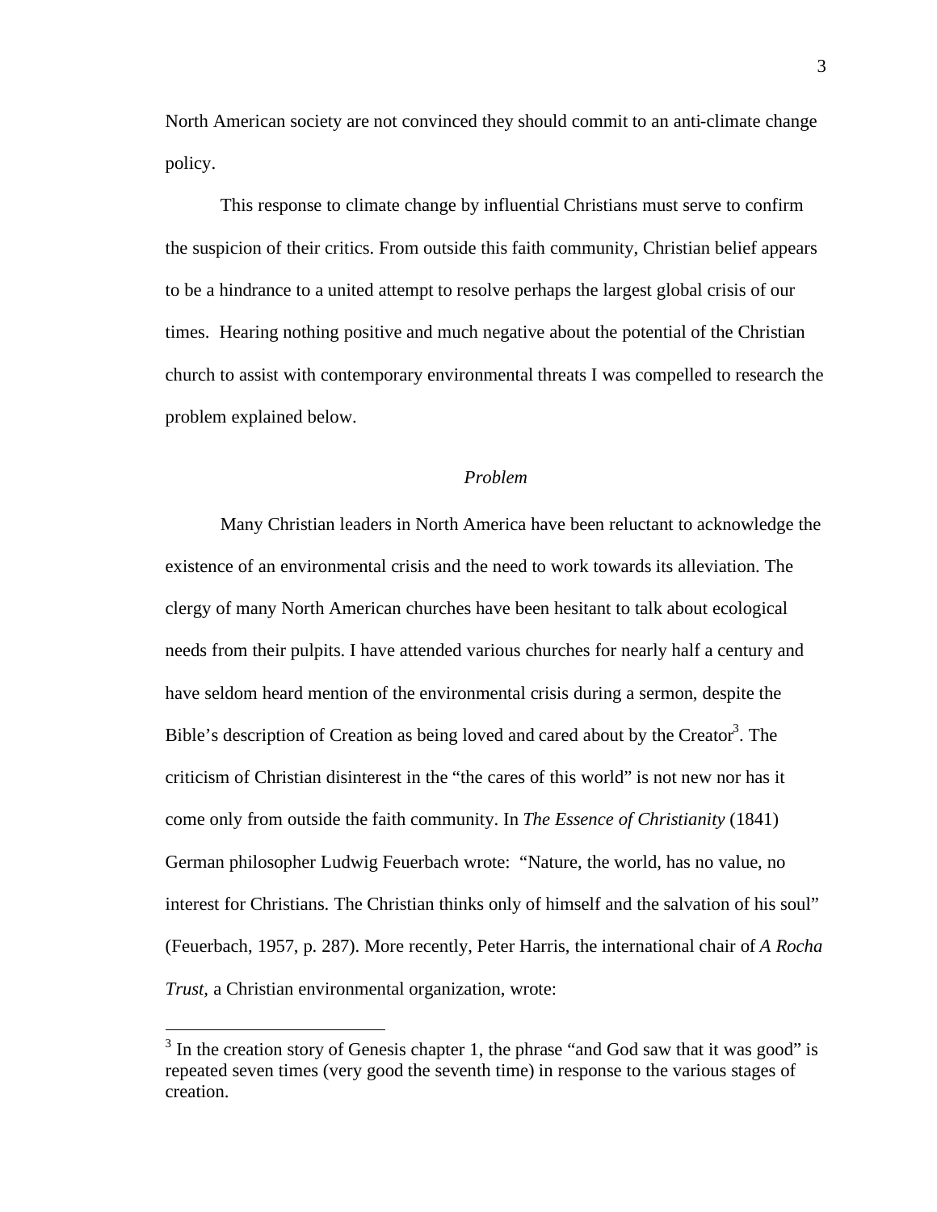North American society are not convinced they should commit to an anti-climate change policy.

This response to climate change by influential Christians must serve to confirm the suspicion of their critics. From outside this faith community, Christian belief appears to be a hindrance to a united attempt to resolve perhaps the largest global crisis of our times. Hearing nothing positive and much negative about the potential of the Christian church to assist with contemporary environmental threats I was compelled to research the problem explained below.

### *Problem*

Many Christian leaders in North America have been reluctant to acknowledge the existence of an environmental crisis and the need to work towards its alleviation. The clergy of many North American churches have been hesitant to talk about ecological needs from their pulpits. I have attended various churches for nearly half a century and have seldom heard mention of the environmental crisis during a sermon, despite the Bible's description of Creation as being loved and cared about by the Creator[3]. The criticism of Christian disinterest in the "the cares of this world" is not new nor has it come only from outside the faith community. In *The Essence of Christianity* (1841) German philosopher Ludwig Feuerbach wrote: "Nature, the world, has no value, no interest for Christians. The Christian thinks only of himself and the salvation of his soul" (Feuerbach, 1957, p. 287). More recently, Peter Harris, the international chair of *A Rocha Trust,* a Christian environmental organization, wrote:

---

[3] In the creation story of Genesis chapter 1, the phrase "and God saw that it was good" is repeated seven times (very good the seventh time) in response to the various stages of creation.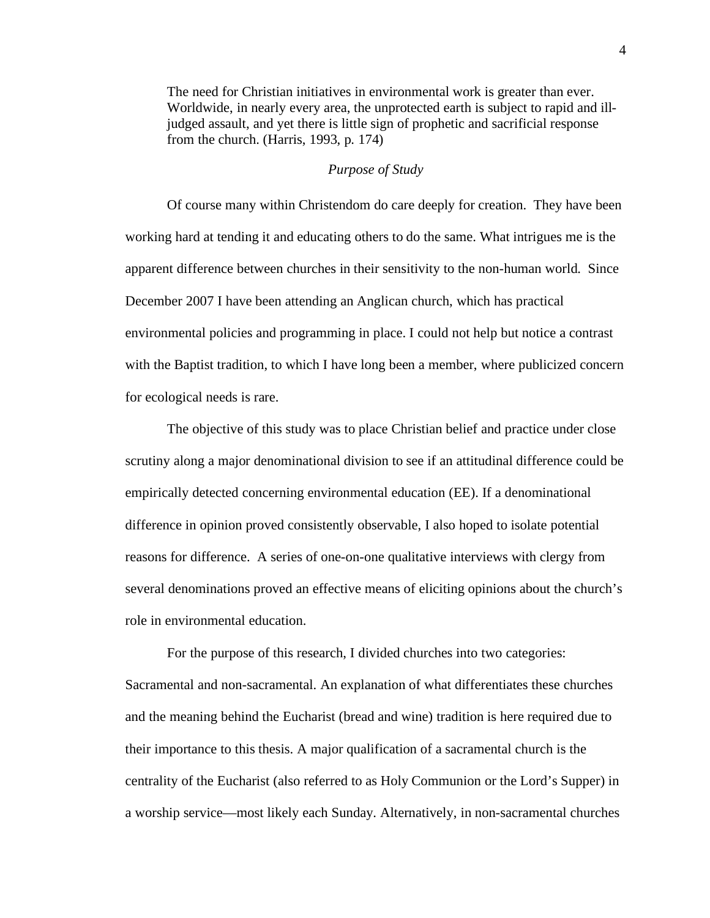> The need for Christian initiatives in environmental work is greater than ever. Worldwide, in nearly every area, the unprotected earth is subject to rapid and ill-judged assault, and yet there is little sign of prophetic and sacrificial response from the church. (Harris, 1993, p. 174)

### *Purpose of Study*

Of course many within Christendom do care deeply for creation. They have been working hard at tending it and educating others to do the same. What intrigues me is the apparent difference between churches in their sensitivity to the non-human world. Since December 2007 I have been attending an Anglican church, which has practical environmental policies and programming in place. I could not help but notice a contrast with the Baptist tradition, to which I have long been a member, where publicized concern for ecological needs is rare.

The objective of this study was to place Christian belief and practice under close scrutiny along a major denominational division to see if an attitudinal difference could be empirically detected concerning environmental education (EE). If a denominational difference in opinion proved consistently observable, I also hoped to isolate potential reasons for difference. A series of one-on-one qualitative interviews with clergy from several denominations proved an effective means of eliciting opinions about the church's role in environmental education.

For the purpose of this research, I divided churches into two categories: Sacramental and non-sacramental. An explanation of what differentiates these churches and the meaning behind the Eucharist (bread and wine) tradition is here required due to their importance to this thesis. A major qualification of a sacramental church is the centrality of the Eucharist (also referred to as Holy Communion or the Lord's Supper) in a worship service—most likely each Sunday. Alternatively, in non-sacramental churches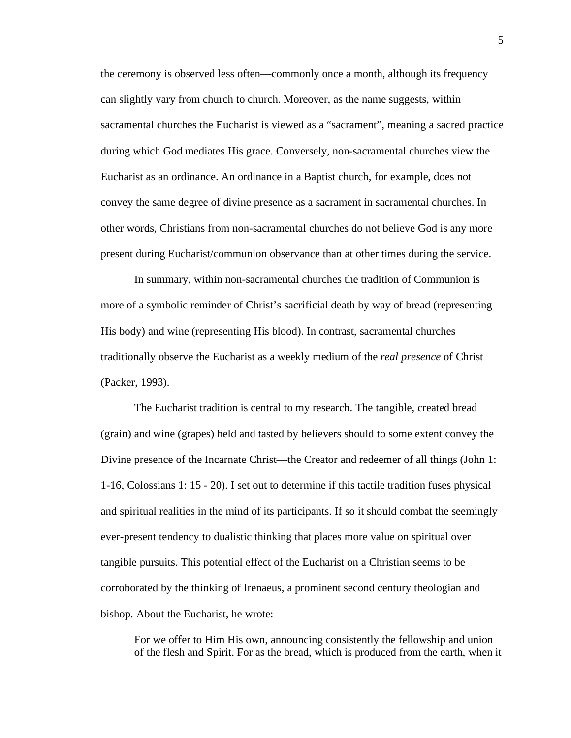the ceremony is observed less often—commonly once a month, although its frequency can slightly vary from church to church. Moreover, as the name suggests, within sacramental churches the Eucharist is viewed as a "sacrament", meaning a sacred practice during which God mediates His grace. Conversely, non-sacramental churches view the Eucharist as an ordinance. An ordinance in a Baptist church, for example, does not convey the same degree of divine presence as a sacrament in sacramental churches. In other words, Christians from non-sacramental churches do not believe God is any more present during Eucharist/communion observance than at other times during the service.

In summary, within non-sacramental churches the tradition of Communion is more of a symbolic reminder of Christ's sacrificial death by way of bread (representing His body) and wine (representing His blood). In contrast, sacramental churches traditionally observe the Eucharist as a weekly medium of the *real presence* of Christ (Packer, 1993).

The Eucharist tradition is central to my research. The tangible, created bread (grain) and wine (grapes) held and tasted by believers should to some extent convey the Divine presence of the Incarnate Christ—the Creator and redeemer of all things (John 1: 1-16, Colossians 1: 15 - 20). I set out to determine if this tactile tradition fuses physical and spiritual realities in the mind of its participants. If so it should combat the seemingly ever-present tendency to dualistic thinking that places more value on spiritual over tangible pursuits. This potential effect of the Eucharist on a Christian seems to be corroborated by the thinking of Irenaeus, a prominent second century theologian and bishop. About the Eucharist, he wrote:

> For we offer to Him His own, announcing consistently the fellowship and union of the flesh and Spirit. For as the bread, which is produced from the earth, when it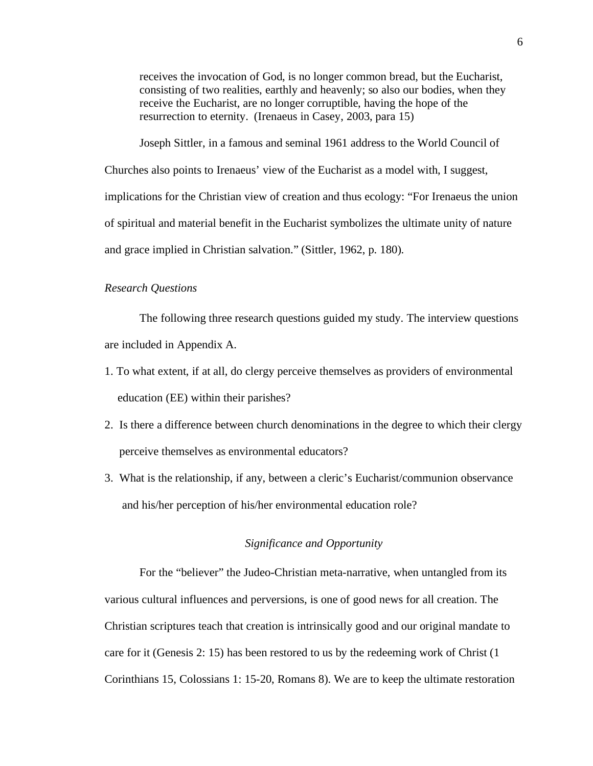> receives the invocation of God, is no longer common bread, but the Eucharist, consisting of two realities, earthly and heavenly; so also our bodies, when they receive the Eucharist, are no longer corruptible, having the hope of the resurrection to eternity. (Irenaeus in Casey, 2003, para 15)

Joseph Sittler, in a famous and seminal 1961 address to the World Council of Churches also points to Irenaeus' view of the Eucharist as a model with, I suggest, implications for the Christian view of creation and thus ecology: "For Irenaeus the union of spiritual and material benefit in the Eucharist symbolizes the ultimate unity of nature and grace implied in Christian salvation." (Sittler, 1962, p. 180).

*Research Questions*

The following three research questions guided my study. The interview questions are included in Appendix A.

1. To what extent, if at all, do clergy perceive themselves as providers of environmental education (EE) within their parishes?
2. Is there a difference between church denominations in the degree to which their clergy perceive themselves as environmental educators?
3. What is the relationship, if any, between a cleric's Eucharist/communion observance and his/her perception of his/her environmental education role?

*Significance and Opportunity*

For the "believer" the Judeo-Christian meta-narrative, when untangled from its various cultural influences and perversions, is one of good news for all creation. The Christian scriptures teach that creation is intrinsically good and our original mandate to care for it (Genesis 2: 15) has been restored to us by the redeeming work of Christ (1 Corinthians 15, Colossians 1: 15-20, Romans 8). We are to keep the ultimate restoration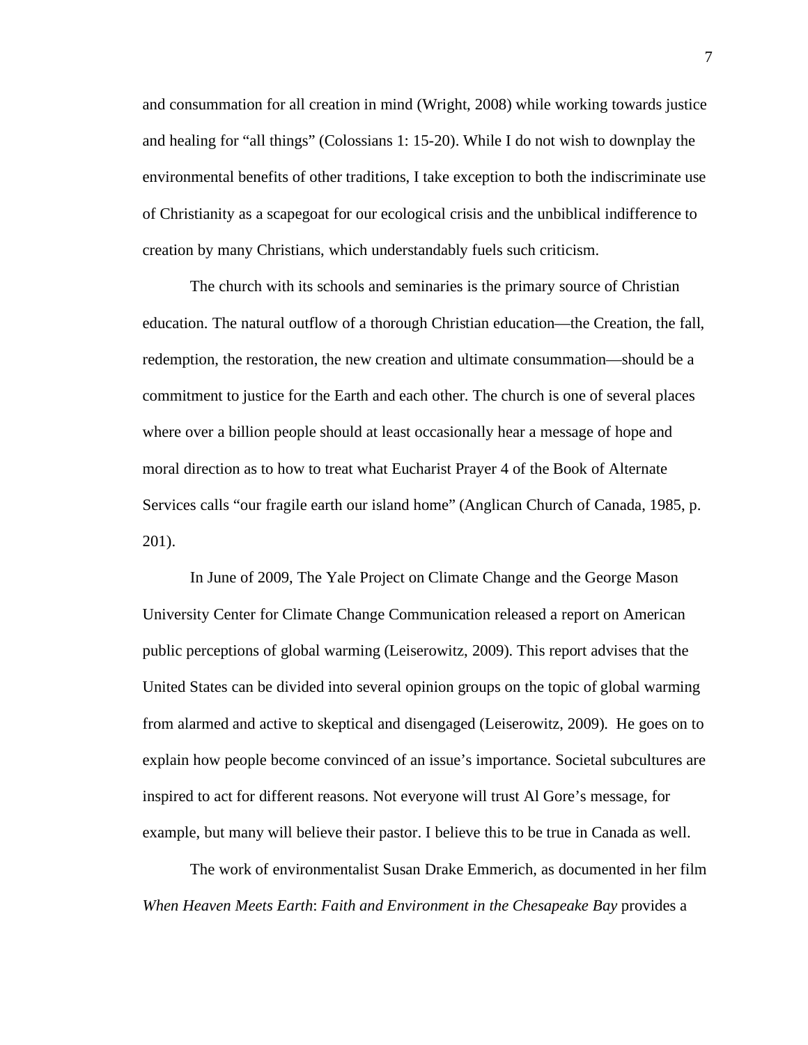and consummation for all creation in mind (Wright, 2008) while working towards justice and healing for "all things" (Colossians 1: 15-20). While I do not wish to downplay the environmental benefits of other traditions, I take exception to both the indiscriminate use of Christianity as a scapegoat for our ecological crisis and the unbiblical indifference to creation by many Christians, which understandably fuels such criticism.

The church with its schools and seminaries is the primary source of Christian education. The natural outflow of a thorough Christian education—the Creation, the fall, redemption, the restoration, the new creation and ultimate consummation—should be a commitment to justice for the Earth and each other. The church is one of several places where over a billion people should at least occasionally hear a message of hope and moral direction as to how to treat what Eucharist Prayer 4 of the Book of Alternate Services calls "our fragile earth our island home" (Anglican Church of Canada, 1985, p. 201).

In June of 2009, The Yale Project on Climate Change and the George Mason University Center for Climate Change Communication released a report on American public perceptions of global warming (Leiserowitz, 2009). This report advises that the United States can be divided into several opinion groups on the topic of global warming from alarmed and active to skeptical and disengaged (Leiserowitz, 2009). He goes on to explain how people become convinced of an issue's importance. Societal subcultures are inspired to act for different reasons. Not everyone will trust Al Gore's message, for example, but many will believe their pastor. I believe this to be true in Canada as well.

The work of environmentalist Susan Drake Emmerich, as documented in her film *When Heaven Meets Earth*: *Faith and Environment in the Chesapeake Bay* provides a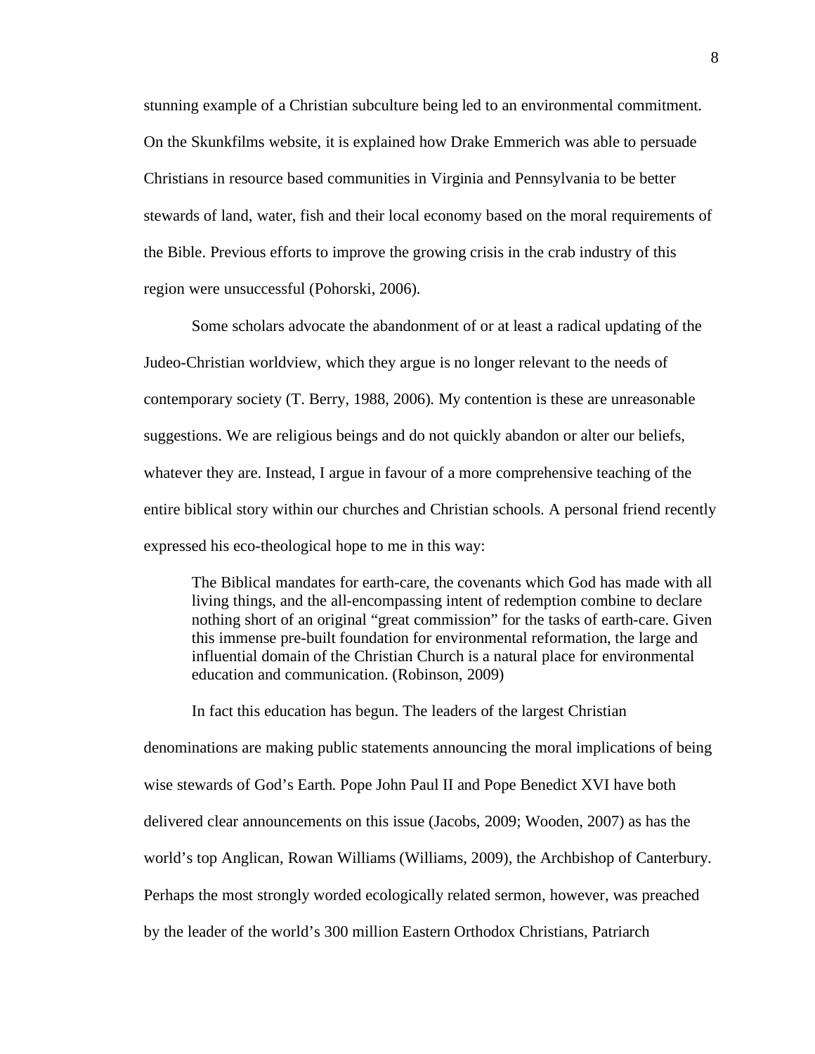stunning example of a Christian subculture being led to an environmental commitment. On the Skunkfilms website, it is explained how Drake Emmerich was able to persuade Christians in resource based communities in Virginia and Pennsylvania to be better stewards of land, water, fish and their local economy based on the moral requirements of the Bible. Previous efforts to improve the growing crisis in the crab industry of this region were unsuccessful (Pohorski, 2006).

Some scholars advocate the abandonment of or at least a radical updating of the Judeo-Christian worldview, which they argue is no longer relevant to the needs of contemporary society (T. Berry, 1988, 2006). My contention is these are unreasonable suggestions. We are religious beings and do not quickly abandon or alter our beliefs, whatever they are. Instead, I argue in favour of a more comprehensive teaching of the entire biblical story within our churches and Christian schools. A personal friend recently expressed his eco-theological hope to me in this way:

> The Biblical mandates for earth-care, the covenants which God has made with all living things, and the all-encompassing intent of redemption combine to declare nothing short of an original "great commission" for the tasks of earth-care. Given this immense pre-built foundation for environmental reformation, the large and influential domain of the Christian Church is a natural place for environmental education and communication. (Robinson, 2009)

In fact this education has begun. The leaders of the largest Christian denominations are making public statements announcing the moral implications of being wise stewards of God's Earth. Pope John Paul II and Pope Benedict XVI have both delivered clear announcements on this issue (Jacobs, 2009; Wooden, 2007) as has the world's top Anglican, Rowan Williams (Williams, 2009), the Archbishop of Canterbury. Perhaps the most strongly worded ecologically related sermon, however, was preached by the leader of the world's 300 million Eastern Orthodox Christians, Patriarch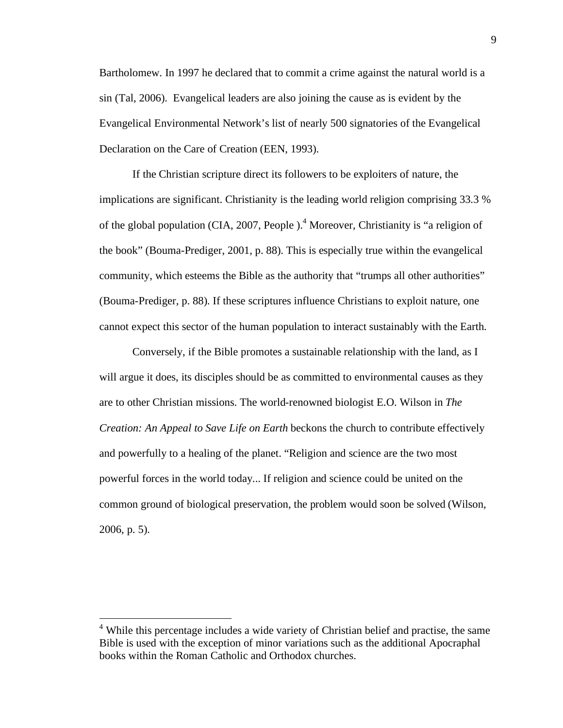Bartholomew. In 1997 he declared that to commit a crime against the natural world is a sin (Tal, 2006). Evangelical leaders are also joining the cause as is evident by the Evangelical Environmental Network's list of nearly 500 signatories of the Evangelical Declaration on the Care of Creation (EEN, 1993).

If the Christian scripture direct its followers to be exploiters of nature, the implications are significant. Christianity is the leading world religion comprising 33.3 % of the global population (CIA, 2007, People ).[4] Moreover, Christianity is "a religion of the book" (Bouma-Prediger, 2001, p. 88). This is especially true within the evangelical community, which esteems the Bible as the authority that "trumps all other authorities" (Bouma-Prediger, p. 88). If these scriptures influence Christians to exploit nature, one cannot expect this sector of the human population to interact sustainably with the Earth.

Conversely, if the Bible promotes a sustainable relationship with the land, as I will argue it does, its disciples should be as committed to environmental causes as they are to other Christian missions. The world-renowned biologist E.O. Wilson in *The Creation: An Appeal to Save Life on Earth* beckons the church to contribute effectively and powerfully to a healing of the planet. "Religion and science are the two most powerful forces in the world today... If religion and science could be united on the common ground of biological preservation, the problem would soon be solved (Wilson, 2006, p. 5).

---

[4] While this percentage includes a wide variety of Christian belief and practise, the same Bible is used with the exception of minor variations such as the additional Apocraphal books within the Roman Catholic and Orthodox churches.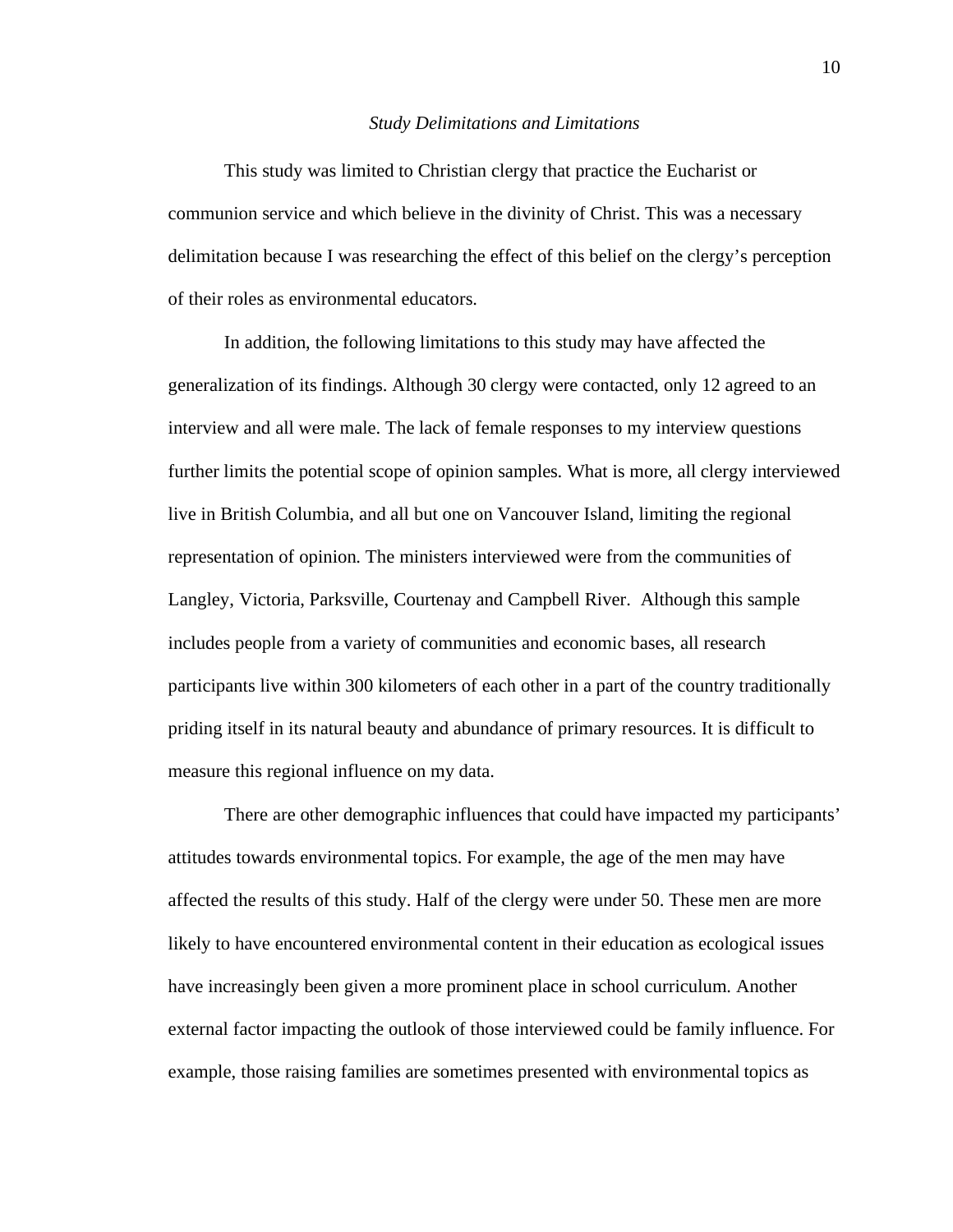### *Study Delimitations and Limitations*

This study was limited to Christian clergy that practice the Eucharist or communion service and which believe in the divinity of Christ. This was a necessary delimitation because I was researching the effect of this belief on the clergy's perception of their roles as environmental educators.

In addition, the following limitations to this study may have affected the generalization of its findings. Although 30 clergy were contacted, only 12 agreed to an interview and all were male. The lack of female responses to my interview questions further limits the potential scope of opinion samples. What is more, all clergy interviewed live in British Columbia, and all but one on Vancouver Island, limiting the regional representation of opinion. The ministers interviewed were from the communities of Langley, Victoria, Parksville, Courtenay and Campbell River. Although this sample includes people from a variety of communities and economic bases, all research participants live within 300 kilometers of each other in a part of the country traditionally priding itself in its natural beauty and abundance of primary resources. It is difficult to measure this regional influence on my data.

There are other demographic influences that could have impacted my participants' attitudes towards environmental topics. For example, the age of the men may have affected the results of this study. Half of the clergy were under 50. These men are more likely to have encountered environmental content in their education as ecological issues have increasingly been given a more prominent place in school curriculum. Another external factor impacting the outlook of those interviewed could be family influence. For example, those raising families are sometimes presented with environmental topics as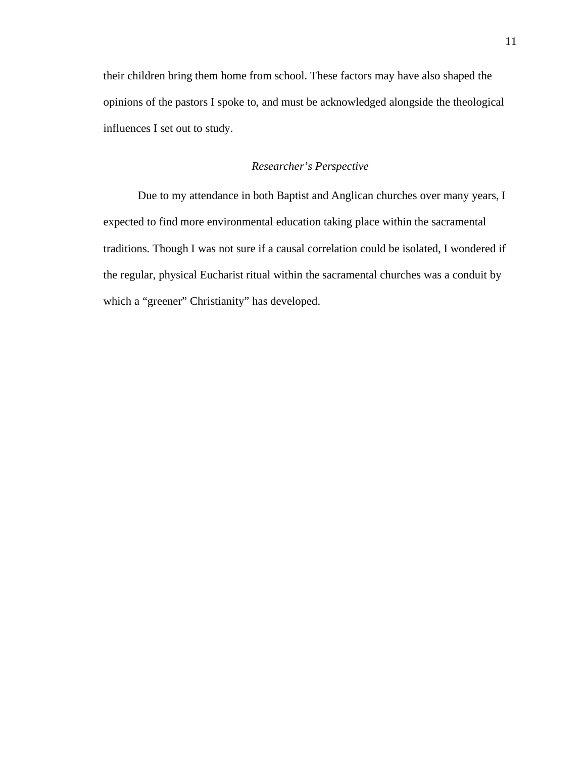their children bring them home from school. These factors may have also shaped the opinions of the pastors I spoke to, and must be acknowledged alongside the theological influences I set out to study.

### *Researcher's Perspective*

Due to my attendance in both Baptist and Anglican churches over many years, I expected to find more environmental education taking place within the sacramental traditions. Though I was not sure if a causal correlation could be isolated, I wondered if the regular, physical Eucharist ritual within the sacramental churches was a conduit by which a "greener" Christianity" has developed.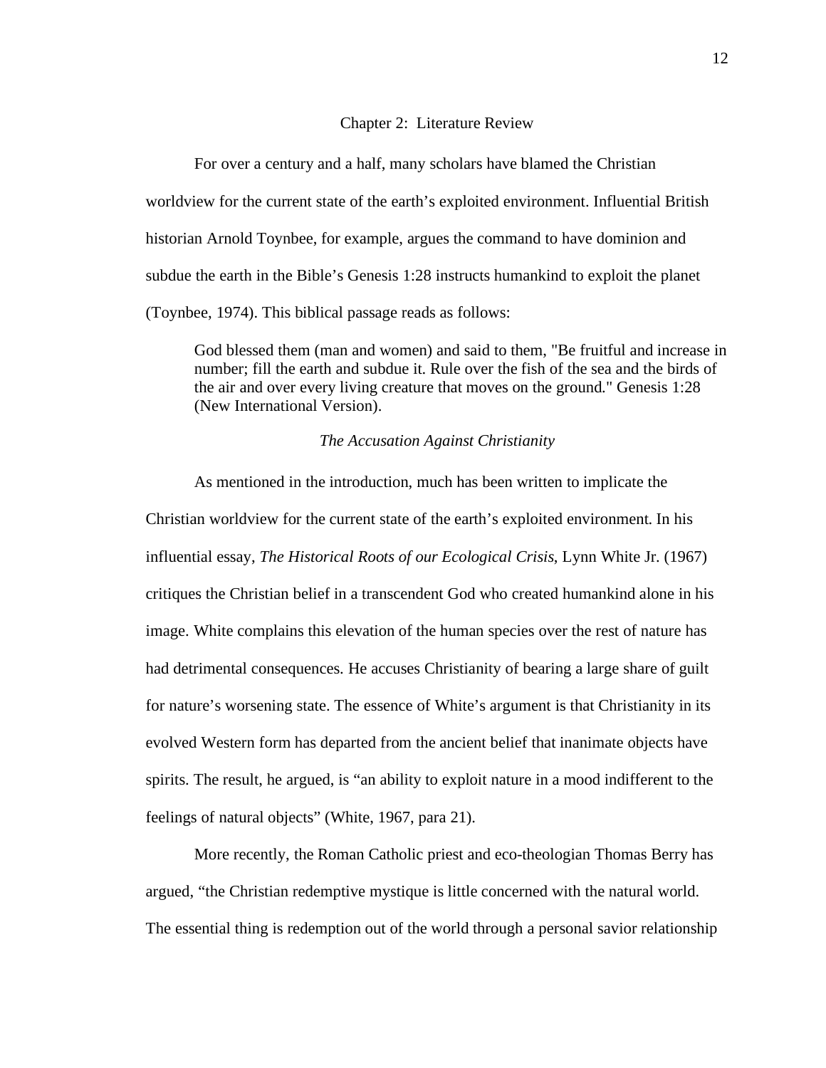## Chapter 2: Literature Review

For over a century and a half, many scholars have blamed the Christian worldview for the current state of the earth's exploited environment. Influential British historian Arnold Toynbee, for example, argues the command to have dominion and subdue the earth in the Bible's Genesis 1:28 instructs humankind to exploit the planet (Toynbee, 1974). This biblical passage reads as follows:

> God blessed them (man and women) and said to them, "Be fruitful and increase in number; fill the earth and subdue it. Rule over the fish of the sea and the birds of the air and over every living creature that moves on the ground." Genesis 1:28 (New International Version).

### *The Accusation Against Christianity*

As mentioned in the introduction, much has been written to implicate the Christian worldview for the current state of the earth's exploited environment. In his influential essay, *The Historical Roots of our Ecological Crisis*, Lynn White Jr. (1967) critiques the Christian belief in a transcendent God who created humankind alone in his image. White complains this elevation of the human species over the rest of nature has had detrimental consequences. He accuses Christianity of bearing a large share of guilt for nature's worsening state. The essence of White's argument is that Christianity in its evolved Western form has departed from the ancient belief that inanimate objects have spirits. The result, he argued, is "an ability to exploit nature in a mood indifferent to the feelings of natural objects" (White, 1967, para 21).

More recently, the Roman Catholic priest and eco-theologian Thomas Berry has argued, "the Christian redemptive mystique is little concerned with the natural world. The essential thing is redemption out of the world through a personal savior relationship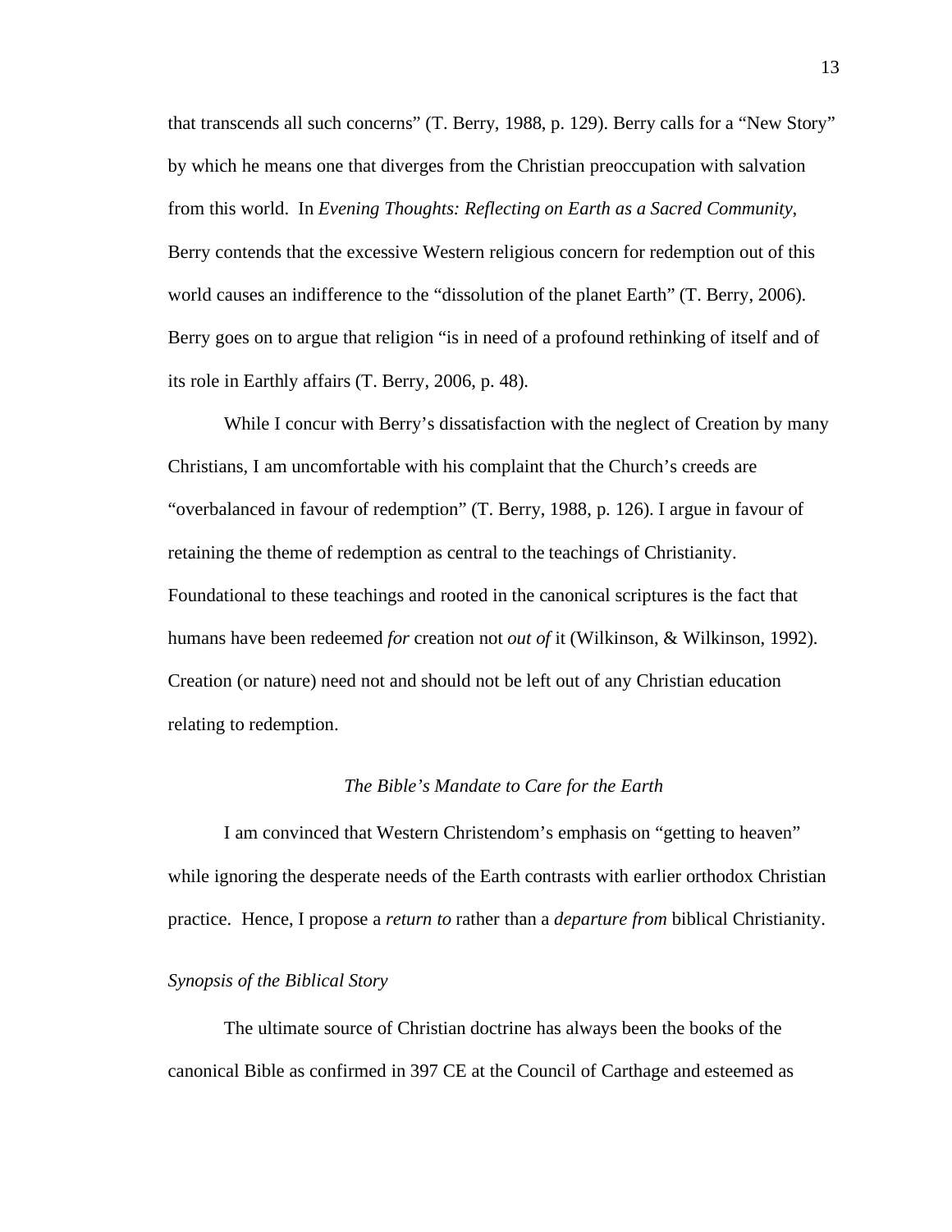that transcends all such concerns" (T. Berry, 1988, p. 129). Berry calls for a "New Story" by which he means one that diverges from the Christian preoccupation with salvation from this world. In *Evening Thoughts: Reflecting on Earth as a Sacred Community*, Berry contends that the excessive Western religious concern for redemption out of this world causes an indifference to the "dissolution of the planet Earth" (T. Berry, 2006). Berry goes on to argue that religion "is in need of a profound rethinking of itself and of its role in Earthly affairs (T. Berry, 2006, p. 48).

While I concur with Berry's dissatisfaction with the neglect of Creation by many Christians, I am uncomfortable with his complaint that the Church's creeds are "overbalanced in favour of redemption" (T. Berry, 1988, p. 126). I argue in favour of retaining the theme of redemption as central to the teachings of Christianity. Foundational to these teachings and rooted in the canonical scriptures is the fact that humans have been redeemed *for* creation not *out of* it (Wilkinson, & Wilkinson, 1992). Creation (or nature) need not and should not be left out of any Christian education relating to redemption.

## *The Bible's Mandate to Care for the Earth*

I am convinced that Western Christendom's emphasis on "getting to heaven" while ignoring the desperate needs of the Earth contrasts with earlier orthodox Christian practice. Hence, I propose a *return to* rather than a *departure from* biblical Christianity.

### *Synopsis of the Biblical Story*

The ultimate source of Christian doctrine has always been the books of the canonical Bible as confirmed in 397 CE at the Council of Carthage and esteemed as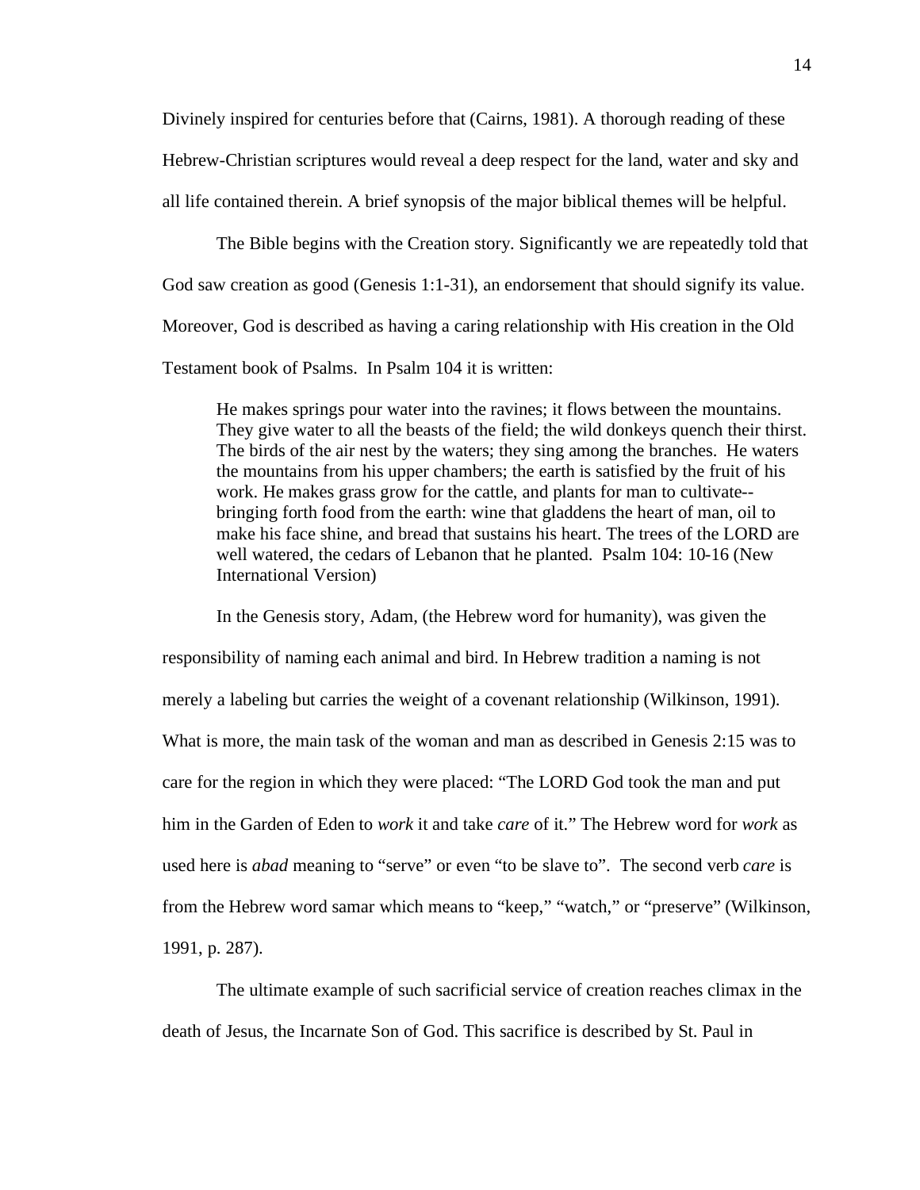Divinely inspired for centuries before that (Cairns, 1981). A thorough reading of these Hebrew-Christian scriptures would reveal a deep respect for the land, water and sky and all life contained therein. A brief synopsis of the major biblical themes will be helpful.

The Bible begins with the Creation story. Significantly we are repeatedly told that God saw creation as good (Genesis 1:1-31), an endorsement that should signify its value. Moreover, God is described as having a caring relationship with His creation in the Old Testament book of Psalms. In Psalm 104 it is written:

> He makes springs pour water into the ravines; it flows between the mountains. They give water to all the beasts of the field; the wild donkeys quench their thirst. The birds of the air nest by the waters; they sing among the branches. He waters the mountains from his upper chambers; the earth is satisfied by the fruit of his work. He makes grass grow for the cattle, and plants for man to cultivate--bringing forth food from the earth: wine that gladdens the heart of man, oil to make his face shine, and bread that sustains his heart. The trees of the LORD are well watered, the cedars of Lebanon that he planted. Psalm 104: 10-16 (New International Version)

In the Genesis story, Adam, (the Hebrew word for humanity), was given the responsibility of naming each animal and bird. In Hebrew tradition a naming is not merely a labeling but carries the weight of a covenant relationship (Wilkinson, 1991). What is more, the main task of the woman and man as described in Genesis 2:15 was to care for the region in which they were placed: "The LORD God took the man and put him in the Garden of Eden to *work* it and take *care* of it." The Hebrew word for *work* as used here is *abad* meaning to "serve" or even "to be slave to". The second verb *care* is from the Hebrew word samar which means to "keep," "watch," or "preserve" (Wilkinson, 1991, p. 287).

The ultimate example of such sacrificial service of creation reaches climax in the death of Jesus, the Incarnate Son of God. This sacrifice is described by St. Paul in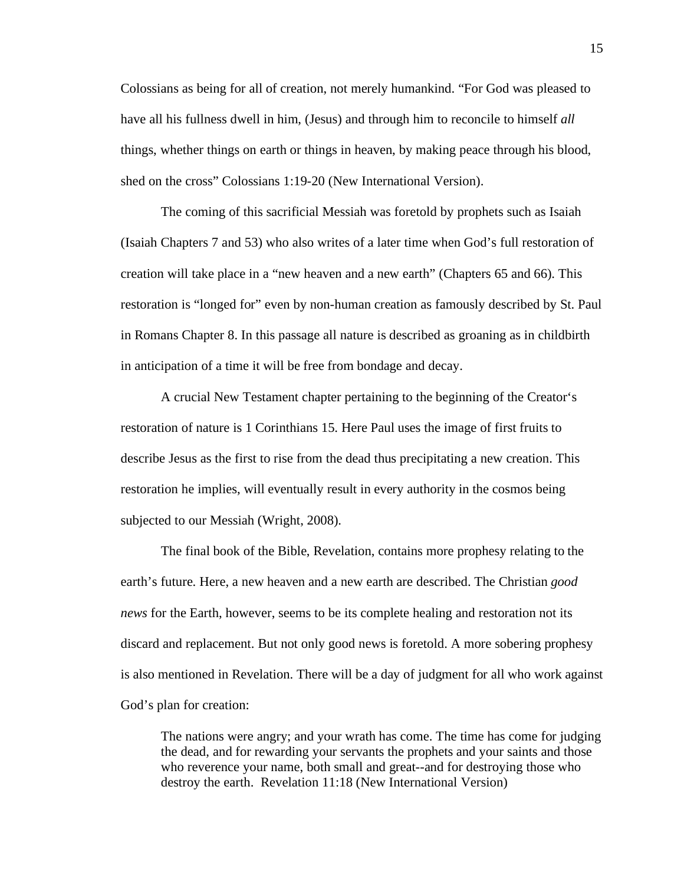Colossians as being for all of creation, not merely humankind. “For God was pleased to have all his fullness dwell in him, (Jesus) and through him to reconcile to himself *all* things, whether things on earth or things in heaven, by making peace through his blood, shed on the cross” Colossians 1:19-20 (New International Version).

The coming of this sacrificial Messiah was foretold by prophets such as Isaiah (Isaiah Chapters 7 and 53) who also writes of a later time when God’s full restoration of creation will take place in a “new heaven and a new earth” (Chapters 65 and 66). This restoration is “longed for” even by non-human creation as famously described by St. Paul in Romans Chapter 8. In this passage all nature is described as groaning as in childbirth in anticipation of a time it will be free from bondage and decay.

A crucial New Testament chapter pertaining to the beginning of the Creator‘s restoration of nature is 1 Corinthians 15. Here Paul uses the image of first fruits to describe Jesus as the first to rise from the dead thus precipitating a new creation. This restoration he implies, will eventually result in every authority in the cosmos being subjected to our Messiah (Wright, 2008).

The final book of the Bible, Revelation, contains more prophesy relating to the earth’s future. Here, a new heaven and a new earth are described. The Christian *good news* for the Earth, however, seems to be its complete healing and restoration not its discard and replacement. But not only good news is foretold. A more sobering prophesy is also mentioned in Revelation. There will be a day of judgment for all who work against God’s plan for creation:

> The nations were angry; and your wrath has come. The time has come for judging the dead, and for rewarding your servants the prophets and your saints and those who reverence your name, both small and great--and for destroying those who destroy the earth. Revelation 11:18 (New International Version)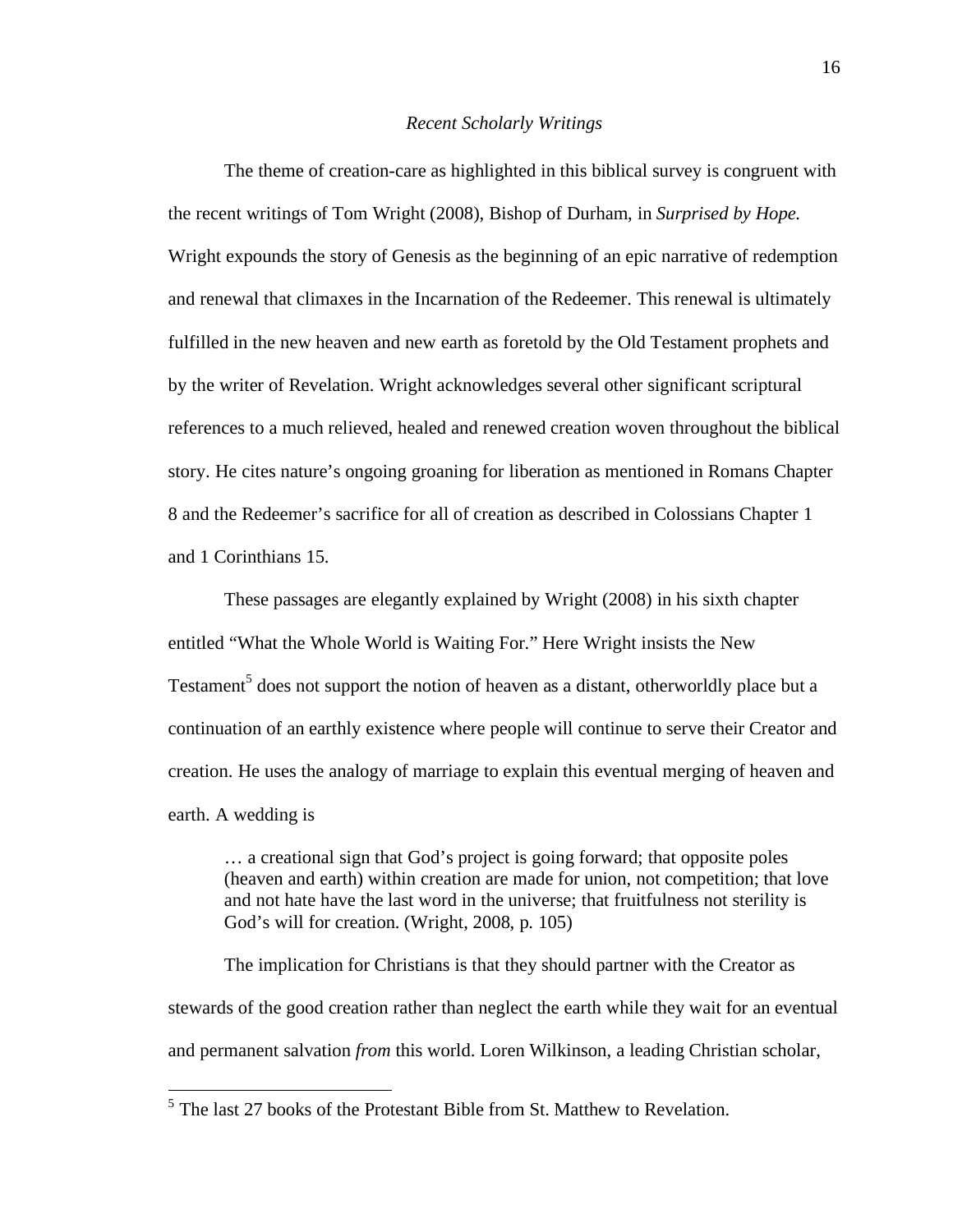*Recent Scholarly Writings*

The theme of creation-care as highlighted in this biblical survey is congruent with the recent writings of Tom Wright (2008), Bishop of Durham, in *Surprised by Hope.* Wright expounds the story of Genesis as the beginning of an epic narrative of redemption and renewal that climaxes in the Incarnation of the Redeemer. This renewal is ultimately fulfilled in the new heaven and new earth as foretold by the Old Testament prophets and by the writer of Revelation. Wright acknowledges several other significant scriptural references to a much relieved, healed and renewed creation woven throughout the biblical story. He cites nature's ongoing groaning for liberation as mentioned in Romans Chapter 8 and the Redeemer's sacrifice for all of creation as described in Colossians Chapter 1 and 1 Corinthians 15.

These passages are elegantly explained by Wright (2008) in his sixth chapter entitled "What the Whole World is Waiting For." Here Wright insists the New Testament[5] does not support the notion of heaven as a distant, otherworldly place but a continuation of an earthly existence where people will continue to serve their Creator and creation. He uses the analogy of marriage to explain this eventual merging of heaven and earth. A wedding is

> … a creational sign that God's project is going forward; that opposite poles (heaven and earth) within creation are made for union, not competition; that love and not hate have the last word in the universe; that fruitfulness not sterility is God's will for creation. (Wright, 2008, p. 105)

The implication for Christians is that they should partner with the Creator as stewards of the good creation rather than neglect the earth while they wait for an eventual and permanent salvation *from* this world. Loren Wilkinson, a leading Christian scholar,

[5] The last 27 books of the Protestant Bible from St. Matthew to Revelation.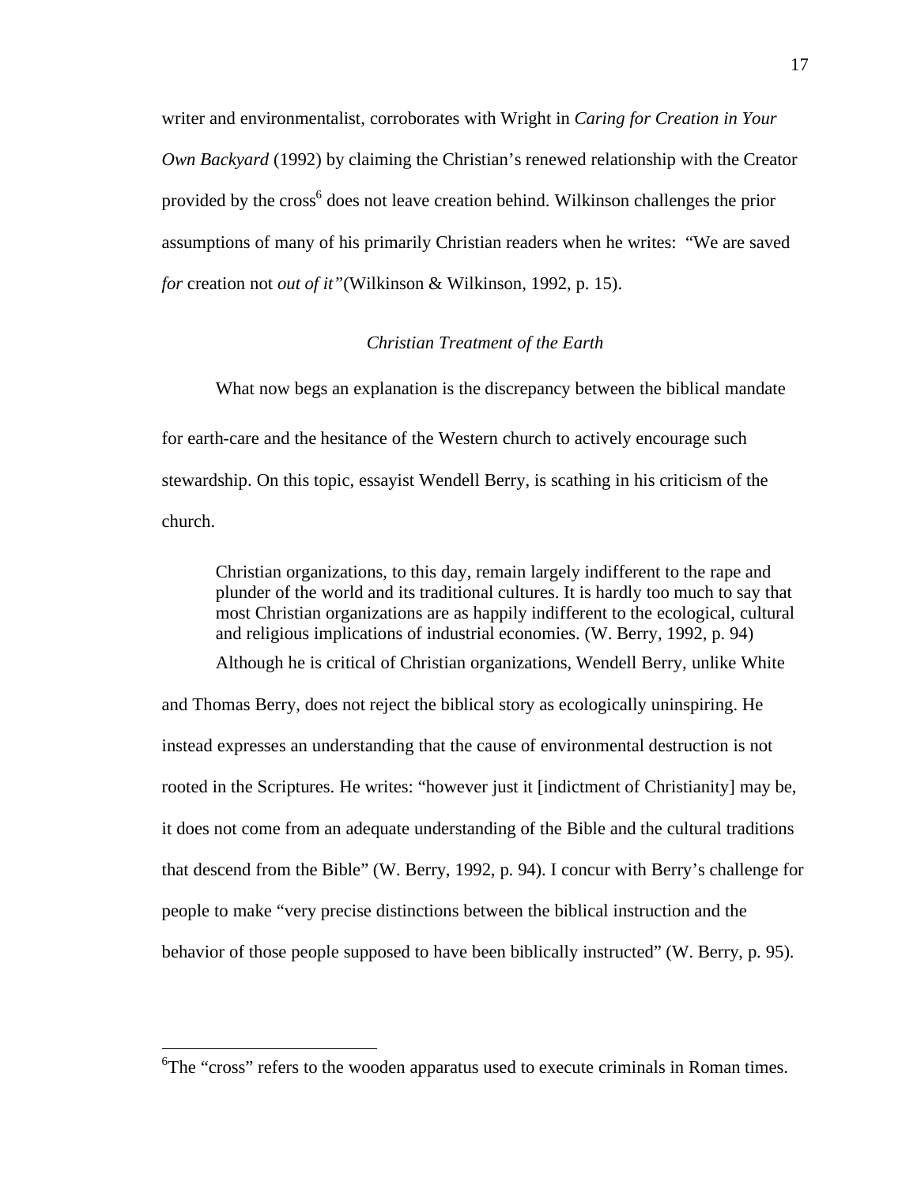writer and environmentalist, corroborates with Wright in *Caring for Creation in Your Own Backyard* (1992) by claiming the Christian's renewed relationship with the Creator provided by the cross[6] does not leave creation behind. Wilkinson challenges the prior assumptions of many of his primarily Christian readers when he writes: "We are saved *for* creation not *out of it"*(Wilkinson & Wilkinson, 1992, p. 15).

### *Christian Treatment of the Earth*

What now begs an explanation is the discrepancy between the biblical mandate for earth-care and the hesitance of the Western church to actively encourage such stewardship. On this topic, essayist Wendell Berry, is scathing in his criticism of the church.

> Christian organizations, to this day, remain largely indifferent to the rape and plunder of the world and its traditional cultures. It is hardly too much to say that most Christian organizations are as happily indifferent to the ecological, cultural and religious implications of industrial economies. (W. Berry, 1992, p. 94)

Although he is critical of Christian organizations, Wendell Berry, unlike White and Thomas Berry, does not reject the biblical story as ecologically uninspiring. He instead expresses an understanding that the cause of environmental destruction is not rooted in the Scriptures. He writes: "however just it [indictment of Christianity] may be, it does not come from an adequate understanding of the Bible and the cultural traditions that descend from the Bible" (W. Berry, 1992, p. 94). I concur with Berry's challenge for people to make "very precise distinctions between the biblical instruction and the behavior of those people supposed to have been biblically instructed" (W. Berry, p. 95).

---

[6]The "cross" refers to the wooden apparatus used to execute criminals in Roman times.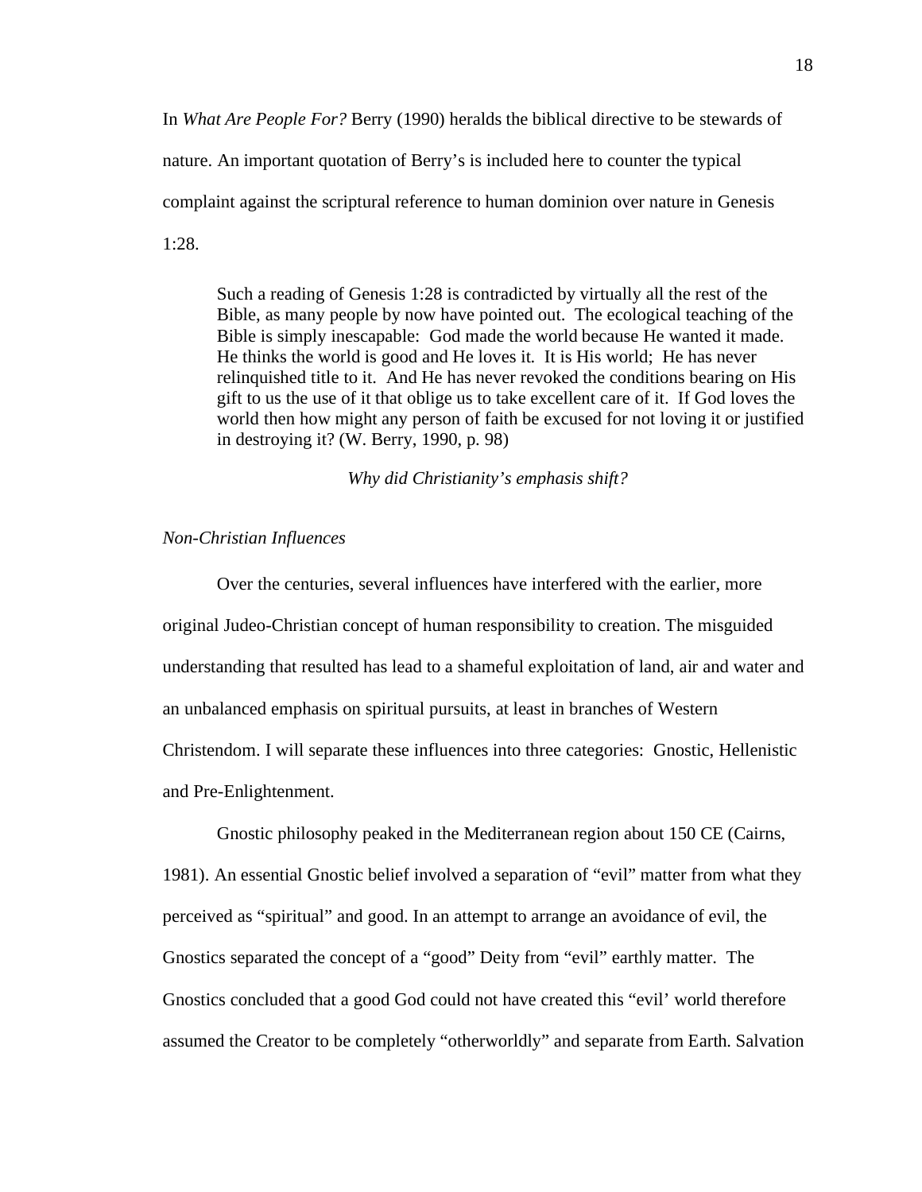In *What Are People For?* Berry (1990) heralds the biblical directive to be stewards of nature. An important quotation of Berry's is included here to counter the typical complaint against the scriptural reference to human dominion over nature in Genesis 1:28.

> Such a reading of Genesis 1:28 is contradicted by virtually all the rest of the Bible, as many people by now have pointed out. The ecological teaching of the Bible is simply inescapable: God made the world because He wanted it made. He thinks the world is good and He loves it. It is His world; He has never relinquished title to it. And He has never revoked the conditions bearing on His gift to us the use of it that oblige us to take excellent care of it. If God loves the world then how might any person of faith be excused for not loving it or justified in destroying it? (W. Berry, 1990, p. 98)

*Why did Christianity's emphasis shift?*

*Non-Christian Influences*

Over the centuries, several influences have interfered with the earlier, more original Judeo-Christian concept of human responsibility to creation. The misguided understanding that resulted has lead to a shameful exploitation of land, air and water and an unbalanced emphasis on spiritual pursuits, at least in branches of Western Christendom. I will separate these influences into three categories: Gnostic, Hellenistic and Pre-Enlightenment.

Gnostic philosophy peaked in the Mediterranean region about 150 CE (Cairns, 1981). An essential Gnostic belief involved a separation of "evil" matter from what they perceived as "spiritual" and good. In an attempt to arrange an avoidance of evil, the Gnostics separated the concept of a "good" Deity from "evil" earthly matter. The Gnostics concluded that a good God could not have created this "evil' world therefore assumed the Creator to be completely "otherworldly" and separate from Earth. Salvation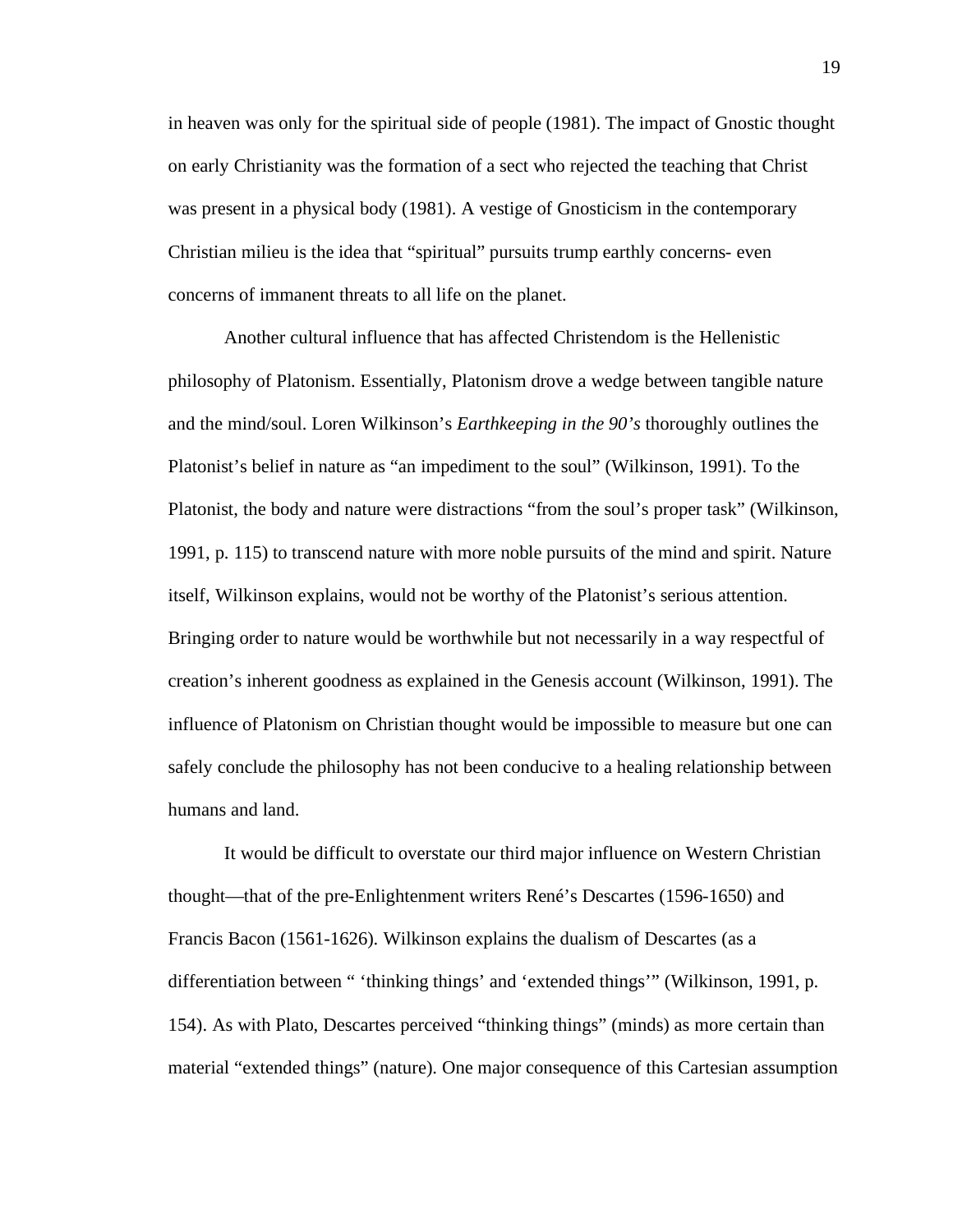in heaven was only for the spiritual side of people (1981). The impact of Gnostic thought on early Christianity was the formation of a sect who rejected the teaching that Christ was present in a physical body (1981). A vestige of Gnosticism in the contemporary Christian milieu is the idea that "spiritual" pursuits trump earthly concerns- even concerns of immanent threats to all life on the planet.

Another cultural influence that has affected Christendom is the Hellenistic philosophy of Platonism. Essentially, Platonism drove a wedge between tangible nature and the mind/soul. Loren Wilkinson's *Earthkeeping in the 90's* thoroughly outlines the Platonist's belief in nature as "an impediment to the soul" (Wilkinson, 1991). To the Platonist, the body and nature were distractions "from the soul's proper task" (Wilkinson, 1991, p. 115) to transcend nature with more noble pursuits of the mind and spirit. Nature itself, Wilkinson explains, would not be worthy of the Platonist's serious attention. Bringing order to nature would be worthwhile but not necessarily in a way respectful of creation's inherent goodness as explained in the Genesis account (Wilkinson, 1991). The influence of Platonism on Christian thought would be impossible to measure but one can safely conclude the philosophy has not been conducive to a healing relationship between humans and land.

It would be difficult to overstate our third major influence on Western Christian thought—that of the pre-Enlightenment writers René's Descartes (1596-1650) and Francis Bacon (1561-1626). Wilkinson explains the dualism of Descartes (as a differentiation between " 'thinking things' and 'extended things' " (Wilkinson, 1991, p. 154). As with Plato, Descartes perceived "thinking things" (minds) as more certain than material "extended things" (nature). One major consequence of this Cartesian assumption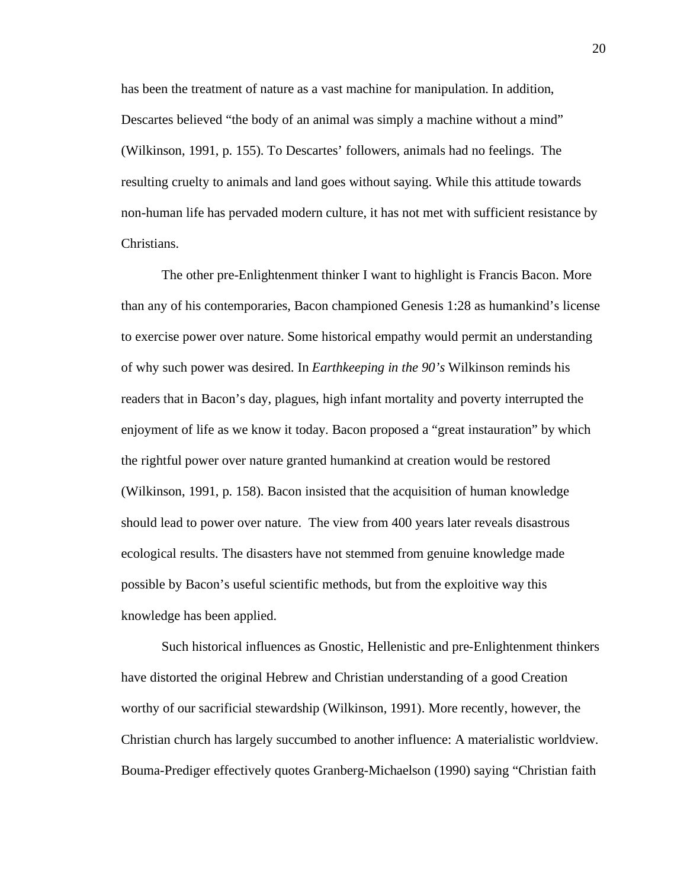has been the treatment of nature as a vast machine for manipulation. In addition, Descartes believed "the body of an animal was simply a machine without a mind" (Wilkinson, 1991, p. 155). To Descartes' followers, animals had no feelings. The resulting cruelty to animals and land goes without saying. While this attitude towards non-human life has pervaded modern culture, it has not met with sufficient resistance by Christians.

The other pre-Enlightenment thinker I want to highlight is Francis Bacon. More than any of his contemporaries, Bacon championed Genesis 1:28 as humankind's license to exercise power over nature. Some historical empathy would permit an understanding of why such power was desired. In *Earthkeeping in the 90's* Wilkinson reminds his readers that in Bacon's day, plagues, high infant mortality and poverty interrupted the enjoyment of life as we know it today. Bacon proposed a "great instauration" by which the rightful power over nature granted humankind at creation would be restored (Wilkinson, 1991, p. 158). Bacon insisted that the acquisition of human knowledge should lead to power over nature. The view from 400 years later reveals disastrous ecological results. The disasters have not stemmed from genuine knowledge made possible by Bacon's useful scientific methods, but from the exploitive way this knowledge has been applied.

Such historical influences as Gnostic, Hellenistic and pre-Enlightenment thinkers have distorted the original Hebrew and Christian understanding of a good Creation worthy of our sacrificial stewardship (Wilkinson, 1991). More recently, however, the Christian church has largely succumbed to another influence: A materialistic worldview. Bouma-Prediger effectively quotes Granberg-Michaelson (1990) saying "Christian faith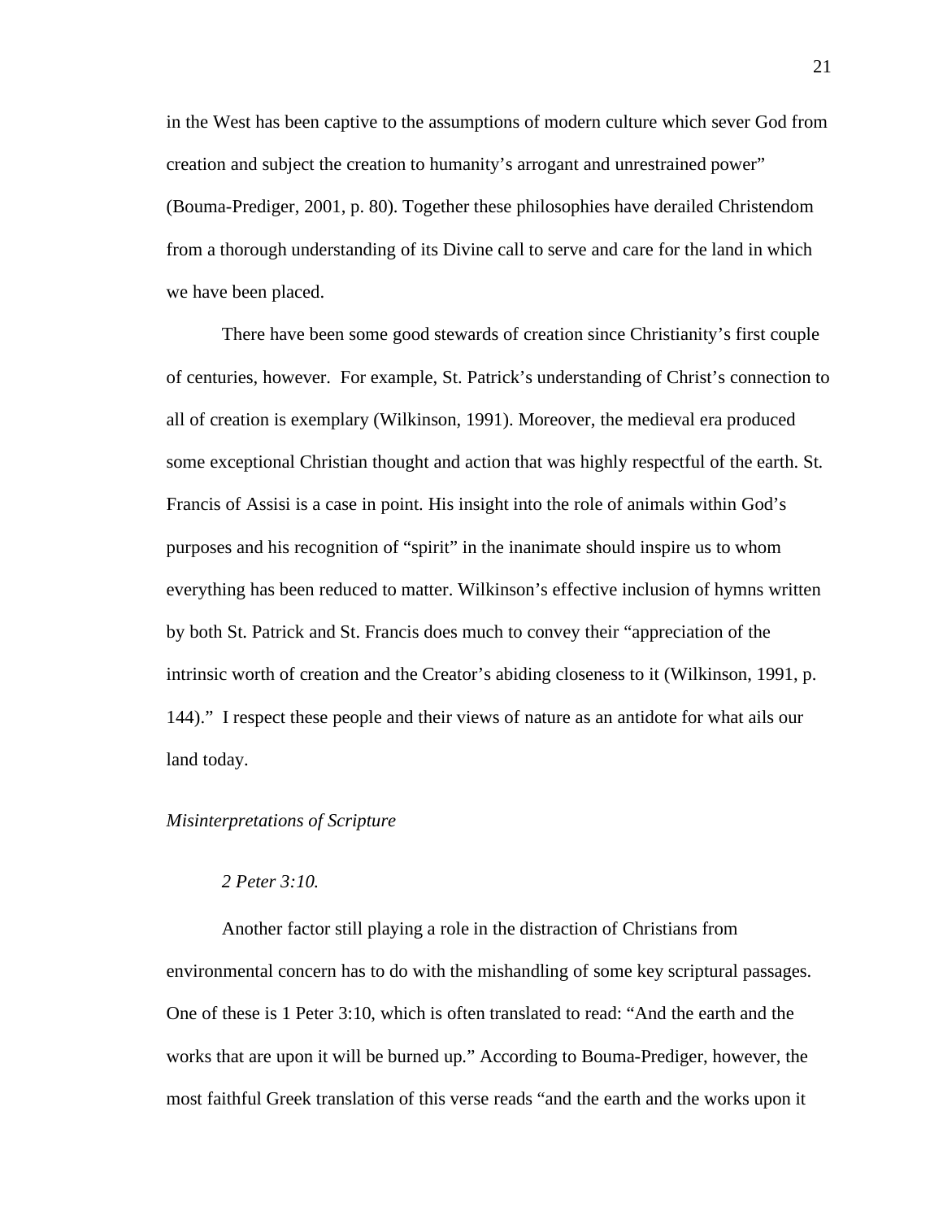in the West has been captive to the assumptions of modern culture which sever God from creation and subject the creation to humanity's arrogant and unrestrained power" (Bouma-Prediger, 2001, p. 80). Together these philosophies have derailed Christendom from a thorough understanding of its Divine call to serve and care for the land in which we have been placed.

There have been some good stewards of creation since Christianity's first couple of centuries, however. For example, St. Patrick's understanding of Christ's connection to all of creation is exemplary (Wilkinson, 1991). Moreover, the medieval era produced some exceptional Christian thought and action that was highly respectful of the earth. St. Francis of Assisi is a case in point. His insight into the role of animals within God's purposes and his recognition of "spirit" in the inanimate should inspire us to whom everything has been reduced to matter. Wilkinson's effective inclusion of hymns written by both St. Patrick and St. Francis does much to convey their "appreciation of the intrinsic worth of creation and the Creator's abiding closeness to it (Wilkinson, 1991, p. 144)." I respect these people and their views of nature as an antidote for what ails our land today.

### *Misinterpretations of Scripture*

#### *2 Peter 3:10.*

Another factor still playing a role in the distraction of Christians from environmental concern has to do with the mishandling of some key scriptural passages. One of these is 1 Peter 3:10, which is often translated to read: "And the earth and the works that are upon it will be burned up." According to Bouma-Prediger, however, the most faithful Greek translation of this verse reads "and the earth and the works upon it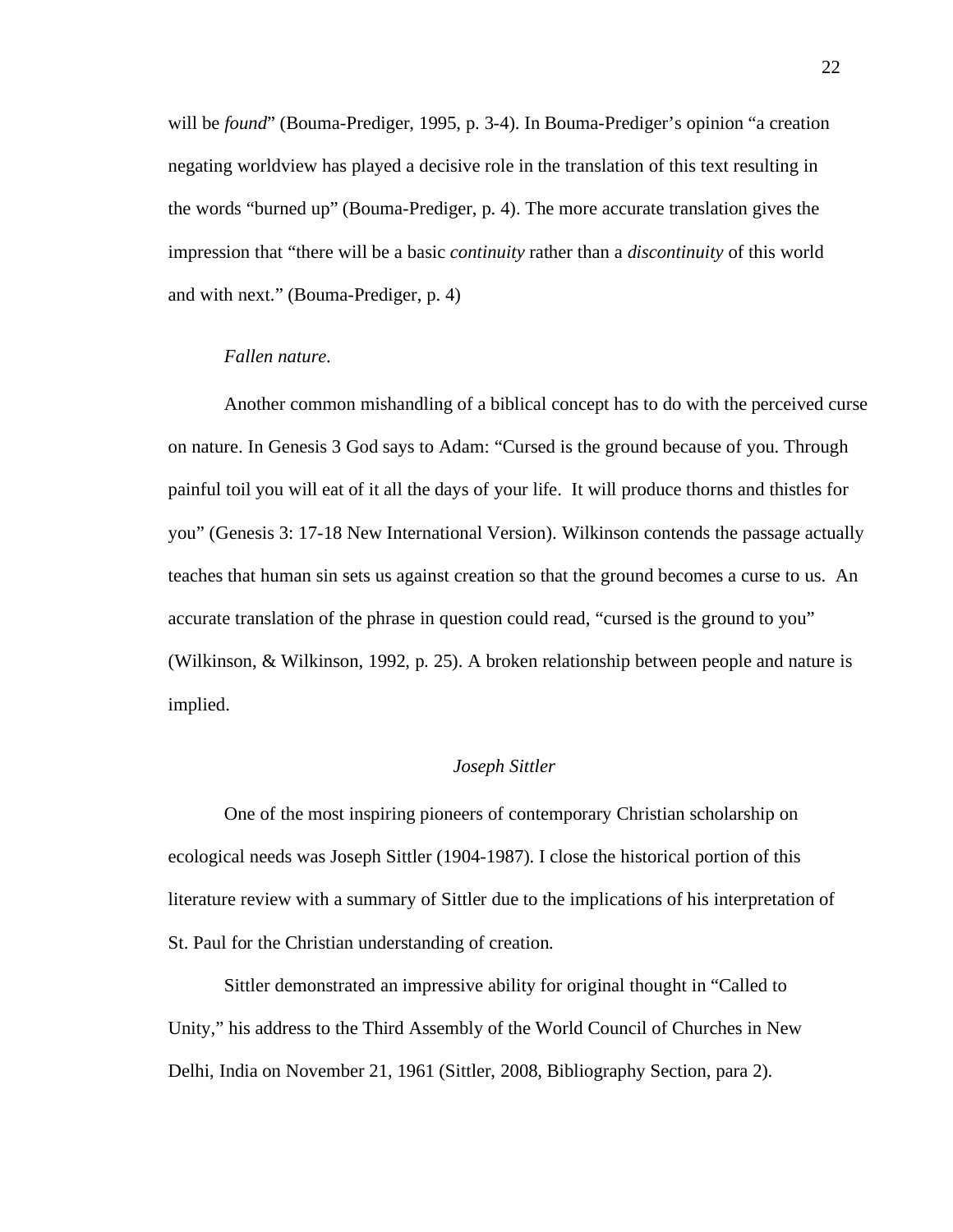will be *found*" (Bouma-Prediger, 1995, p. 3-4). In Bouma-Prediger's opinion "a creation negating worldview has played a decisive role in the translation of this text resulting in the words "burned up" (Bouma-Prediger, p. 4). The more accurate translation gives the impression that "there will be a basic *continuity* rather than a *discontinuity* of this world and with next." (Bouma-Prediger, p. 4)

*Fallen nature.*

Another common mishandling of a biblical concept has to do with the perceived curse on nature. In Genesis 3 God says to Adam: "Cursed is the ground because of you. Through painful toil you will eat of it all the days of your life. It will produce thorns and thistles for you" (Genesis 3: 17-18 New International Version). Wilkinson contends the passage actually teaches that human sin sets us against creation so that the ground becomes a curse to us. An accurate translation of the phrase in question could read, "cursed is the ground to you" (Wilkinson, & Wilkinson, 1992, p. 25). A broken relationship between people and nature is implied.

### *Joseph Sittler*

One of the most inspiring pioneers of contemporary Christian scholarship on ecological needs was Joseph Sittler (1904-1987). I close the historical portion of this literature review with a summary of Sittler due to the implications of his interpretation of St. Paul for the Christian understanding of creation.

Sittler demonstrated an impressive ability for original thought in "Called to Unity," his address to the Third Assembly of the World Council of Churches in New Delhi, India on November 21, 1961 (Sittler, 2008, Bibliography Section, para 2).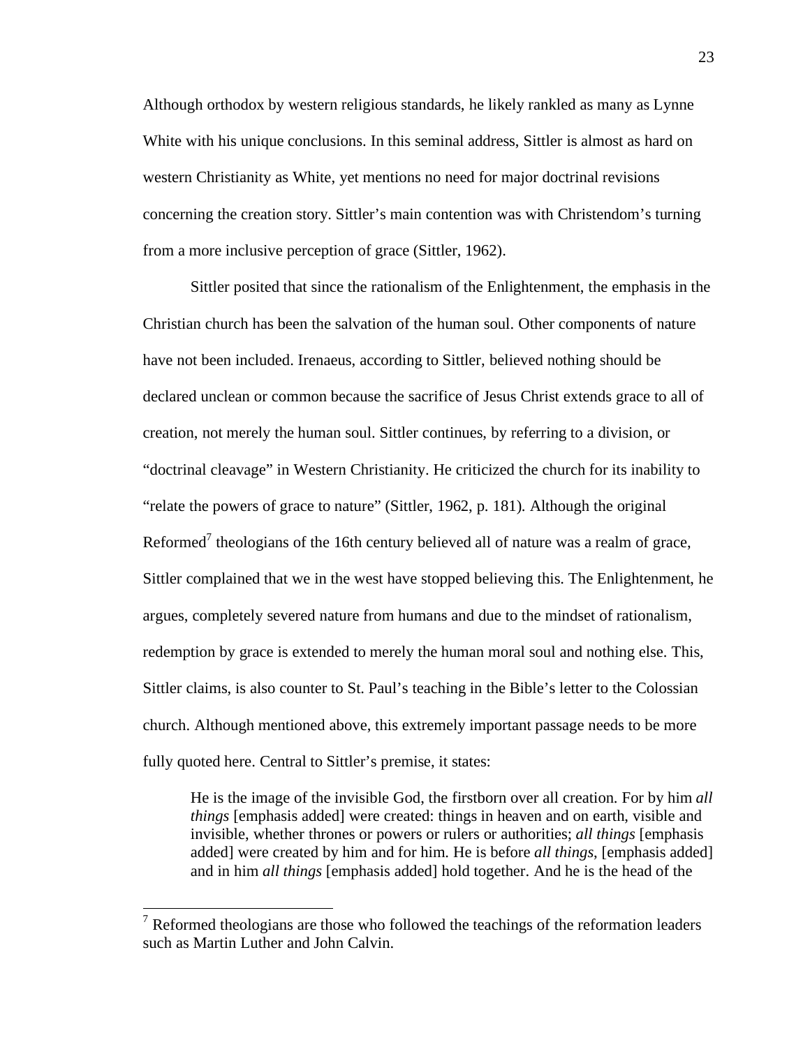Although orthodox by western religious standards, he likely rankled as many as Lynne White with his unique conclusions. In this seminal address, Sittler is almost as hard on western Christianity as White, yet mentions no need for major doctrinal revisions concerning the creation story. Sittler's main contention was with Christendom's turning from a more inclusive perception of grace (Sittler, 1962).

Sittler posited that since the rationalism of the Enlightenment, the emphasis in the Christian church has been the salvation of the human soul. Other components of nature have not been included. Irenaeus, according to Sittler, believed nothing should be declared unclean or common because the sacrifice of Jesus Christ extends grace to all of creation, not merely the human soul. Sittler continues, by referring to a division, or "doctrinal cleavage" in Western Christianity. He criticized the church for its inability to "relate the powers of grace to nature" (Sittler, 1962, p. 181). Although the original Reformed[7] theologians of the 16th century believed all of nature was a realm of grace, Sittler complained that we in the west have stopped believing this. The Enlightenment, he argues, completely severed nature from humans and due to the mindset of rationalism, redemption by grace is extended to merely the human moral soul and nothing else. This, Sittler claims, is also counter to St. Paul's teaching in the Bible's letter to the Colossian church. Although mentioned above, this extremely important passage needs to be more fully quoted here. Central to Sittler's premise, it states:

> He is the image of the invisible God, the firstborn over all creation. For by him *all things* [emphasis added] were created: things in heaven and on earth, visible and invisible, whether thrones or powers or rulers or authorities; *all things* [emphasis added] were created by him and for him. He is before *all things*, [emphasis added] and in him *all things* [emphasis added] hold together. And he is the head of the

[7] Reformed theologians are those who followed the teachings of the reformation leaders such as Martin Luther and John Calvin.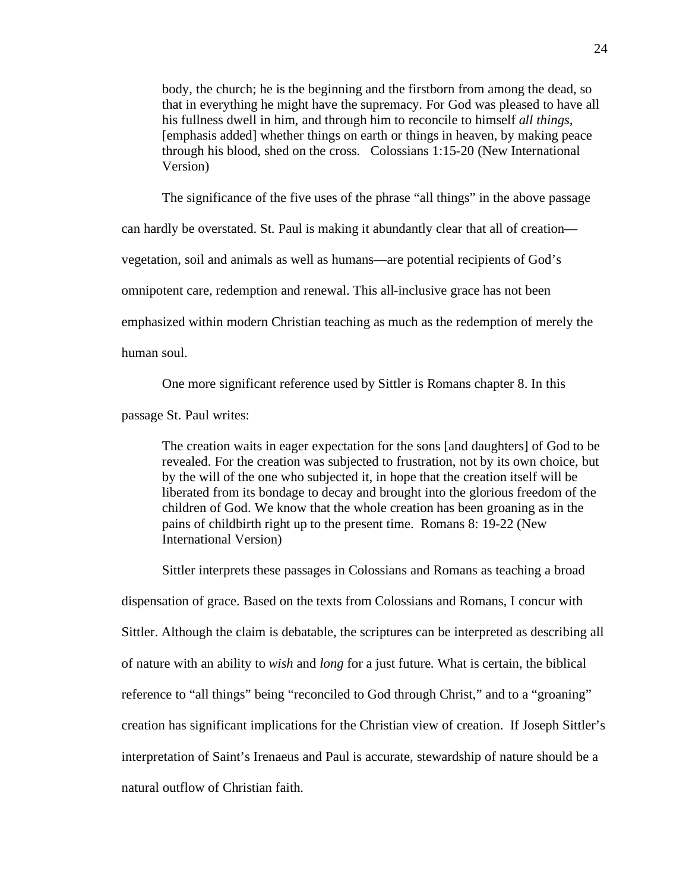> body, the church; he is the beginning and the firstborn from among the dead, so that in everything he might have the supremacy. For God was pleased to have all his fullness dwell in him, and through him to reconcile to himself *all things*, [emphasis added] whether things on earth or things in heaven, by making peace through his blood, shed on the cross. Colossians 1:15-20 (New International Version)

The significance of the five uses of the phrase "all things" in the above passage can hardly be overstated. St. Paul is making it abundantly clear that all of creation—vegetation, soil and animals as well as humans—are potential recipients of God's omnipotent care, redemption and renewal. This all-inclusive grace has not been emphasized within modern Christian teaching as much as the redemption of merely the human soul.

One more significant reference used by Sittler is Romans chapter 8. In this passage St. Paul writes:

> The creation waits in eager expectation for the sons [and daughters] of God to be revealed. For the creation was subjected to frustration, not by its own choice, but by the will of the one who subjected it, in hope that the creation itself will be liberated from its bondage to decay and brought into the glorious freedom of the children of God. We know that the whole creation has been groaning as in the pains of childbirth right up to the present time. Romans 8: 19-22 (New International Version)

Sittler interprets these passages in Colossians and Romans as teaching a broad dispensation of grace. Based on the texts from Colossians and Romans, I concur with Sittler. Although the claim is debatable, the scriptures can be interpreted as describing all of nature with an ability to *wish* and *long* for a just future. What is certain, the biblical reference to "all things" being "reconciled to God through Christ," and to a "groaning" creation has significant implications for the Christian view of creation. If Joseph Sittler's interpretation of Saint's Irenaeus and Paul is accurate, stewardship of nature should be a natural outflow of Christian faith.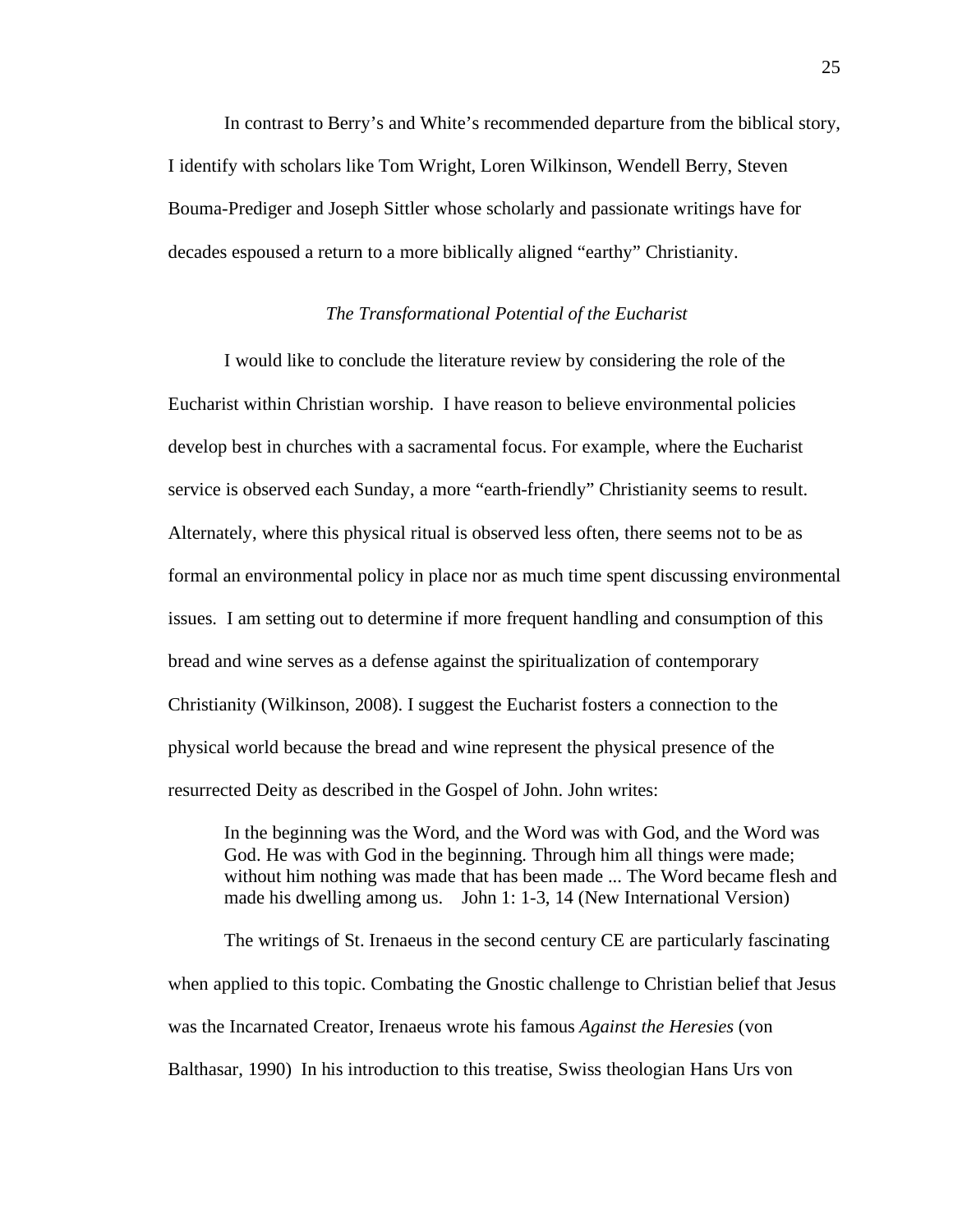In contrast to Berry's and White's recommended departure from the biblical story, I identify with scholars like Tom Wright, Loren Wilkinson, Wendell Berry, Steven Bouma-Prediger and Joseph Sittler whose scholarly and passionate writings have for decades espoused a return to a more biblically aligned "earthy" Christianity.

### *The Transformational Potential of the Eucharist*

I would like to conclude the literature review by considering the role of the Eucharist within Christian worship. I have reason to believe environmental policies develop best in churches with a sacramental focus. For example, where the Eucharist service is observed each Sunday, a more "earth-friendly" Christianity seems to result. Alternately, where this physical ritual is observed less often, there seems not to be as formal an environmental policy in place nor as much time spent discussing environmental issues. I am setting out to determine if more frequent handling and consumption of this bread and wine serves as a defense against the spiritualization of contemporary Christianity (Wilkinson, 2008). I suggest the Eucharist fosters a connection to the physical world because the bread and wine represent the physical presence of the resurrected Deity as described in the Gospel of John. John writes:

> In the beginning was the Word, and the Word was with God, and the Word was God. He was with God in the beginning. Through him all things were made; without him nothing was made that has been made ... The Word became flesh and made his dwelling among us. John 1: 1-3, 14 (New International Version)

The writings of St. Irenaeus in the second century CE are particularly fascinating when applied to this topic. Combating the Gnostic challenge to Christian belief that Jesus was the Incarnated Creator, Irenaeus wrote his famous *Against the Heresies* (von Balthasar, 1990) In his introduction to this treatise, Swiss theologian Hans Urs von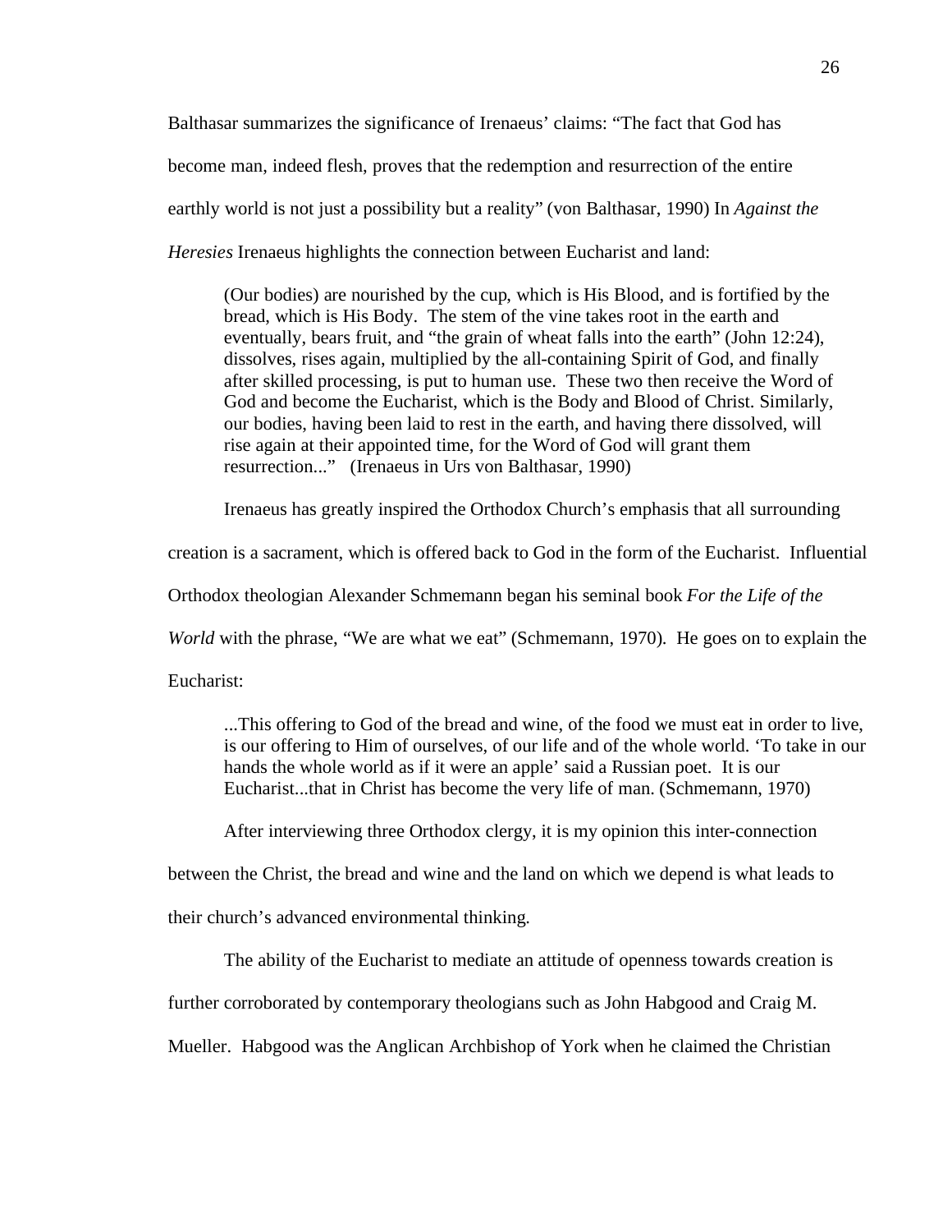Balthasar summarizes the significance of Irenaeus' claims: "The fact that God has become man, indeed flesh, proves that the redemption and resurrection of the entire earthly world is not just a possibility but a reality" (von Balthasar, 1990) In *Against the Heresies* Irenaeus highlights the connection between Eucharist and land:

> (Our bodies) are nourished by the cup, which is His Blood, and is fortified by the bread, which is His Body. The stem of the vine takes root in the earth and eventually, bears fruit, and "the grain of wheat falls into the earth" (John 12:24), dissolves, rises again, multiplied by the all-containing Spirit of God, and finally after skilled processing, is put to human use. These two then receive the Word of God and become the Eucharist, which is the Body and Blood of Christ. Similarly, our bodies, having been laid to rest in the earth, and having there dissolved, will rise again at their appointed time, for the Word of God will grant them resurrection..." (Irenaeus in Urs von Balthasar, 1990)

Irenaeus has greatly inspired the Orthodox Church's emphasis that all surrounding creation is a sacrament, which is offered back to God in the form of the Eucharist. Influential Orthodox theologian Alexander Schmemann began his seminal book *For the Life of the World* with the phrase, "We are what we eat" (Schmemann, 1970). He goes on to explain the Eucharist:

> ...This offering to God of the bread and wine, of the food we must eat in order to live, is our offering to Him of ourselves, of our life and of the whole world. 'To take in our hands the whole world as if it were an apple' said a Russian poet. It is our Eucharist...that in Christ has become the very life of man. (Schmemann, 1970)

After interviewing three Orthodox clergy, it is my opinion this inter-connection between the Christ, the bread and wine and the land on which we depend is what leads to their church's advanced environmental thinking.

The ability of the Eucharist to mediate an attitude of openness towards creation is further corroborated by contemporary theologians such as John Habgood and Craig M. Mueller. Habgood was the Anglican Archbishop of York when he claimed the Christian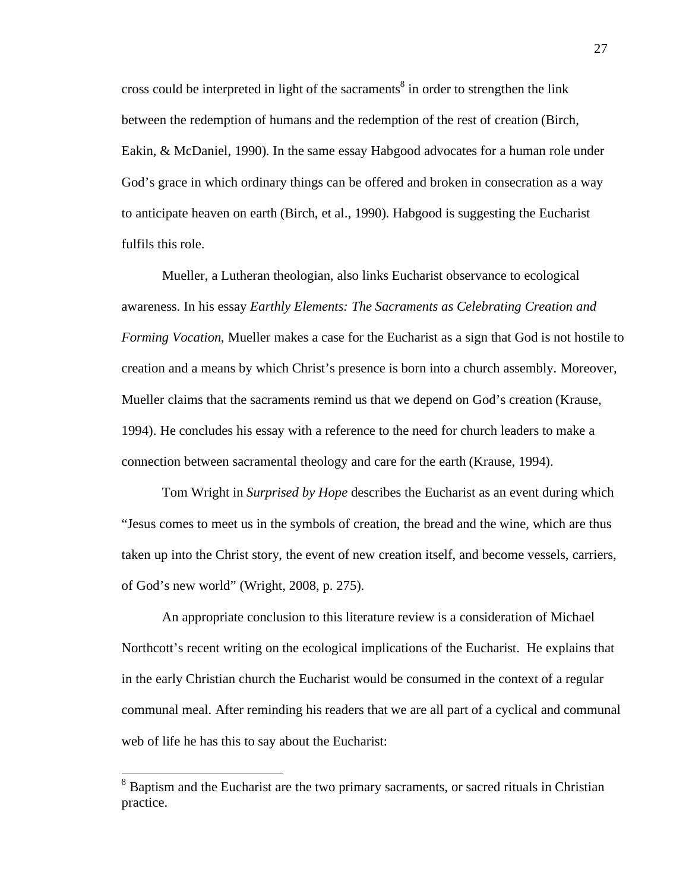cross could be interpreted in light of the sacraments[8] in order to strengthen the link between the redemption of humans and the redemption of the rest of creation (Birch, Eakin, & McDaniel, 1990). In the same essay Habgood advocates for a human role under God's grace in which ordinary things can be offered and broken in consecration as a way to anticipate heaven on earth (Birch, et al., 1990). Habgood is suggesting the Eucharist fulfils this role.

Mueller, a Lutheran theologian, also links Eucharist observance to ecological awareness. In his essay *Earthly Elements: The Sacraments as Celebrating Creation and Forming Vocation*, Mueller makes a case for the Eucharist as a sign that God is not hostile to creation and a means by which Christ's presence is born into a church assembly. Moreover, Mueller claims that the sacraments remind us that we depend on God's creation (Krause, 1994). He concludes his essay with a reference to the need for church leaders to make a connection between sacramental theology and care for the earth (Krause, 1994).

Tom Wright in *Surprised by Hope* describes the Eucharist as an event during which "Jesus comes to meet us in the symbols of creation, the bread and the wine, which are thus taken up into the Christ story, the event of new creation itself, and become vessels, carriers, of God's new world" (Wright, 2008, p. 275).

An appropriate conclusion to this literature review is a consideration of Michael Northcott's recent writing on the ecological implications of the Eucharist. He explains that in the early Christian church the Eucharist would be consumed in the context of a regular communal meal. After reminding his readers that we are all part of a cyclical and communal web of life he has this to say about the Eucharist:

---

[8] Baptism and the Eucharist are the two primary sacraments, or sacred rituals in Christian practice.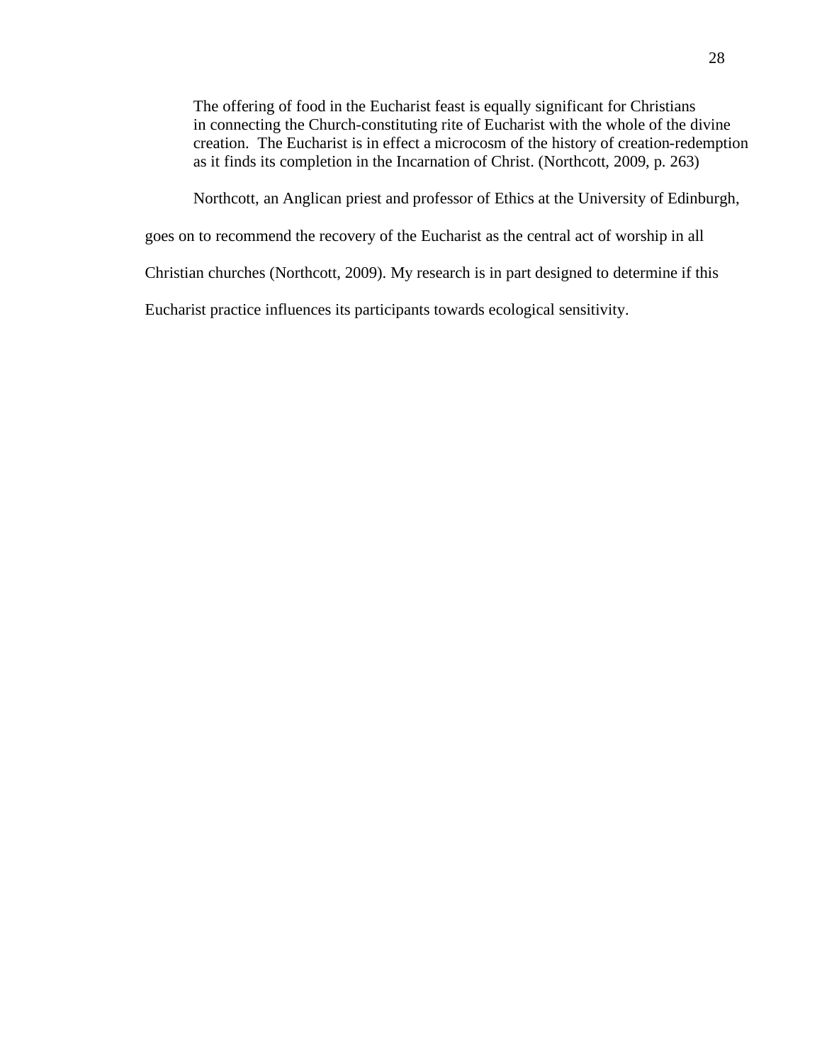> The offering of food in the Eucharist feast is equally significant for Christians in connecting the Church-constituting rite of Eucharist with the whole of the divine creation.  The Eucharist is in effect a microcosm of the history of creation-redemption as it finds its completion in the Incarnation of Christ. (Northcott, 2009, p. 263)

Northcott, an Anglican priest and professor of Ethics at the University of Edinburgh, goes on to recommend the recovery of the Eucharist as the central act of worship in all Christian churches (Northcott, 2009). My research is in part designed to determine if this Eucharist practice influences its participants towards ecological sensitivity.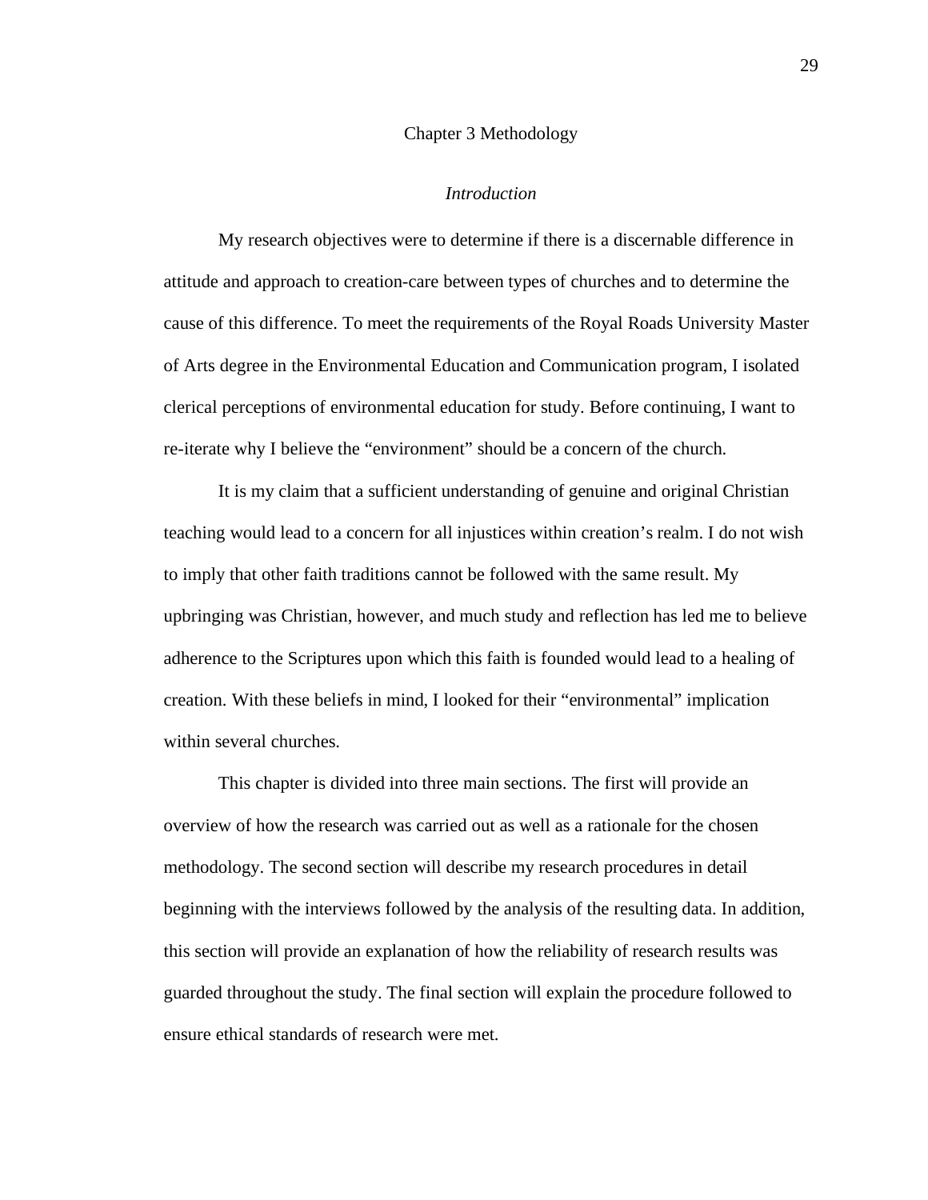# Chapter 3 Methodology

## *Introduction*

My research objectives were to determine if there is a discernable difference in attitude and approach to creation-care between types of churches and to determine the cause of this difference. To meet the requirements of the Royal Roads University Master of Arts degree in the Environmental Education and Communication program, I isolated clerical perceptions of environmental education for study. Before continuing, I want to re-iterate why I believe the "environment" should be a concern of the church.

It is my claim that a sufficient understanding of genuine and original Christian teaching would lead to a concern for all injustices within creation's realm. I do not wish to imply that other faith traditions cannot be followed with the same result. My upbringing was Christian, however, and much study and reflection has led me to believe adherence to the Scriptures upon which this faith is founded would lead to a healing of creation. With these beliefs in mind, I looked for their "environmental" implication within several churches.

This chapter is divided into three main sections. The first will provide an overview of how the research was carried out as well as a rationale for the chosen methodology. The second section will describe my research procedures in detail beginning with the interviews followed by the analysis of the resulting data. In addition, this section will provide an explanation of how the reliability of research results was guarded throughout the study. The final section will explain the procedure followed to ensure ethical standards of research were met.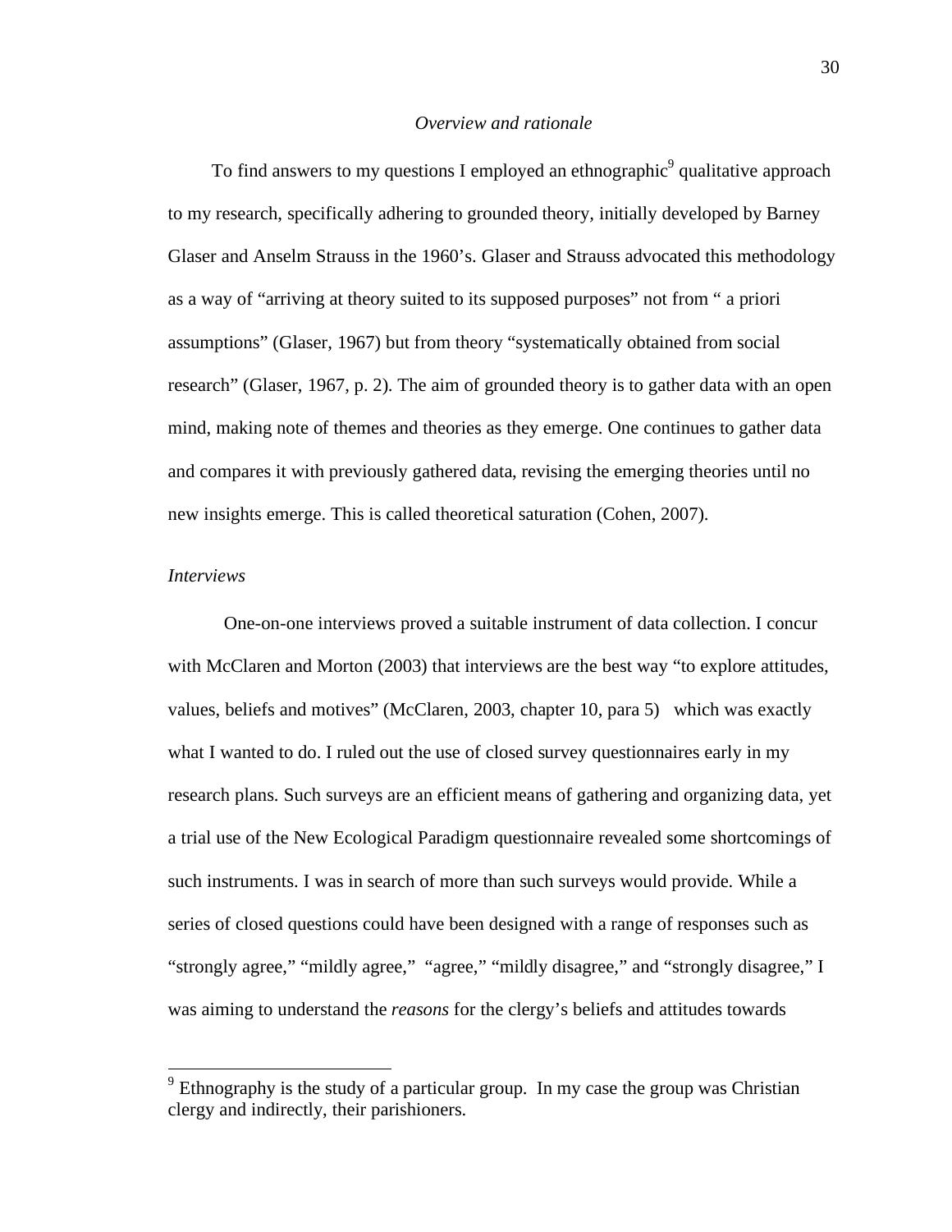*Overview and rationale*

To find answers to my questions I employed an ethnographic[9] qualitative approach to my research, specifically adhering to grounded theory, initially developed by Barney Glaser and Anselm Strauss in the 1960's. Glaser and Strauss advocated this methodology as a way of "arriving at theory suited to its supposed purposes" not from " a priori assumptions" (Glaser, 1967) but from theory "systematically obtained from social research" (Glaser, 1967, p. 2). The aim of grounded theory is to gather data with an open mind, making note of themes and theories as they emerge. One continues to gather data and compares it with previously gathered data, revising the emerging theories until no new insights emerge. This is called theoretical saturation (Cohen, 2007).

*Interviews*

One-on-one interviews proved a suitable instrument of data collection. I concur with McClaren and Morton (2003) that interviews are the best way "to explore attitudes, values, beliefs and motives" (McClaren, 2003, chapter 10, para 5) which was exactly what I wanted to do. I ruled out the use of closed survey questionnaires early in my research plans. Such surveys are an efficient means of gathering and organizing data, yet a trial use of the New Ecological Paradigm questionnaire revealed some shortcomings of such instruments. I was in search of more than such surveys would provide. While a series of closed questions could have been designed with a range of responses such as "strongly agree," "mildly agree," "agree," "mildly disagree," and "strongly disagree," I was aiming to understand the *reasons* for the clergy's beliefs and attitudes towards

---

[9] Ethnography is the study of a particular group. In my case the group was Christian clergy and indirectly, their parishioners.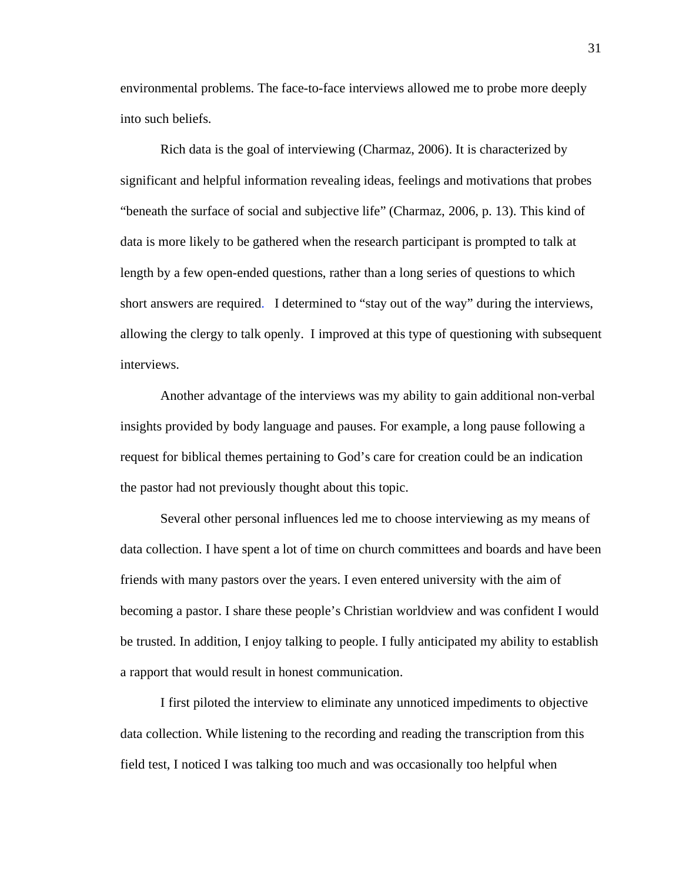environmental problems. The face-to-face interviews allowed me to probe more deeply into such beliefs.

Rich data is the goal of interviewing (Charmaz, 2006). It is characterized by significant and helpful information revealing ideas, feelings and motivations that probes "beneath the surface of social and subjective life" (Charmaz, 2006, p. 13). This kind of data is more likely to be gathered when the research participant is prompted to talk at length by a few open-ended questions, rather than a long series of questions to which short answers are required. I determined to "stay out of the way" during the interviews, allowing the clergy to talk openly. I improved at this type of questioning with subsequent interviews.

Another advantage of the interviews was my ability to gain additional non-verbal insights provided by body language and pauses. For example, a long pause following a request for biblical themes pertaining to God's care for creation could be an indication the pastor had not previously thought about this topic.

Several other personal influences led me to choose interviewing as my means of data collection. I have spent a lot of time on church committees and boards and have been friends with many pastors over the years. I even entered university with the aim of becoming a pastor. I share these people's Christian worldview and was confident I would be trusted. In addition, I enjoy talking to people. I fully anticipated my ability to establish a rapport that would result in honest communication.

I first piloted the interview to eliminate any unnoticed impediments to objective data collection. While listening to the recording and reading the transcription from this field test, I noticed I was talking too much and was occasionally too helpful when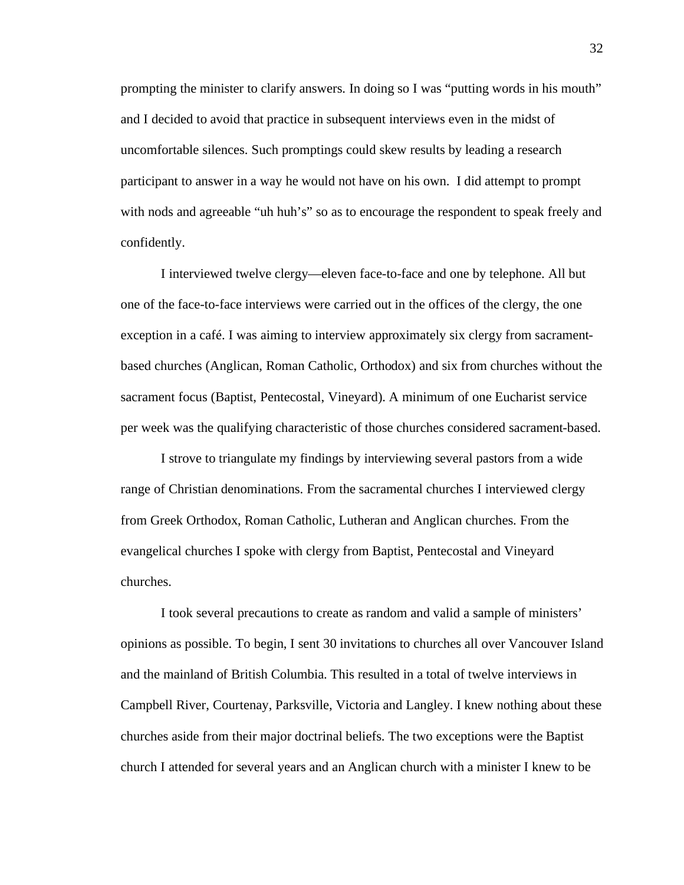prompting the minister to clarify answers. In doing so I was "putting words in his mouth" and I decided to avoid that practice in subsequent interviews even in the midst of uncomfortable silences. Such promptings could skew results by leading a research participant to answer in a way he would not have on his own. I did attempt to prompt with nods and agreeable "uh huh's" so as to encourage the respondent to speak freely and confidently.

I interviewed twelve clergy—eleven face-to-face and one by telephone. All but one of the face-to-face interviews were carried out in the offices of the clergy, the one exception in a café. I was aiming to interview approximately six clergy from sacrament-based churches (Anglican, Roman Catholic, Orthodox) and six from churches without the sacrament focus (Baptist, Pentecostal, Vineyard). A minimum of one Eucharist service per week was the qualifying characteristic of those churches considered sacrament-based.

I strove to triangulate my findings by interviewing several pastors from a wide range of Christian denominations. From the sacramental churches I interviewed clergy from Greek Orthodox, Roman Catholic, Lutheran and Anglican churches. From the evangelical churches I spoke with clergy from Baptist, Pentecostal and Vineyard churches.

I took several precautions to create as random and valid a sample of ministers' opinions as possible. To begin, I sent 30 invitations to churches all over Vancouver Island and the mainland of British Columbia. This resulted in a total of twelve interviews in Campbell River, Courtenay, Parksville, Victoria and Langley. I knew nothing about these churches aside from their major doctrinal beliefs. The two exceptions were the Baptist church I attended for several years and an Anglican church with a minister I knew to be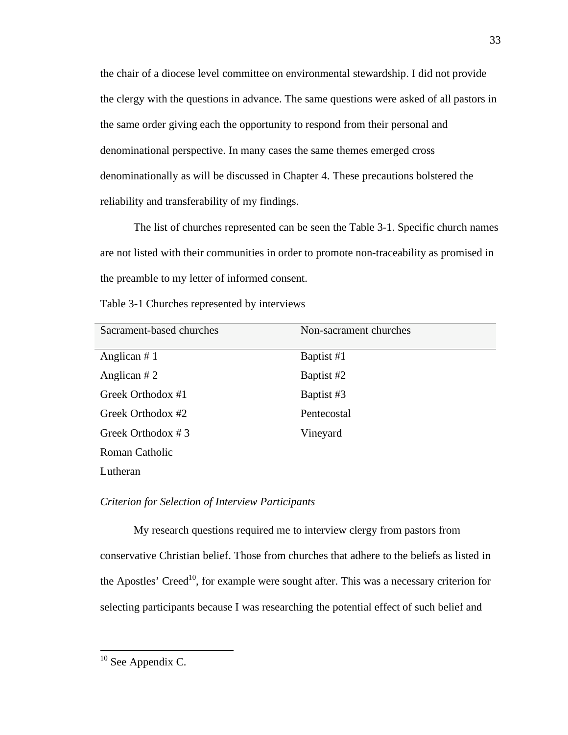the chair of a diocese level committee on environmental stewardship. I did not provide the clergy with the questions in advance. The same questions were asked of all pastors in the same order giving each the opportunity to respond from their personal and denominational perspective. In many cases the same themes emerged cross denominationally as will be discussed in Chapter 4. These precautions bolstered the reliability and transferability of my findings.

The list of churches represented can be seen the Table 3-1. Specific church names are not listed with their communities in order to promote non-traceability as promised in the preamble to my letter of informed consent.

Table 3-1 Churches represented by interviews

| Sacrament-based churches | Non-sacrament churches |
|---|---|
| Anglican # 1 | Baptist #1 |
| Anglican # 2 | Baptist #2 |
| Greek Orthodox #1 | Baptist #3 |
| Greek Orthodox #2 | Pentecostal |
| Greek Orthodox # 3 | Vineyard |
| Roman Catholic | |
| Lutheran | |

*Criterion for Selection of Interview Participants*

My research questions required me to interview clergy from pastors from conservative Christian belief. Those from churches that adhere to the beliefs as listed in the Apostles' Creed[10], for example were sought after. This was a necessary criterion for selecting participants because I was researching the potential effect of such belief and

[10] See Appendix C.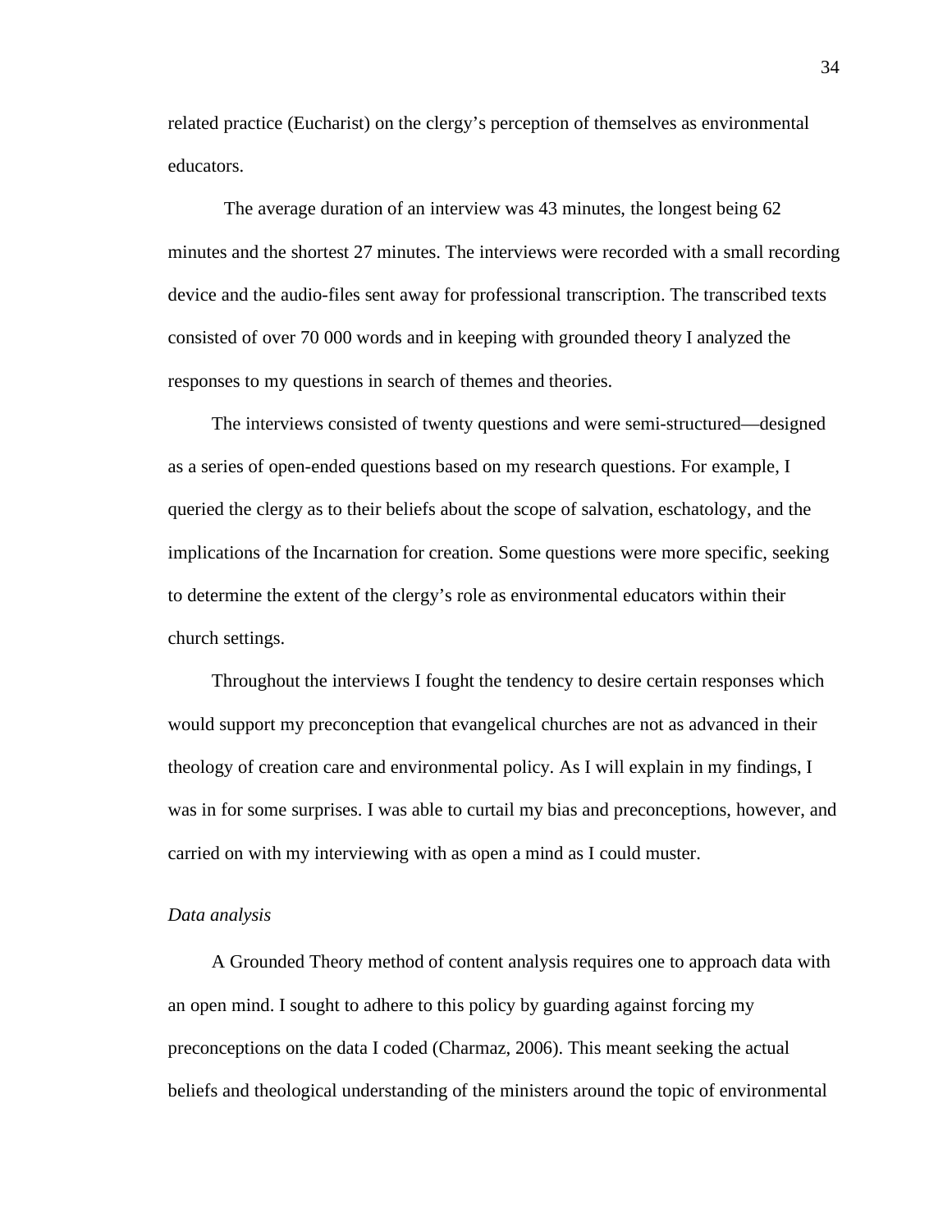related practice (Eucharist) on the clergy's perception of themselves as environmental educators.

The average duration of an interview was 43 minutes, the longest being 62 minutes and the shortest 27 minutes. The interviews were recorded with a small recording device and the audio-files sent away for professional transcription. The transcribed texts consisted of over 70 000 words and in keeping with grounded theory I analyzed the responses to my questions in search of themes and theories.

The interviews consisted of twenty questions and were semi-structured—designed as a series of open-ended questions based on my research questions. For example, I queried the clergy as to their beliefs about the scope of salvation, eschatology, and the implications of the Incarnation for creation. Some questions were more specific, seeking to determine the extent of the clergy's role as environmental educators within their church settings.

Throughout the interviews I fought the tendency to desire certain responses which would support my preconception that evangelical churches are not as advanced in their theology of creation care and environmental policy. As I will explain in my findings, I was in for some surprises. I was able to curtail my bias and preconceptions, however, and carried on with my interviewing with as open a mind as I could muster.

*Data analysis*

A Grounded Theory method of content analysis requires one to approach data with an open mind. I sought to adhere to this policy by guarding against forcing my preconceptions on the data I coded (Charmaz, 2006). This meant seeking the actual beliefs and theological understanding of the ministers around the topic of environmental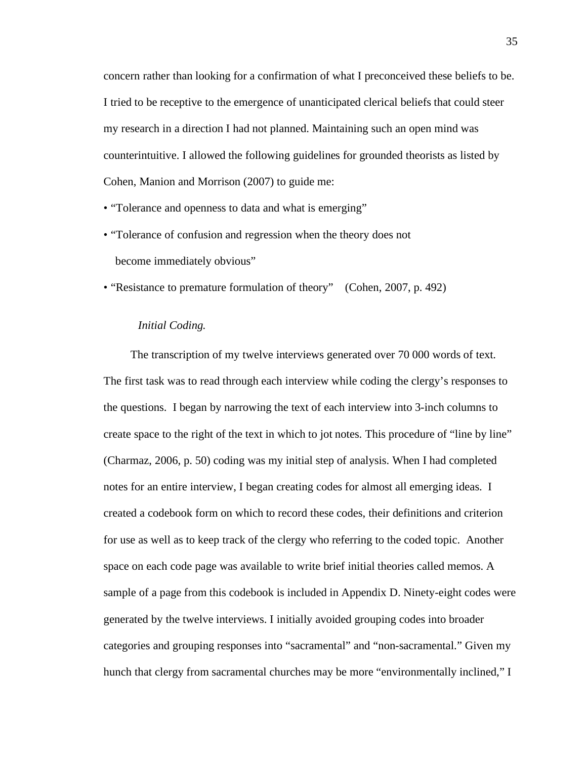concern rather than looking for a confirmation of what I preconceived these beliefs to be. I tried to be receptive to the emergence of unanticipated clerical beliefs that could steer my research in a direction I had not planned. Maintaining such an open mind was counterintuitive. I allowed the following guidelines for grounded theorists as listed by Cohen, Manion and Morrison (2007) to guide me:

- "Tolerance and openness to data and what is emerging"
- "Tolerance of confusion and regression when the theory does not become immediately obvious"
- "Resistance to premature formulation of theory" (Cohen, 2007, p. 492)

*Initial Coding.*

The transcription of my twelve interviews generated over 70 000 words of text. The first task was to read through each interview while coding the clergy's responses to the questions. I began by narrowing the text of each interview into 3-inch columns to create space to the right of the text in which to jot notes. This procedure of "line by line" (Charmaz, 2006, p. 50) coding was my initial step of analysis. When I had completed notes for an entire interview, I began creating codes for almost all emerging ideas. I created a codebook form on which to record these codes, their definitions and criterion for use as well as to keep track of the clergy who referring to the coded topic. Another space on each code page was available to write brief initial theories called memos. A sample of a page from this codebook is included in Appendix D. Ninety-eight codes were generated by the twelve interviews. I initially avoided grouping codes into broader categories and grouping responses into "sacramental" and "non-sacramental." Given my hunch that clergy from sacramental churches may be more "environmentally inclined," I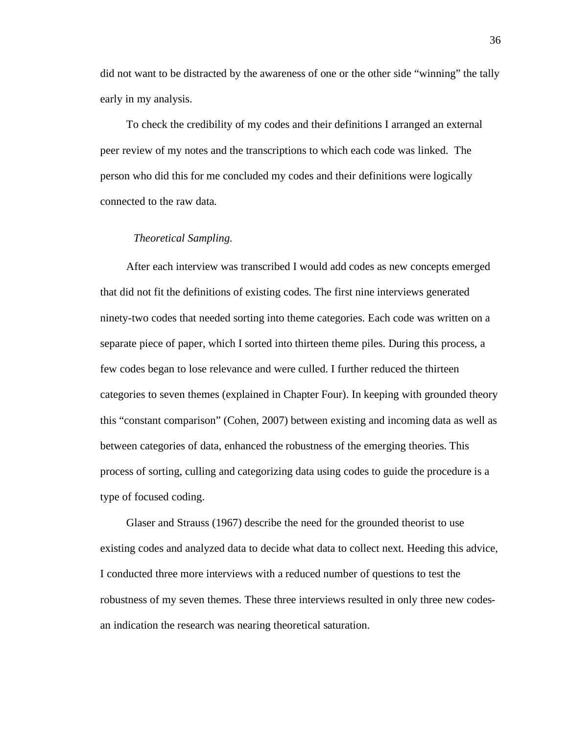did not want to be distracted by the awareness of one or the other side "winning" the tally early in my analysis.

To check the credibility of my codes and their definitions I arranged an external peer review of my notes and the transcriptions to which each code was linked. The person who did this for me concluded my codes and their definitions were logically connected to the raw data.

*Theoretical Sampling.*

After each interview was transcribed I would add codes as new concepts emerged that did not fit the definitions of existing codes. The first nine interviews generated ninety-two codes that needed sorting into theme categories. Each code was written on a separate piece of paper, which I sorted into thirteen theme piles. During this process, a few codes began to lose relevance and were culled. I further reduced the thirteen categories to seven themes (explained in Chapter Four). In keeping with grounded theory this "constant comparison" (Cohen, 2007) between existing and incoming data as well as between categories of data, enhanced the robustness of the emerging theories. This process of sorting, culling and categorizing data using codes to guide the procedure is a type of focused coding.

Glaser and Strauss (1967) describe the need for the grounded theorist to use existing codes and analyzed data to decide what data to collect next. Heeding this advice, I conducted three more interviews with a reduced number of questions to test the robustness of my seven themes. These three interviews resulted in only three new codes-an indication the research was nearing theoretical saturation.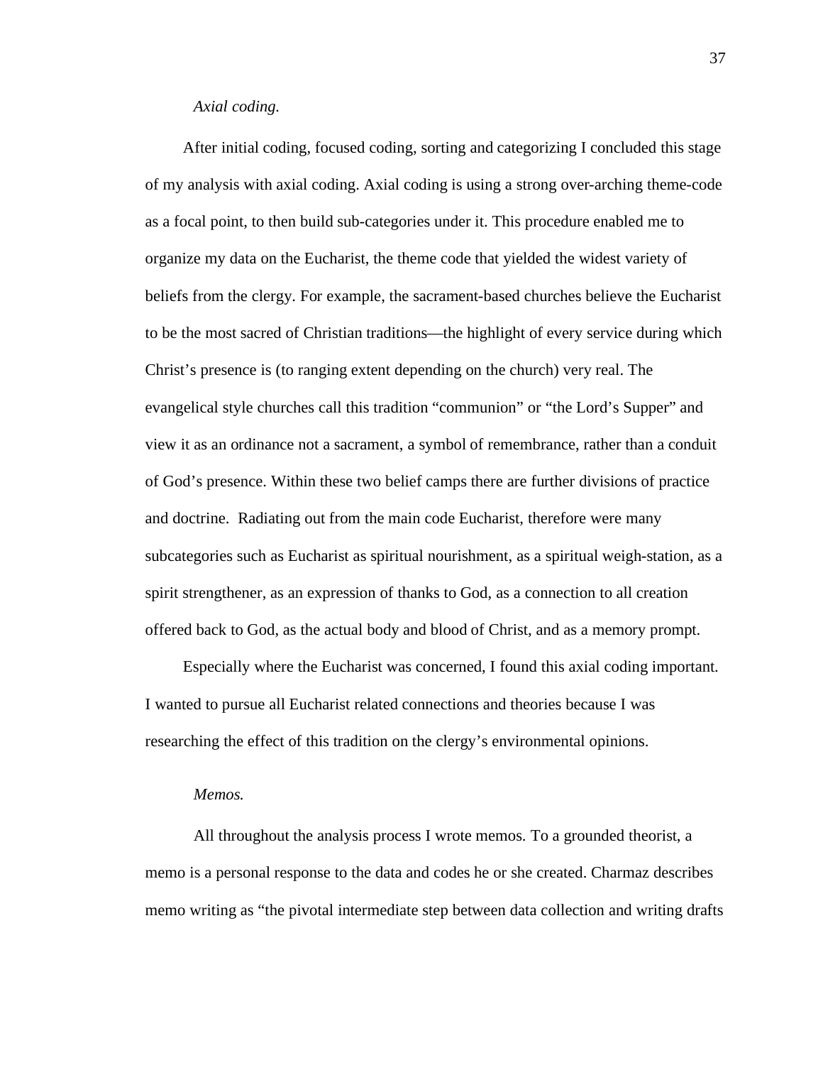*Axial coding.*

After initial coding, focused coding, sorting and categorizing I concluded this stage of my analysis with axial coding. Axial coding is using a strong over-arching theme-code as a focal point, to then build sub-categories under it. This procedure enabled me to organize my data on the Eucharist, the theme code that yielded the widest variety of beliefs from the clergy. For example, the sacrament-based churches believe the Eucharist to be the most sacred of Christian traditions—the highlight of every service during which Christ's presence is (to ranging extent depending on the church) very real. The evangelical style churches call this tradition "communion" or "the Lord's Supper" and view it as an ordinance not a sacrament, a symbol of remembrance, rather than a conduit of God's presence. Within these two belief camps there are further divisions of practice and doctrine. Radiating out from the main code Eucharist, therefore were many subcategories such as Eucharist as spiritual nourishment, as a spiritual weigh-station, as a spirit strengthener, as an expression of thanks to God, as a connection to all creation offered back to God, as the actual body and blood of Christ, and as a memory prompt.

Especially where the Eucharist was concerned, I found this axial coding important. I wanted to pursue all Eucharist related connections and theories because I was researching the effect of this tradition on the clergy's environmental opinions.

*Memos.*

All throughout the analysis process I wrote memos. To a grounded theorist, a memo is a personal response to the data and codes he or she created. Charmaz describes memo writing as "the pivotal intermediate step between data collection and writing drafts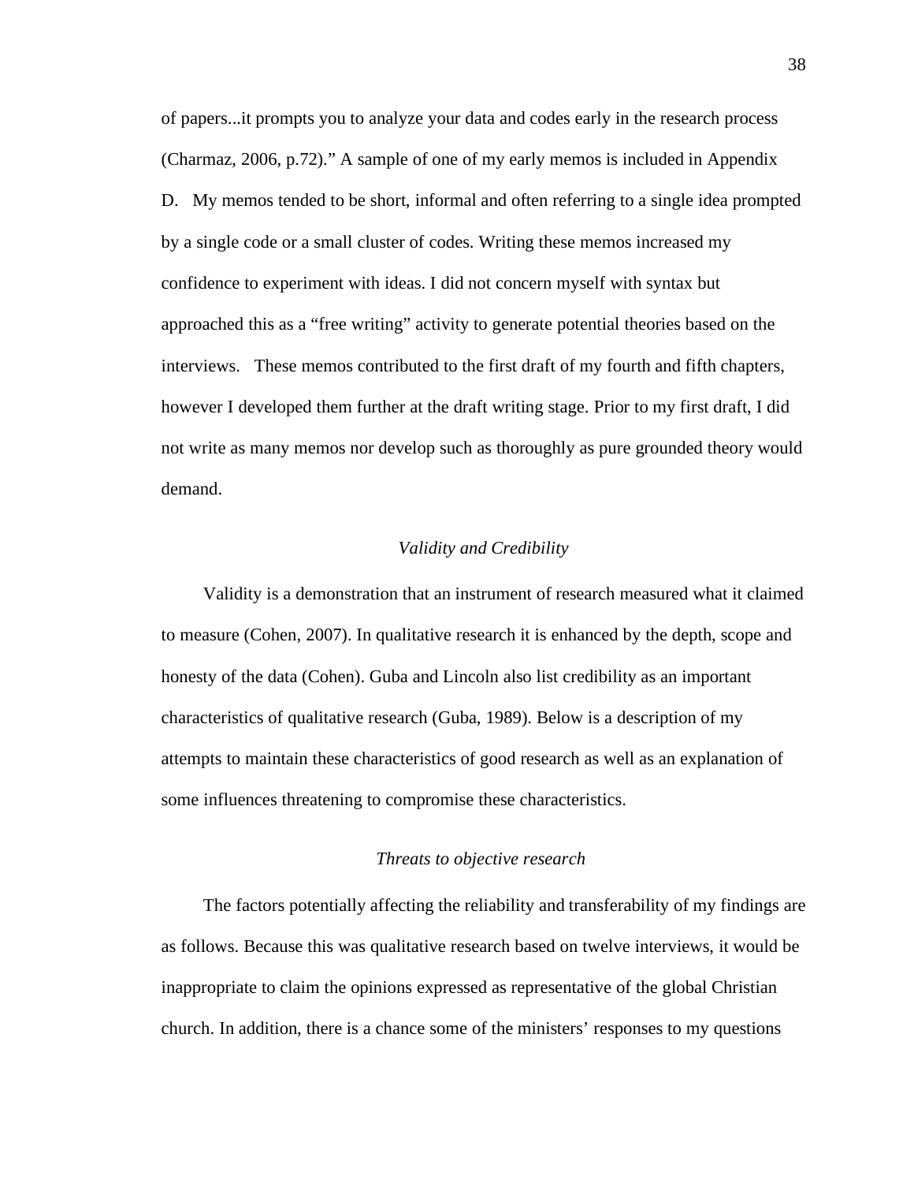of papers...it prompts you to analyze your data and codes early in the research process (Charmaz, 2006, p.72)." A sample of one of my early memos is included in Appendix D. My memos tended to be short, informal and often referring to a single idea prompted by a single code or a small cluster of codes. Writing these memos increased my confidence to experiment with ideas. I did not concern myself with syntax but approached this as a "free writing" activity to generate potential theories based on the interviews. These memos contributed to the first draft of my fourth and fifth chapters, however I developed them further at the draft writing stage. Prior to my first draft, I did not write as many memos nor develop such as thoroughly as pure grounded theory would demand.

### *Validity and Credibility*

Validity is a demonstration that an instrument of research measured what it claimed to measure (Cohen, 2007). In qualitative research it is enhanced by the depth, scope and honesty of the data (Cohen). Guba and Lincoln also list credibility as an important characteristics of qualitative research (Guba, 1989). Below is a description of my attempts to maintain these characteristics of good research as well as an explanation of some influences threatening to compromise these characteristics.

### *Threats to objective research*

The factors potentially affecting the reliability and transferability of my findings are as follows. Because this was qualitative research based on twelve interviews, it would be inappropriate to claim the opinions expressed as representative of the global Christian church. In addition, there is a chance some of the ministers' responses to my questions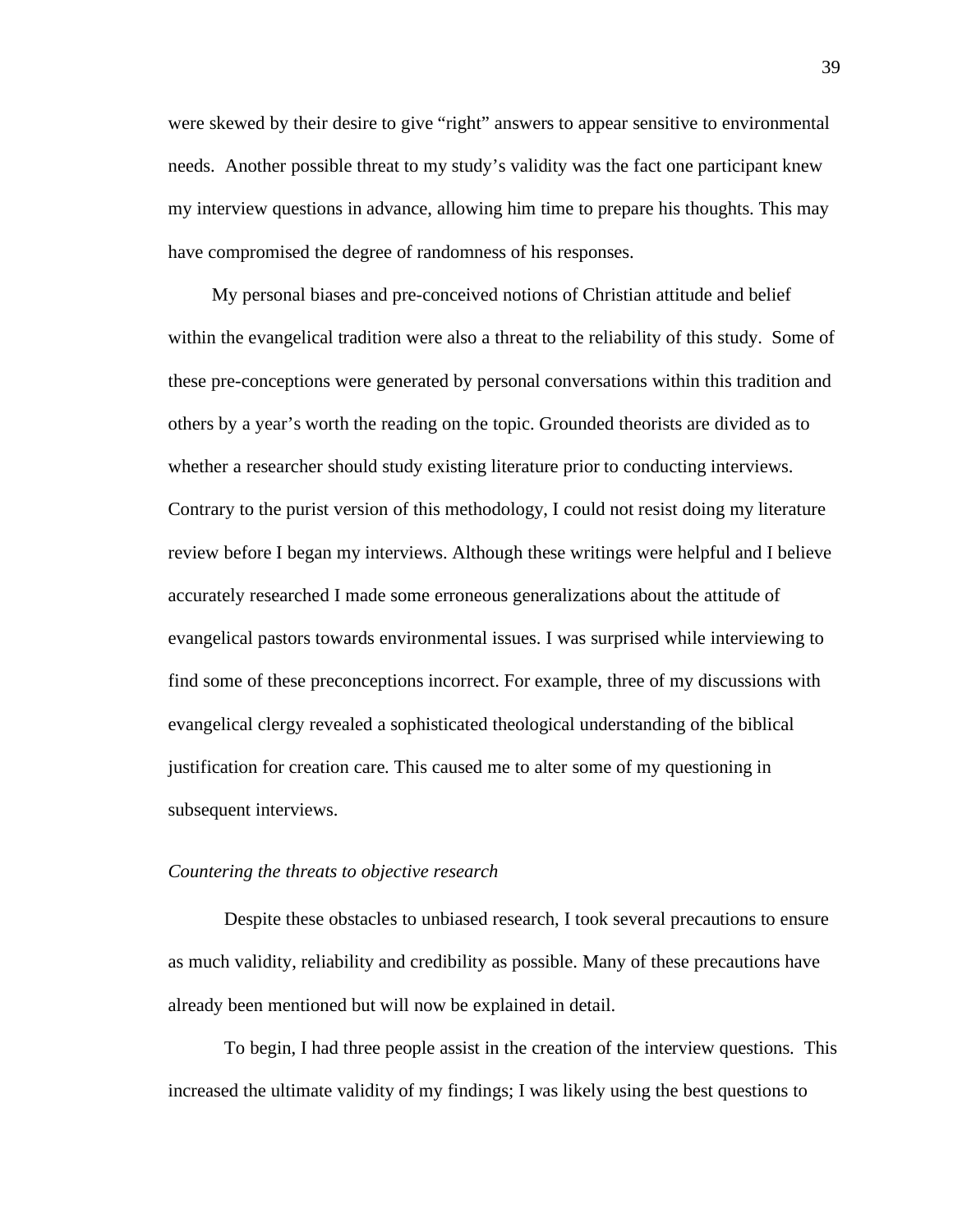were skewed by their desire to give "right" answers to appear sensitive to environmental needs. Another possible threat to my study's validity was the fact one participant knew my interview questions in advance, allowing him time to prepare his thoughts. This may have compromised the degree of randomness of his responses.

My personal biases and pre-conceived notions of Christian attitude and belief within the evangelical tradition were also a threat to the reliability of this study. Some of these pre-conceptions were generated by personal conversations within this tradition and others by a year's worth the reading on the topic. Grounded theorists are divided as to whether a researcher should study existing literature prior to conducting interviews. Contrary to the purist version of this methodology, I could not resist doing my literature review before I began my interviews. Although these writings were helpful and I believe accurately researched I made some erroneous generalizations about the attitude of evangelical pastors towards environmental issues. I was surprised while interviewing to find some of these preconceptions incorrect. For example, three of my discussions with evangelical clergy revealed a sophisticated theological understanding of the biblical justification for creation care. This caused me to alter some of my questioning in subsequent interviews.

*Countering the threats to objective research*

Despite these obstacles to unbiased research, I took several precautions to ensure as much validity, reliability and credibility as possible. Many of these precautions have already been mentioned but will now be explained in detail.

To begin, I had three people assist in the creation of the interview questions. This increased the ultimate validity of my findings; I was likely using the best questions to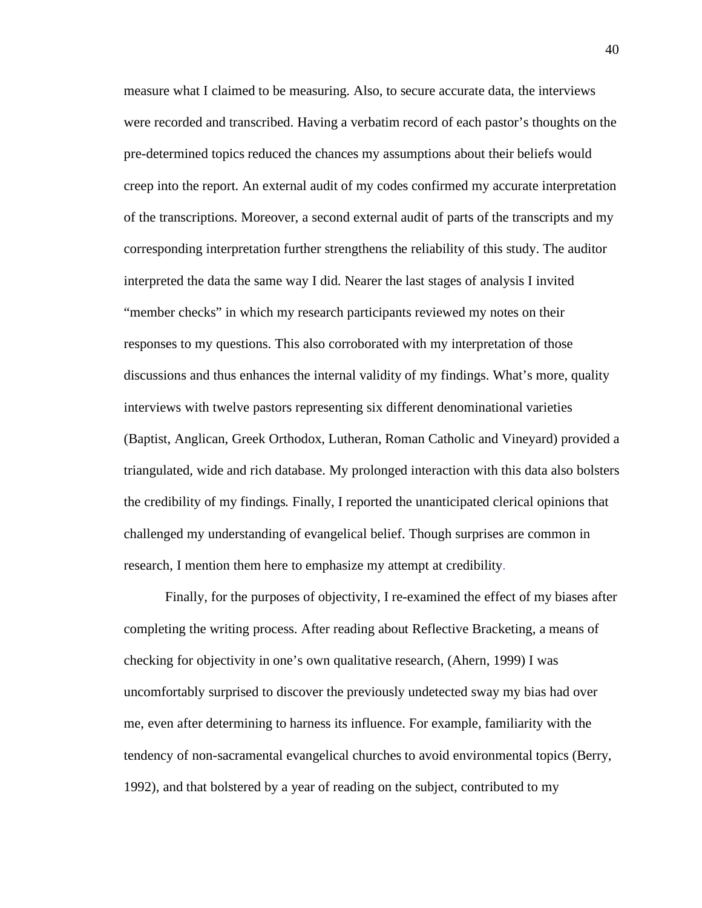measure what I claimed to be measuring. Also, to secure accurate data, the interviews were recorded and transcribed. Having a verbatim record of each pastor's thoughts on the pre-determined topics reduced the chances my assumptions about their beliefs would creep into the report. An external audit of my codes confirmed my accurate interpretation of the transcriptions. Moreover, a second external audit of parts of the transcripts and my corresponding interpretation further strengthens the reliability of this study. The auditor interpreted the data the same way I did. Nearer the last stages of analysis I invited "member checks" in which my research participants reviewed my notes on their responses to my questions. This also corroborated with my interpretation of those discussions and thus enhances the internal validity of my findings. What's more, quality interviews with twelve pastors representing six different denominational varieties (Baptist, Anglican, Greek Orthodox, Lutheran, Roman Catholic and Vineyard) provided a triangulated, wide and rich database. My prolonged interaction with this data also bolsters the credibility of my findings. Finally, I reported the unanticipated clerical opinions that challenged my understanding of evangelical belief. Though surprises are common in research, I mention them here to emphasize my attempt at credibility.

Finally, for the purposes of objectivity, I re-examined the effect of my biases after completing the writing process. After reading about Reflective Bracketing, a means of checking for objectivity in one's own qualitative research, (Ahern, 1999) I was uncomfortably surprised to discover the previously undetected sway my bias had over me, even after determining to harness its influence. For example, familiarity with the tendency of non-sacramental evangelical churches to avoid environmental topics (Berry, 1992), and that bolstered by a year of reading on the subject, contributed to my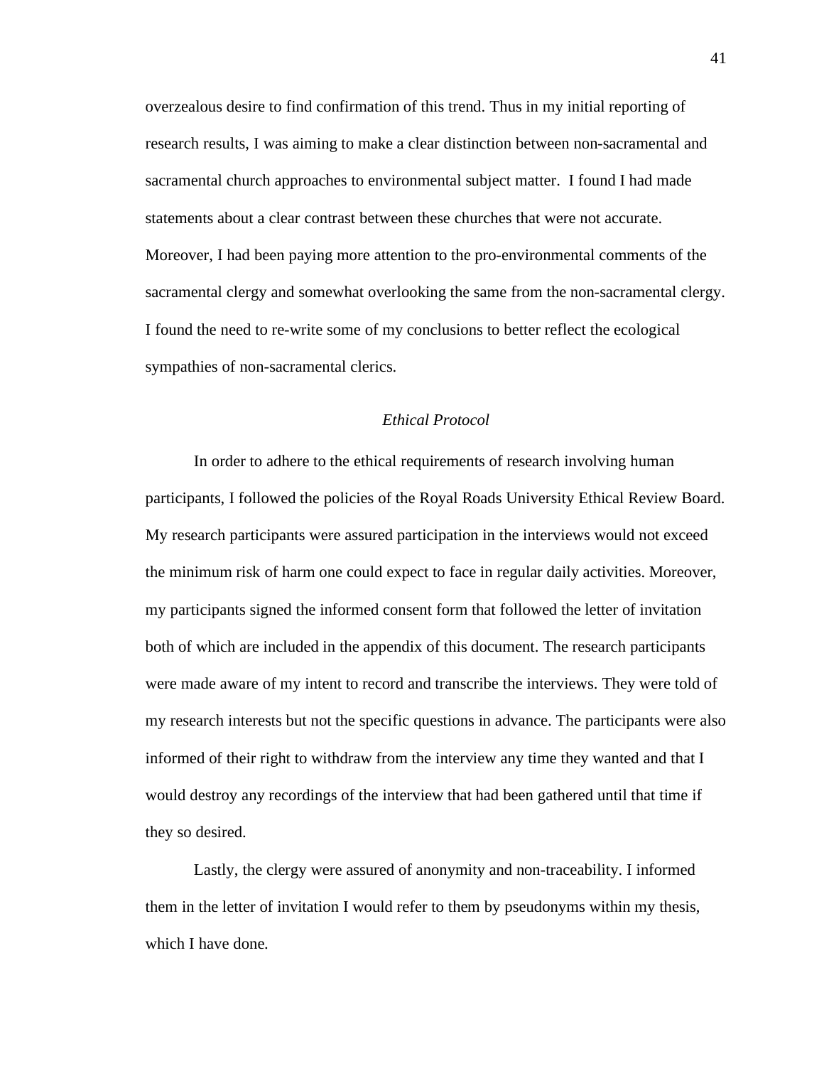overzealous desire to find confirmation of this trend. Thus in my initial reporting of research results, I was aiming to make a clear distinction between non-sacramental and sacramental church approaches to environmental subject matter.  I found I had made statements about a clear contrast between these churches that were not accurate. Moreover, I had been paying more attention to the pro-environmental comments of the sacramental clergy and somewhat overlooking the same from the non-sacramental clergy. I found the need to re-write some of my conclusions to better reflect the ecological sympathies of non-sacramental clerics.

### *Ethical Protocol*

In order to adhere to the ethical requirements of research involving human participants, I followed the policies of the Royal Roads University Ethical Review Board. My research participants were assured participation in the interviews would not exceed the minimum risk of harm one could expect to face in regular daily activities. Moreover, my participants signed the informed consent form that followed the letter of invitation both of which are included in the appendix of this document. The research participants were made aware of my intent to record and transcribe the interviews. They were told of my research interests but not the specific questions in advance. The participants were also informed of their right to withdraw from the interview any time they wanted and that I would destroy any recordings of the interview that had been gathered until that time if they so desired.

Lastly, the clergy were assured of anonymity and non-traceability. I informed them in the letter of invitation I would refer to them by pseudonyms within my thesis, which I have done.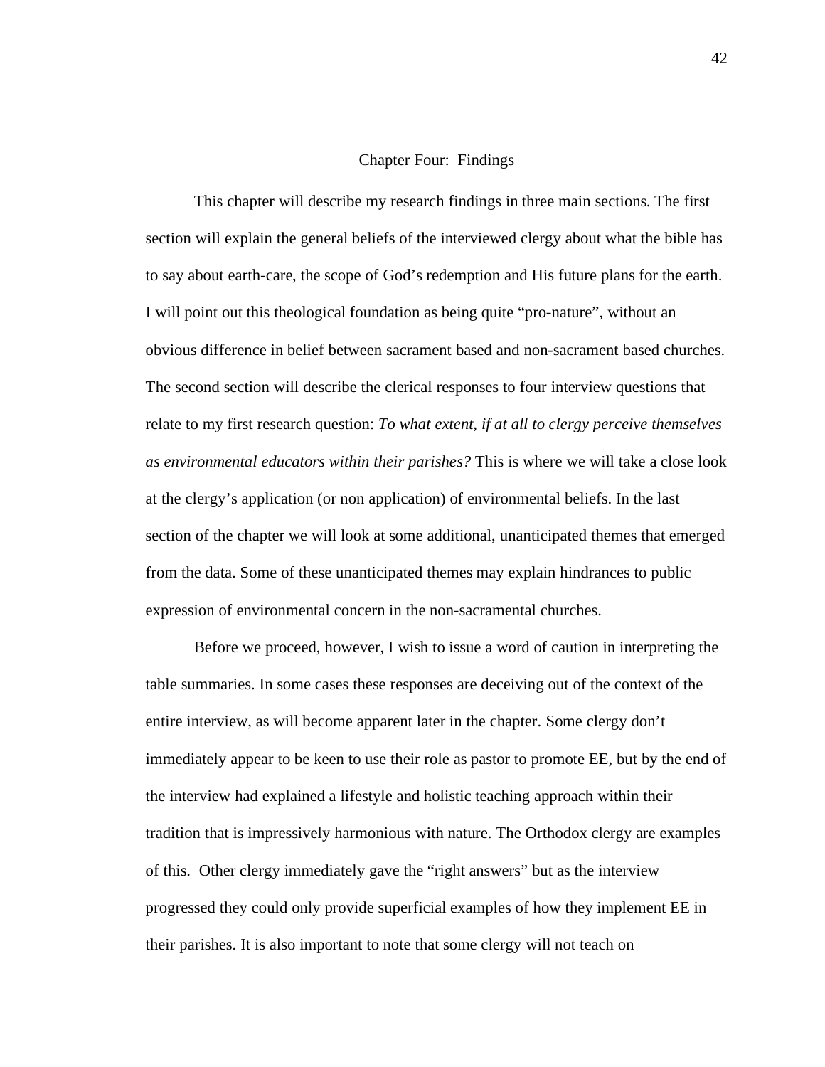# Chapter Four: Findings

This chapter will describe my research findings in three main sections. The first section will explain the general beliefs of the interviewed clergy about what the bible has to say about earth-care, the scope of God's redemption and His future plans for the earth. I will point out this theological foundation as being quite "pro-nature", without an obvious difference in belief between sacrament based and non-sacrament based churches. The second section will describe the clerical responses to four interview questions that relate to my first research question: *To what extent, if at all to clergy perceive themselves as environmental educators within their parishes?* This is where we will take a close look at the clergy's application (or non application) of environmental beliefs. In the last section of the chapter we will look at some additional, unanticipated themes that emerged from the data. Some of these unanticipated themes may explain hindrances to public expression of environmental concern in the non-sacramental churches.

Before we proceed, however, I wish to issue a word of caution in interpreting the table summaries. In some cases these responses are deceiving out of the context of the entire interview, as will become apparent later in the chapter. Some clergy don't immediately appear to be keen to use their role as pastor to promote EE, but by the end of the interview had explained a lifestyle and holistic teaching approach within their tradition that is impressively harmonious with nature. The Orthodox clergy are examples of this. Other clergy immediately gave the "right answers" but as the interview progressed they could only provide superficial examples of how they implement EE in their parishes. It is also important to note that some clergy will not teach on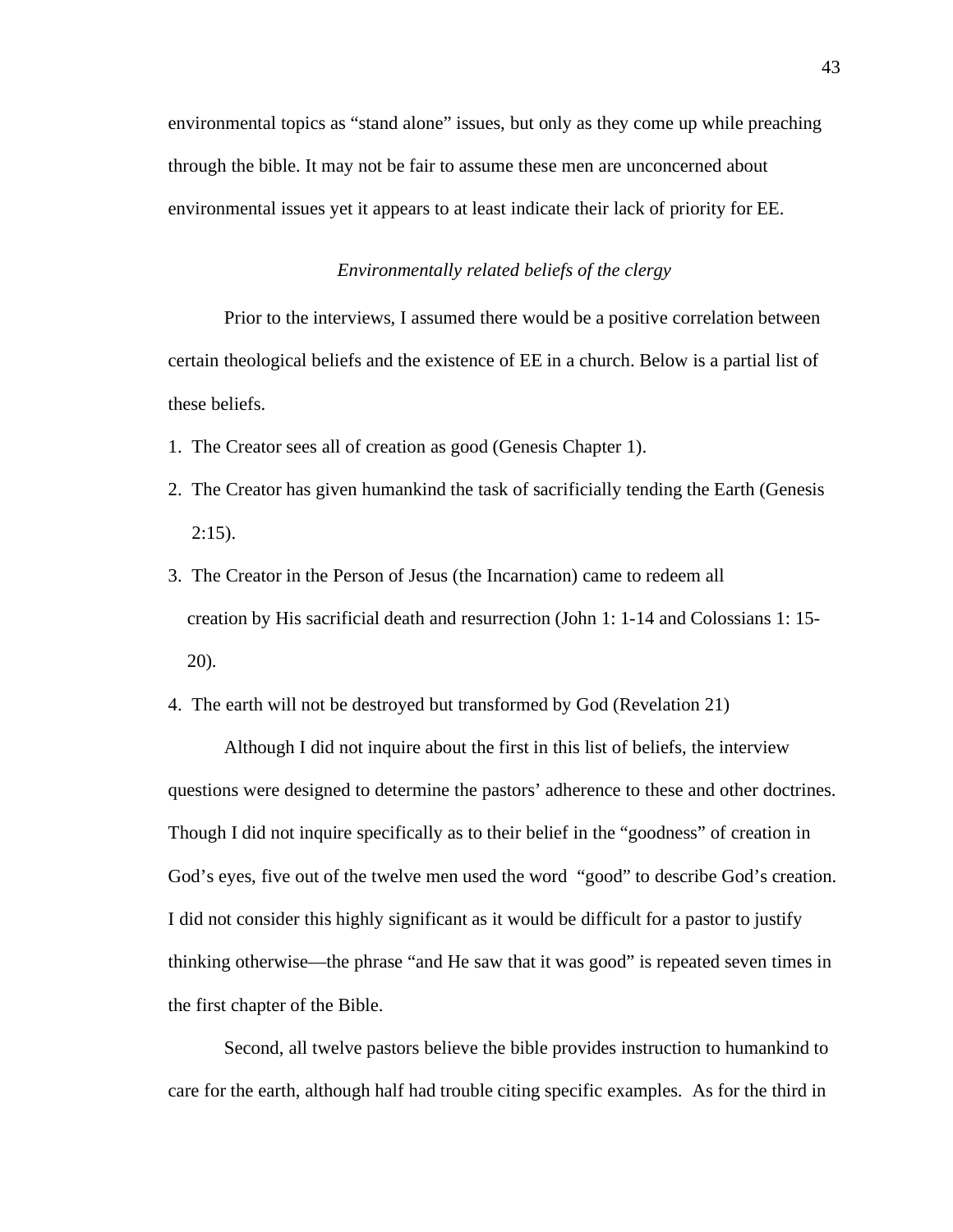environmental topics as "stand alone" issues, but only as they come up while preaching through the bible. It may not be fair to assume these men are unconcerned about environmental issues yet it appears to at least indicate their lack of priority for EE.

### *Environmentally related beliefs of the clergy*

Prior to the interviews, I assumed there would be a positive correlation between certain theological beliefs and the existence of EE in a church. Below is a partial list of these beliefs.

1. The Creator sees all of creation as good (Genesis Chapter 1).
2. The Creator has given humankind the task of sacrificially tending the Earth (Genesis 2:15).
3. The Creator in the Person of Jesus (the Incarnation) came to redeem all creation by His sacrificial death and resurrection (John 1: 1-14 and Colossians 1: 15-20).
4. The earth will not be destroyed but transformed by God (Revelation 21)

Although I did not inquire about the first in this list of beliefs, the interview questions were designed to determine the pastors' adherence to these and other doctrines. Though I did not inquire specifically as to their belief in the "goodness" of creation in God's eyes, five out of the twelve men used the word "good" to describe God's creation. I did not consider this highly significant as it would be difficult for a pastor to justify thinking otherwise—the phrase "and He saw that it was good" is repeated seven times in the first chapter of the Bible.

Second, all twelve pastors believe the bible provides instruction to humankind to care for the earth, although half had trouble citing specific examples. As for the third in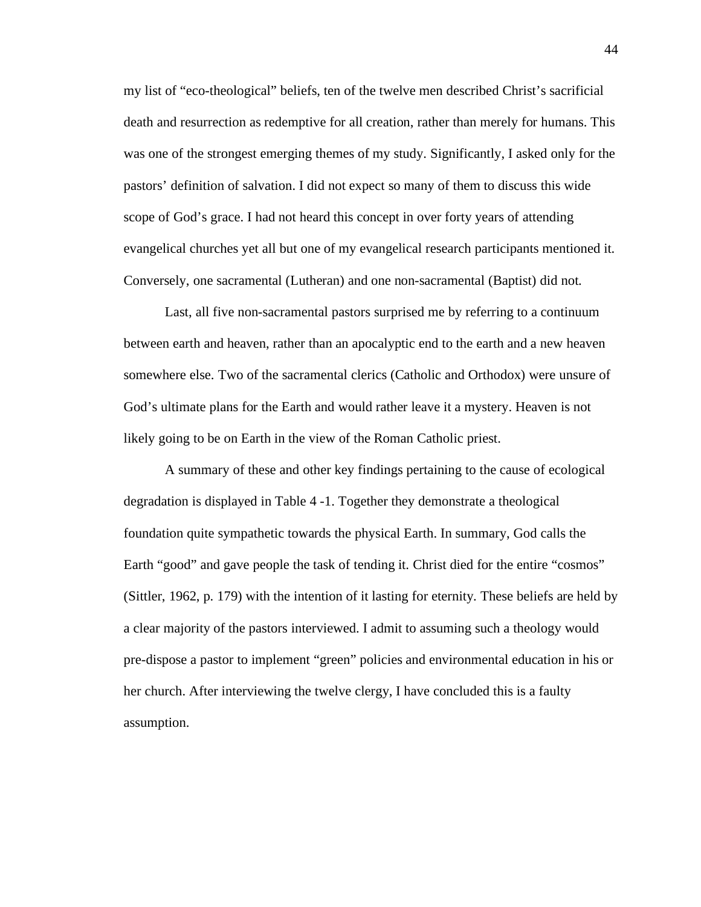my list of “eco-theological” beliefs, ten of the twelve men described Christ’s sacrificial death and resurrection as redemptive for all creation, rather than merely for humans. This was one of the strongest emerging themes of my study. Significantly, I asked only for the pastors’ definition of salvation. I did not expect so many of them to discuss this wide scope of God’s grace. I had not heard this concept in over forty years of attending evangelical churches yet all but one of my evangelical research participants mentioned it. Conversely, one sacramental (Lutheran) and one non-sacramental (Baptist) did not.

Last, all five non-sacramental pastors surprised me by referring to a continuum between earth and heaven, rather than an apocalyptic end to the earth and a new heaven somewhere else. Two of the sacramental clerics (Catholic and Orthodox) were unsure of God’s ultimate plans for the Earth and would rather leave it a mystery. Heaven is not likely going to be on Earth in the view of the Roman Catholic priest.

A summary of these and other key findings pertaining to the cause of ecological degradation is displayed in Table 4 -1. Together they demonstrate a theological foundation quite sympathetic towards the physical Earth. In summary, God calls the Earth “good” and gave people the task of tending it. Christ died for the entire “cosmos” (Sittler, 1962, p. 179) with the intention of it lasting for eternity. These beliefs are held by a clear majority of the pastors interviewed. I admit to assuming such a theology would pre-dispose a pastor to implement “green” policies and environmental education in his or her church. After interviewing the twelve clergy, I have concluded this is a faulty assumption.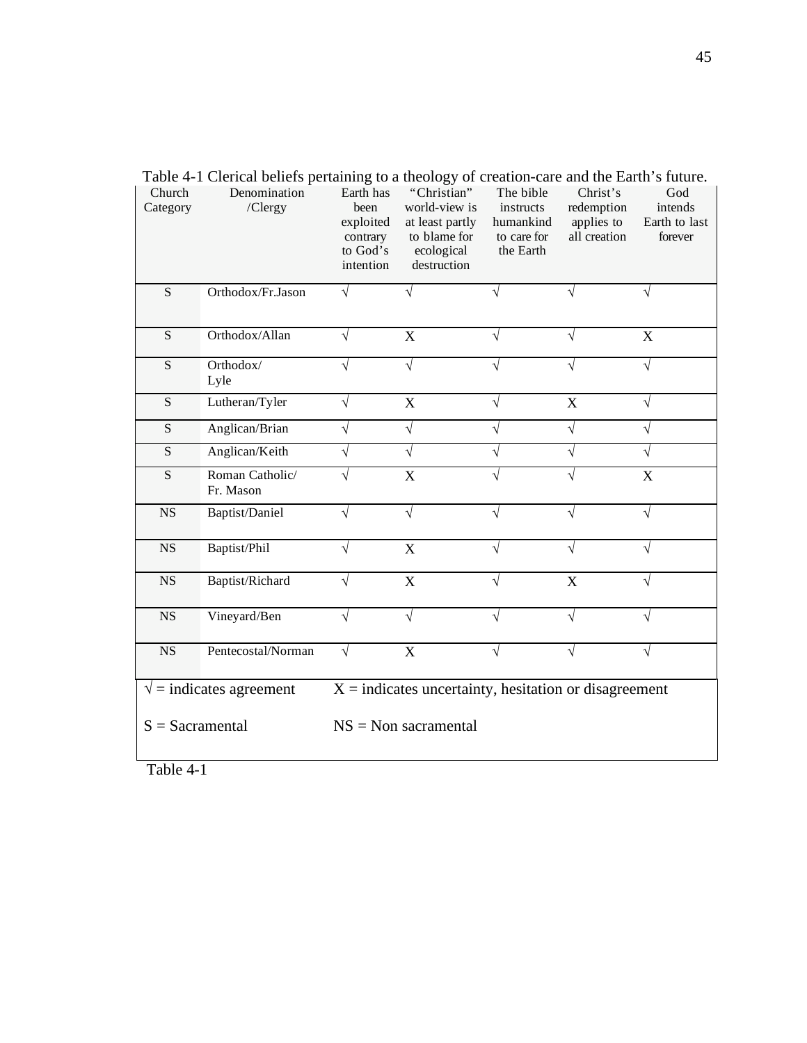Table 4-1 Clerical beliefs pertaining to a theology of creation-care and the Earth's future.

| Church Category | Denomination /Clergy | Earth has been exploited contrary to God's intention | "Christian" world-view is at least partly to blame for ecological destruction | The bible instructs humankind to care for the Earth | Christ's redemption applies to all creation | God intends Earth to last forever |
|---|---|---|---|---|---|---|
| S | Orthodox/Fr.Jason | √ | √ | √ | √ | √ |
| S | Orthodox/Allan | √ | X | √ | √ | X |
| S | Orthodox/ Lyle | √ | √ | √ | √ | √ |
| S | Lutheran/Tyler | √ | X | √ | X | √ |
| S | Anglican/Brian | √ | √ | √ | √ | √ |
| S | Anglican/Keith | √ | √ | √ | √ | √ |
| S | Roman Catholic/ Fr. Mason | √ | X | √ | √ | X |
| NS | Baptist/Daniel | √ | √ | √ | √ | √ |
| NS | Baptist/Phil | √ | X | √ | √ | √ |
| NS | Baptist/Richard | √ | X | √ | X | √ |
| NS | Vineyard/Ben | √ | √ | √ | √ | √ |
| NS | Pentecostal/Norman | √ | X | √ | √ | √ |

√ = indicates agreement X = indicates uncertainty, hesitation or disagreement

S = Sacramental NS = Non sacramental

Table 4-1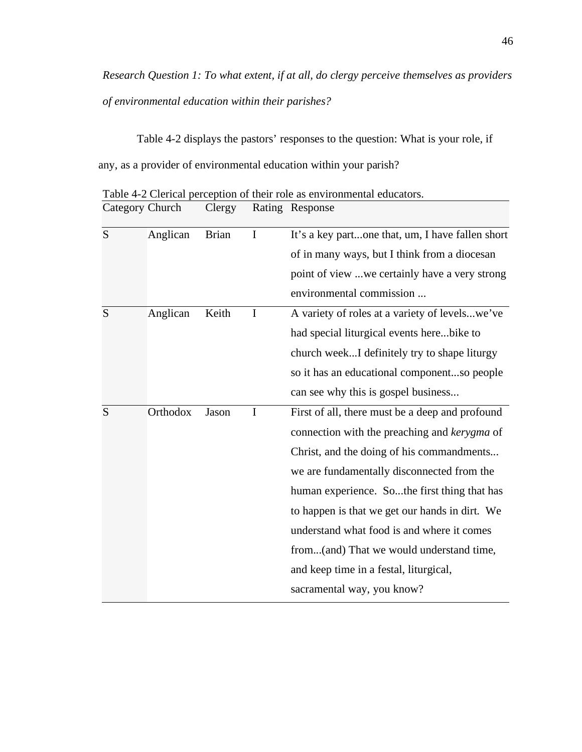*Research Question 1: To what extent, if at all, do clergy perceive themselves as providers of environmental education within their parishes?*

Table 4-2 displays the pastors' responses to the question: What is your role, if any, as a provider of environmental education within your parish?

Table 4-2 Clerical perception of their role as environmental educators.

| Category | Church | Clergy | Rating | Response |
|---|---|---|---|---|
| S | Anglican | Brian | I | It's a key part...one that, um, I have fallen short of in many ways, but I think from a diocesan point of view ...we certainly have a very strong environmental commission ... |
| S | Anglican | Keith | I | A variety of roles at a variety of levels...we've had special liturgical events here...bike to church week...I definitely try to shape liturgy so it has an educational component...so people can see why this is gospel business... |
| S | Orthodox | Jason | I | First of all, there must be a deep and profound connection with the preaching and *kerygma* of Christ, and the doing of his commandments... we are fundamentally disconnected from the human experience. So...the first thing that has to happen is that we get our hands in dirt. We understand what food is and where it comes from...(and) That we would understand time, and keep time in a festal, liturgical, sacramental way, you know? |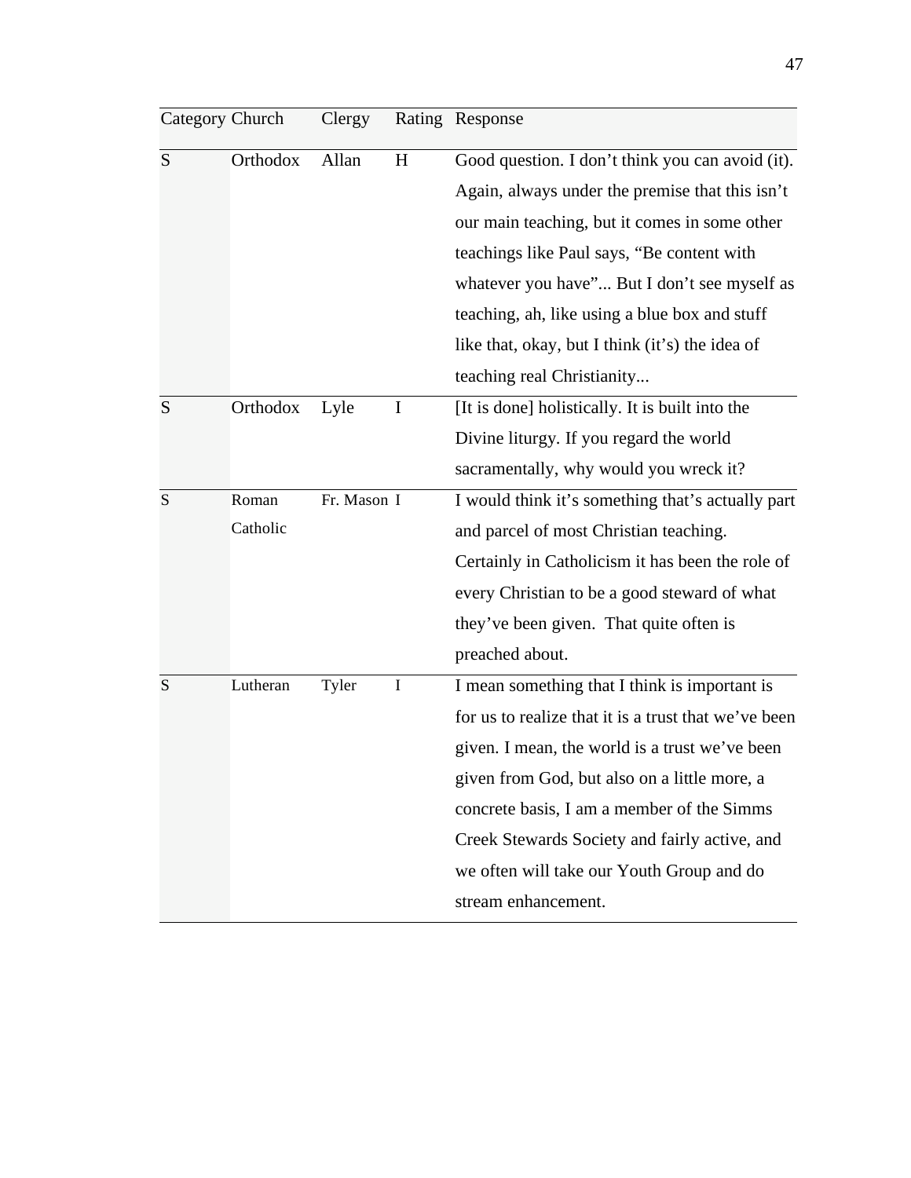| Category | Church | Clergy | Rating | Response |
|---|---|---|---|---|
| S | Orthodox | Allan | H | Good question. I don't think you can avoid (it). Again, always under the premise that this isn't our main teaching, but it comes in some other teachings like Paul says, "Be content with whatever you have"... But I don't see myself as teaching, ah, like using a blue box and stuff like that, okay, but I think (it's) the idea of teaching real Christianity... |
| S | Orthodox | Lyle | I | [It is done] holistically. It is built into the Divine liturgy. If you regard the world sacramentally, why would you wreck it? |
| S | Roman Catholic | Fr. Mason | I | I would think it's something that's actually part and parcel of most Christian teaching. Certainly in Catholicism it has been the role of every Christian to be a good steward of what they've been given. That quite often is preached about. |
| S | Lutheran | Tyler | I | I mean something that I think is important is for us to realize that it is a trust that we've been given. I mean, the world is a trust we've been given from God, but also on a little more, a concrete basis, I am a member of the Simms Creek Stewards Society and fairly active, and we often will take our Youth Group and do stream enhancement. |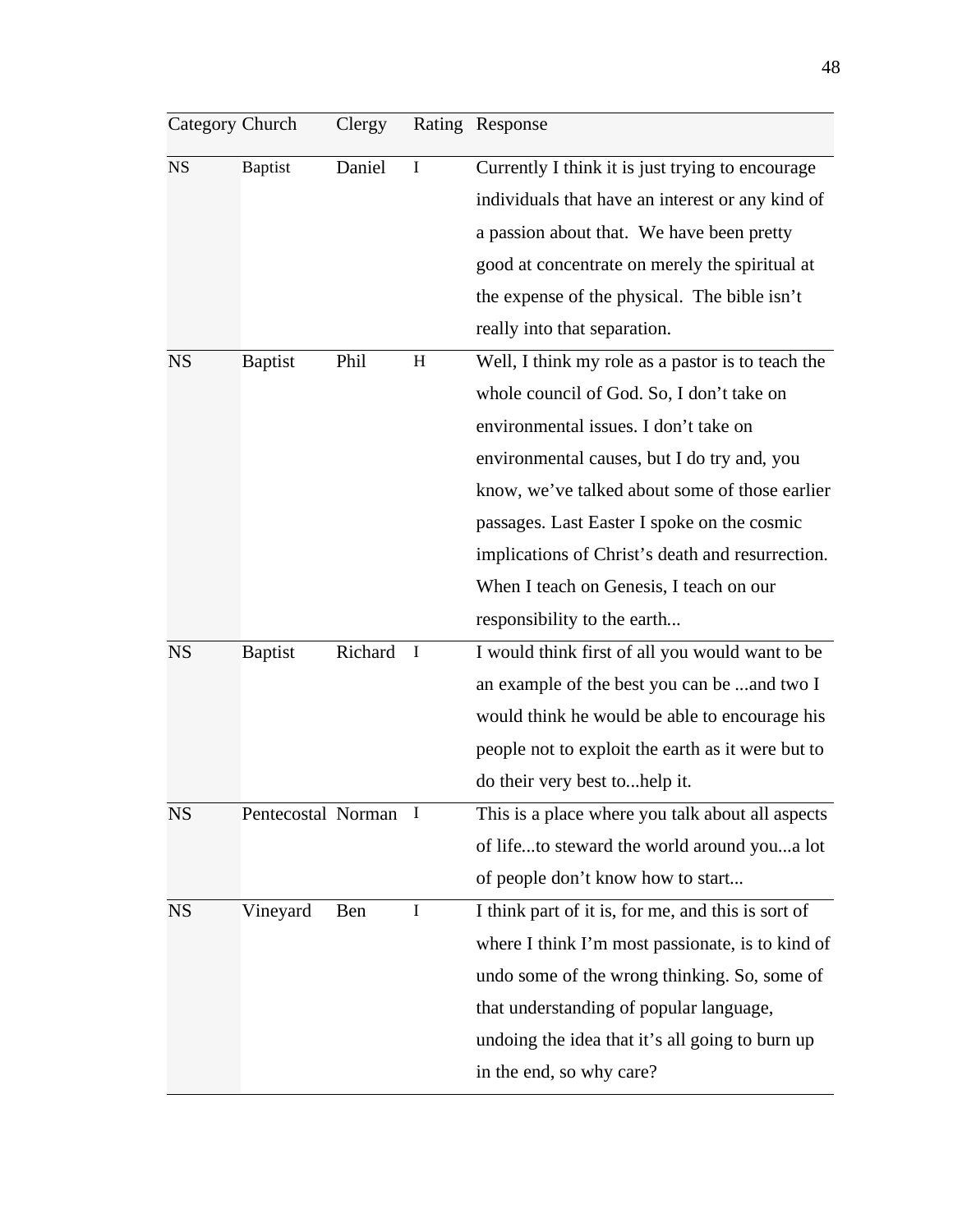| Category | Church | Clergy | Rating | Response |
|---|---|---|---|---|
| NS | Baptist | Daniel | I | Currently I think it is just trying to encourage individuals that have an interest or any kind of a passion about that. We have been pretty good at concentrate on merely the spiritual at the expense of the physical. The bible isn't really into that separation. |
| NS | Baptist | Phil | H | Well, I think my role as a pastor is to teach the whole council of God. So, I don't take on environmental issues. I don't take on environmental causes, but I do try and, you know, we've talked about some of those earlier passages. Last Easter I spoke on the cosmic implications of Christ's death and resurrection. When I teach on Genesis, I teach on our responsibility to the earth... |
| NS | Baptist | Richard | I | I would think first of all you would want to be an example of the best you can be ...and two I would think he would be able to encourage his people not to exploit the earth as it were but to do their very best to...help it. |
| NS | Pentecostal | Norman | I | This is a place where you talk about all aspects of life...to steward the world around you...a lot of people don't know how to start... |
| NS | Vineyard | Ben | I | I think part of it is, for me, and this is sort of where I think I'm most passionate, is to kind of undo some of the wrong thinking. So, some of that understanding of popular language, undoing the idea that it's all going to burn up in the end, so why care? |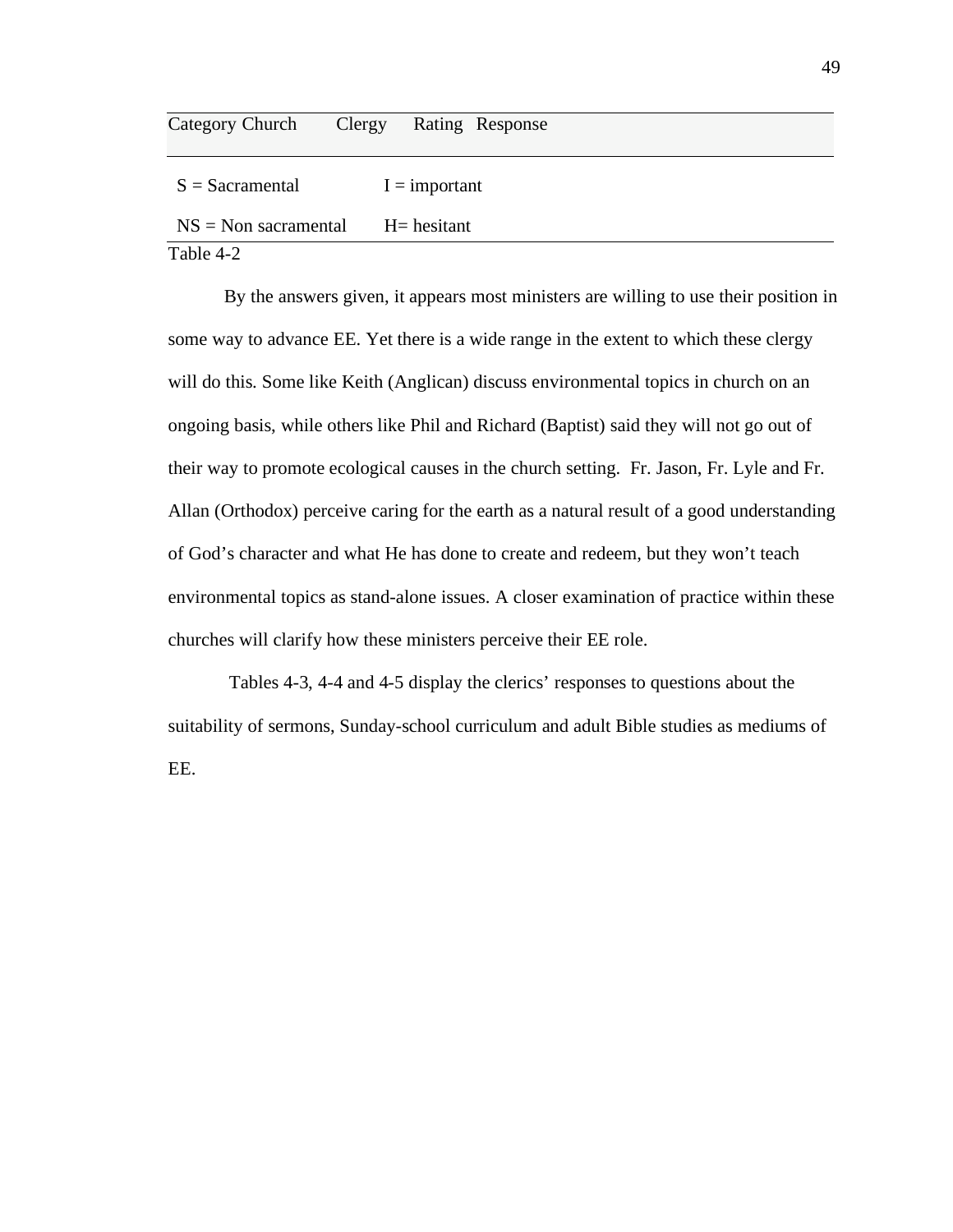| Category | Church | Clergy | Rating | Response |
|---|---|---|---|---|
| S = Sacramental | | I = important | | |
| NS = Non sacramental | | H= hesitant | | |

Table 4-2

By the answers given, it appears most ministers are willing to use their position in some way to advance EE. Yet there is a wide range in the extent to which these clergy will do this. Some like Keith (Anglican) discuss environmental topics in church on an ongoing basis, while others like Phil and Richard (Baptist) said they will not go out of their way to promote ecological causes in the church setting. Fr. Jason, Fr. Lyle and Fr. Allan (Orthodox) perceive caring for the earth as a natural result of a good understanding of God's character and what He has done to create and redeem, but they won't teach environmental topics as stand-alone issues. A closer examination of practice within these churches will clarify how these ministers perceive their EE role.

Tables 4-3, 4-4 and 4-5 display the clerics' responses to questions about the suitability of sermons, Sunday-school curriculum and adult Bible studies as mediums of EE.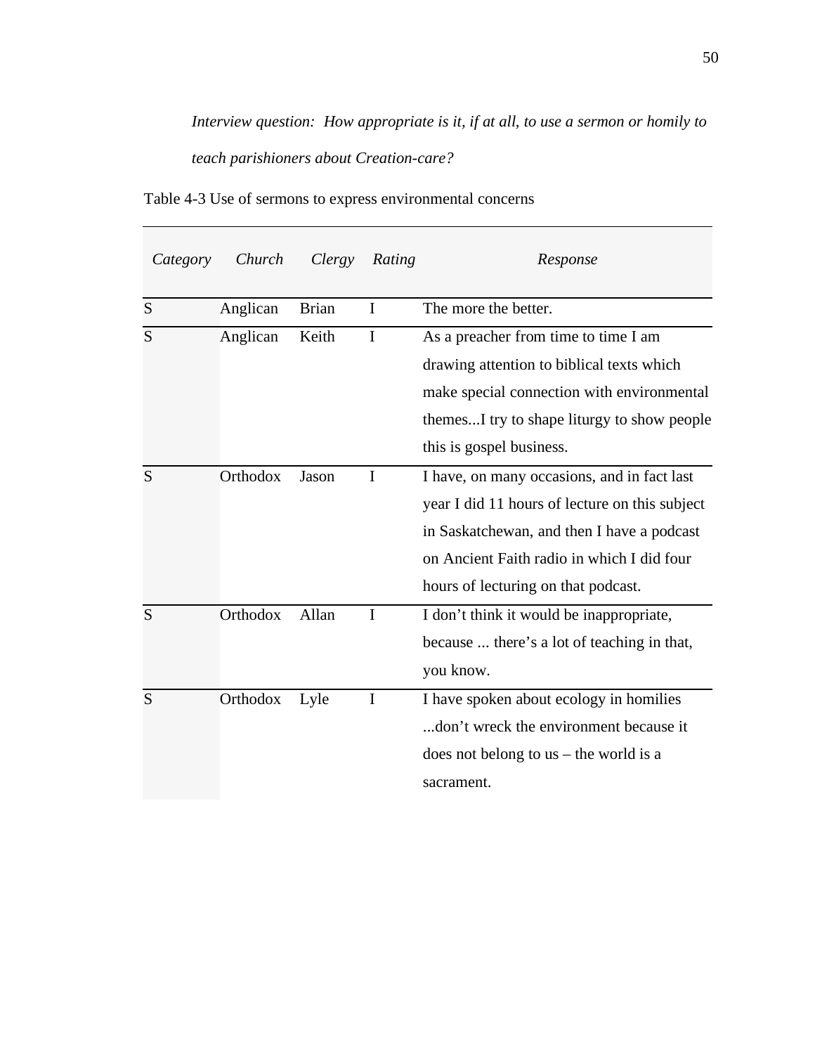*Interview question: How appropriate is it, if at all, to use a sermon or homily to teach parishioners about Creation-care?*

Table 4-3 Use of sermons to express environmental concerns

| *Category* | *Church* | *Clergy* | *Rating* | *Response* |
|---|---|---|---|---|
| S | Anglican | Brian | I | The more the better. |
| S | Anglican | Keith | I | As a preacher from time to time I am drawing attention to biblical texts which make special connection with environmental themes...I try to shape liturgy to show people this is gospel business. |
| S | Orthodox | Jason | I | I have, on many occasions, and in fact last year I did 11 hours of lecture on this subject in Saskatchewan, and then I have a podcast on Ancient Faith radio in which I did four hours of lecturing on that podcast. |
| S | Orthodox | Allan | I | I don't think it would be inappropriate, because ... there's a lot of teaching in that, you know. |
| S | Orthodox | Lyle | I | I have spoken about ecology in homilies ...don't wreck the environment because it does not belong to us – the world is a sacrament. |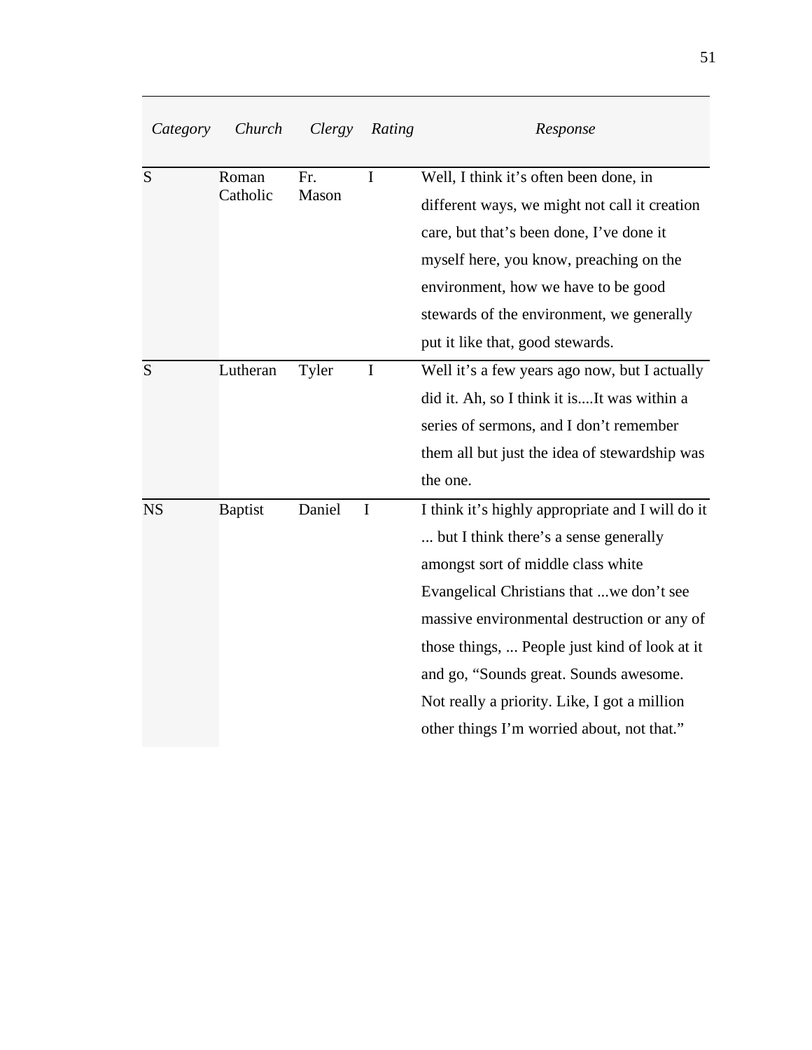| *Category* | *Church* | *Clergy* | *Rating* | *Response* |
|---|---|---|---|---|
| S | Roman Catholic | Fr. Mason | I | Well, I think it’s often been done, in different ways, we might not call it creation care, but that’s been done, I’ve done it myself here, you know, preaching on the environment, how we have to be good stewards of the environment, we generally put it like that, good stewards. |
| S | Lutheran | Tyler | I | Well it’s a few years ago now, but I actually did it. Ah, so I think it is....It was within a series of sermons, and I don’t remember them all but just the idea of stewardship was the one. |
| NS | Baptist | Daniel | I | I think it’s highly appropriate and I will do it ... but I think there’s a sense generally amongst sort of middle class white Evangelical Christians that ...we don’t see massive environmental destruction or any of those things, ... People just kind of look at it and go, “Sounds great. Sounds awesome. Not really a priority. Like, I got a million other things I’m worried about, not that.” |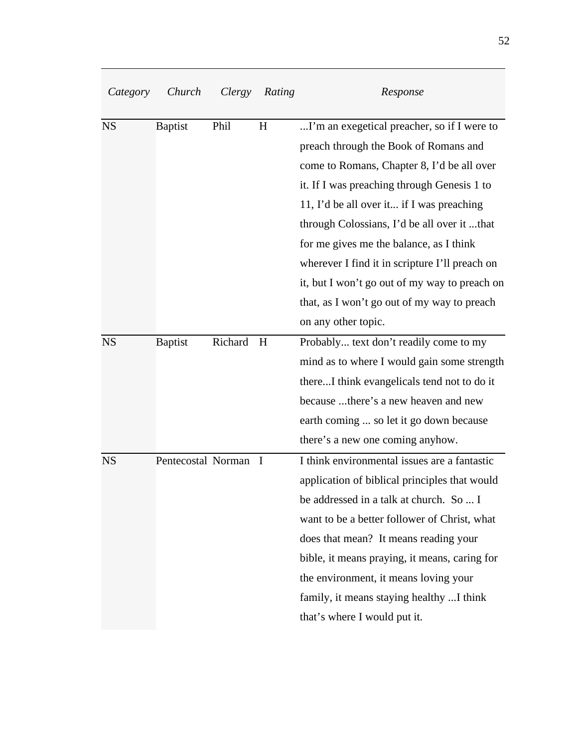| *Category* | *Church* | *Clergy* | *Rating* | *Response* |
|---|---|---|---|---|
| NS | Baptist | Phil | H | ...I'm an exegetical preacher, so if I were to preach through the Book of Romans and come to Romans, Chapter 8, I'd be all over it. If I was preaching through Genesis 1 to 11, I'd be all over it... if I was preaching through Colossians, I'd be all over it ...that for me gives me the balance, as I think wherever I find it in scripture I'll preach on it, but I won't go out of my way to preach on that, as I won't go out of my way to preach on any other topic. |
| NS | Baptist | Richard | H | Probably... text don't readily come to my mind as to where I would gain some strength there...I think evangelicals tend not to do it because ...there's a new heaven and new earth coming ... so let it go down because there's a new one coming anyhow. |
| NS | Pentecostal | Norman | I | I think environmental issues are a fantastic application of biblical principles that would be addressed in a talk at church. So ... I want to be a better follower of Christ, what does that mean? It means reading your bible, it means praying, it means, caring for the environment, it means loving your family, it means staying healthy ...I think that's where I would put it. |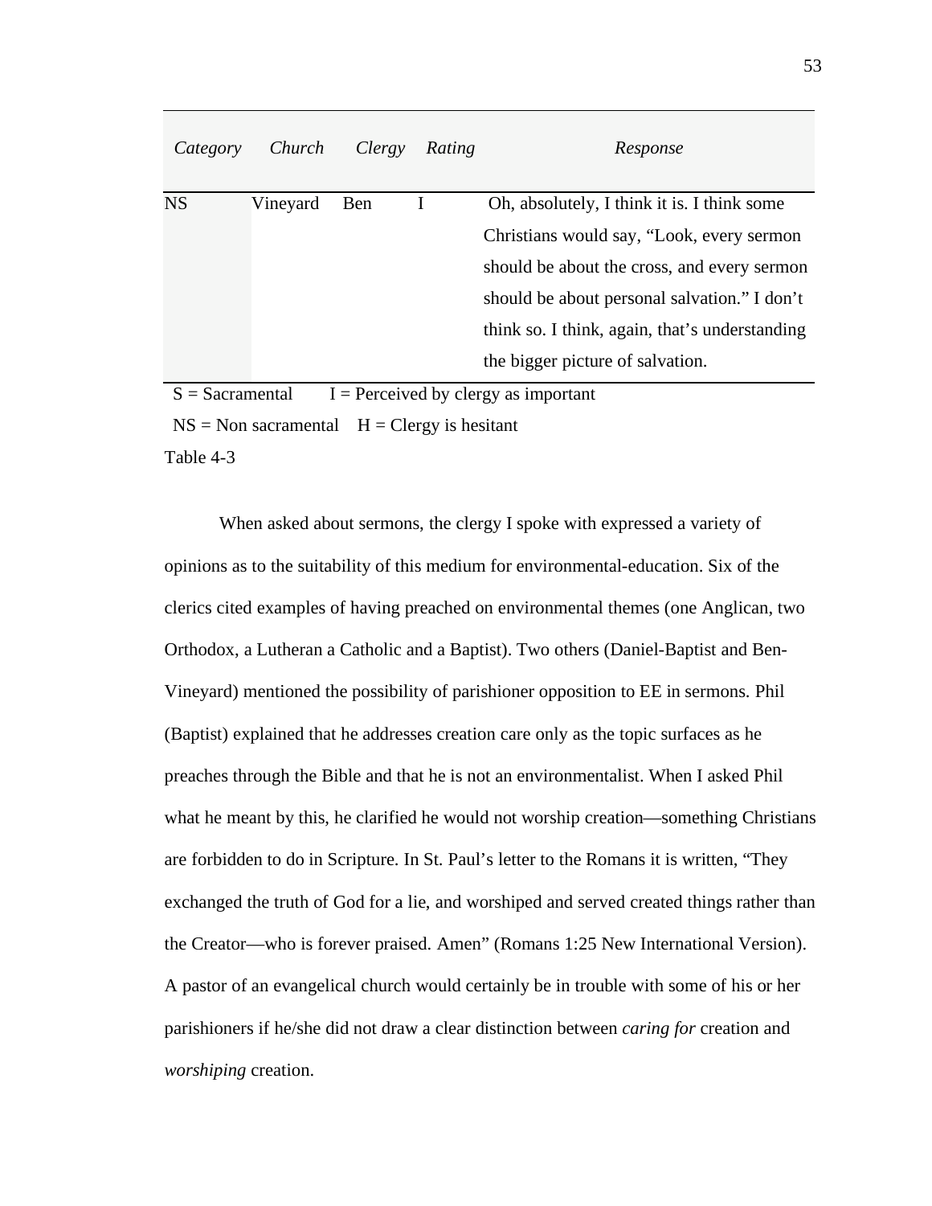| *Category* | *Church* | *Clergy* | *Rating* | *Response* |
| --- | --- | --- | --- | --- |
| NS | Vineyard | Ben | I | Oh, absolutely, I think it is. I think some Christians would say, "Look, every sermon should be about the cross, and every sermon should be about personal salvation." I don't think so. I think, again, that's understanding the bigger picture of salvation. |

S = Sacramental    I = Perceived by clergy as important

NS = Non sacramental    H = Clergy is hesitant

Table 4-3

When asked about sermons, the clergy I spoke with expressed a variety of opinions as to the suitability of this medium for environmental-education. Six of the clerics cited examples of having preached on environmental themes (one Anglican, two Orthodox, a Lutheran a Catholic and a Baptist). Two others (Daniel-Baptist and Ben-Vineyard) mentioned the possibility of parishioner opposition to EE in sermons. Phil (Baptist) explained that he addresses creation care only as the topic surfaces as he preaches through the Bible and that he is not an environmentalist. When I asked Phil what he meant by this, he clarified he would not worship creation—something Christians are forbidden to do in Scripture. In St. Paul's letter to the Romans it is written, "They exchanged the truth of God for a lie, and worshiped and served created things rather than the Creator—who is forever praised. Amen" (Romans 1:25 New International Version). A pastor of an evangelical church would certainly be in trouble with some of his or her parishioners if he/she did not draw a clear distinction between *caring for* creation and *worshiping* creation.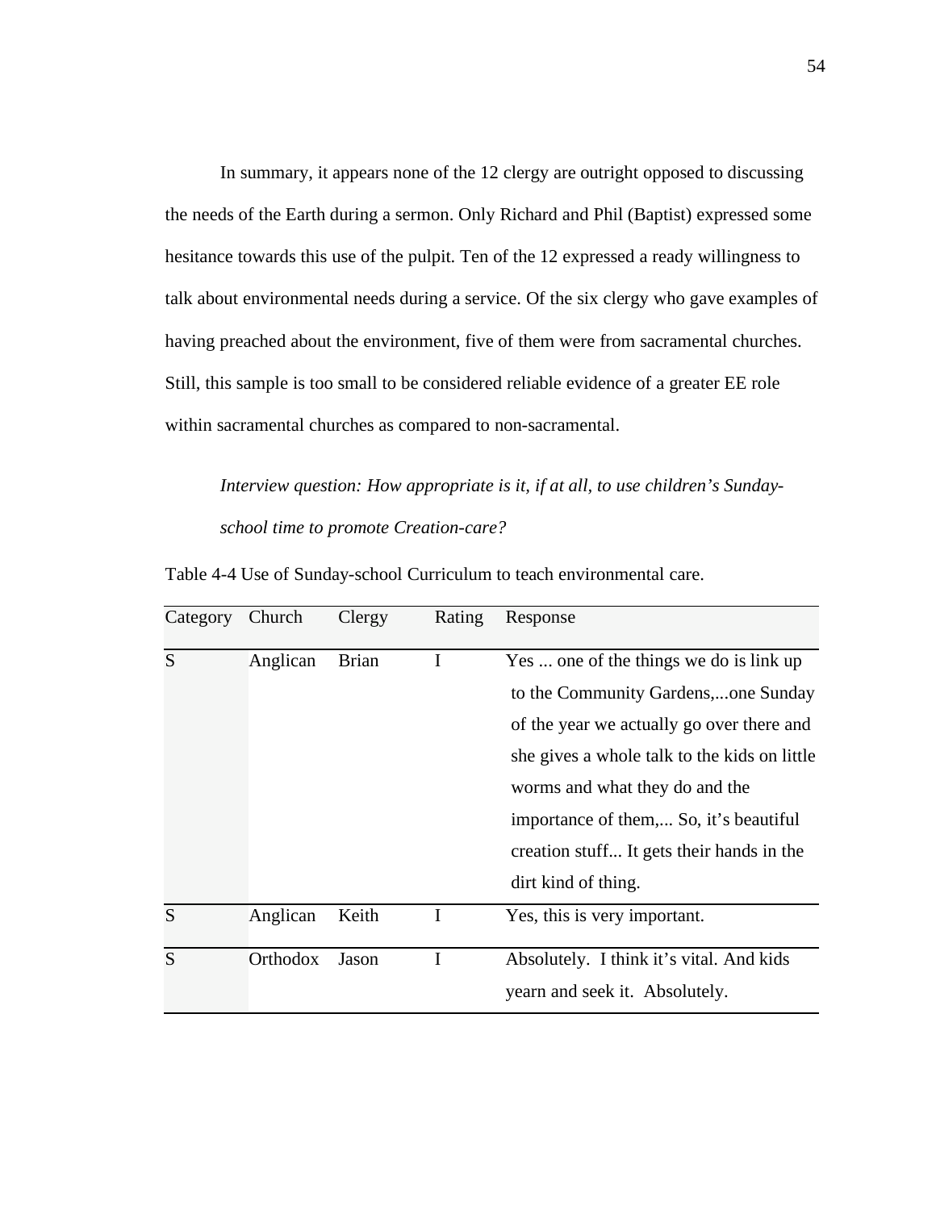In summary, it appears none of the 12 clergy are outright opposed to discussing the needs of the Earth during a sermon. Only Richard and Phil (Baptist) expressed some hesitance towards this use of the pulpit. Ten of the 12 expressed a ready willingness to talk about environmental needs during a service. Of the six clergy who gave examples of having preached about the environment, five of them were from sacramental churches. Still, this sample is too small to be considered reliable evidence of a greater EE role within sacramental churches as compared to non-sacramental.

*Interview question: How appropriate is it, if at all, to use children's Sunday-school time to promote Creation-care?*

Table 4-4 Use of Sunday-school Curriculum to teach environmental care.

| Category | Church | Clergy | Rating | Response |
|---|---|---|---|---|
| S | Anglican | Brian | I | Yes ... one of the things we do is link up to the Community Gardens,...one Sunday of the year we actually go over there and she gives a whole talk to the kids on little worms and what they do and the importance of them,... So, it's beautiful creation stuff... It gets their hands in the dirt kind of thing. |
| S | Anglican | Keith | I | Yes, this is very important. |
| S | Orthodox | Jason | I | Absolutely. I think it's vital. And kids yearn and seek it. Absolutely. |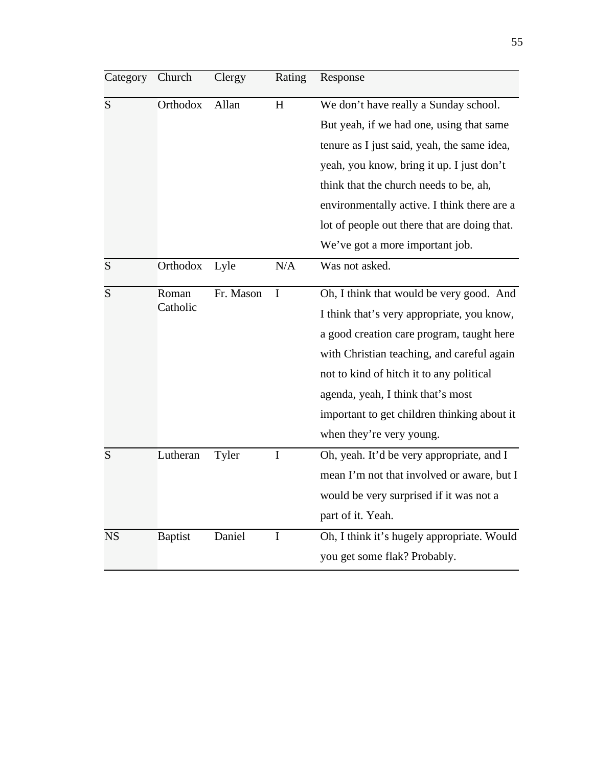| Category | Church | Clergy | Rating | Response |
|---|---|---|---|---|
| S | Orthodox | Allan | H | We don't have really a Sunday school. But yeah, if we had one, using that same tenure as I just said, yeah, the same idea, yeah, you know, bring it up. I just don't think that the church needs to be, ah, environmentally active. I think there are a lot of people out there that are doing that. We've got a more important job. |
| S | Orthodox | Lyle | N/A | Was not asked. |
| S | Roman Catholic | Fr. Mason | I | Oh, I think that would be very good. And I think that's very appropriate, you know, a good creation care program, taught here with Christian teaching, and careful again not to kind of hitch it to any political agenda, yeah, I think that's most important to get children thinking about it when they're very young. |
| S | Lutheran | Tyler | I | Oh, yeah. It'd be very appropriate, and I mean I'm not that involved or aware, but I would be very surprised if it was not a part of it. Yeah. |
| NS | Baptist | Daniel | I | Oh, I think it's hugely appropriate. Would you get some flak? Probably. |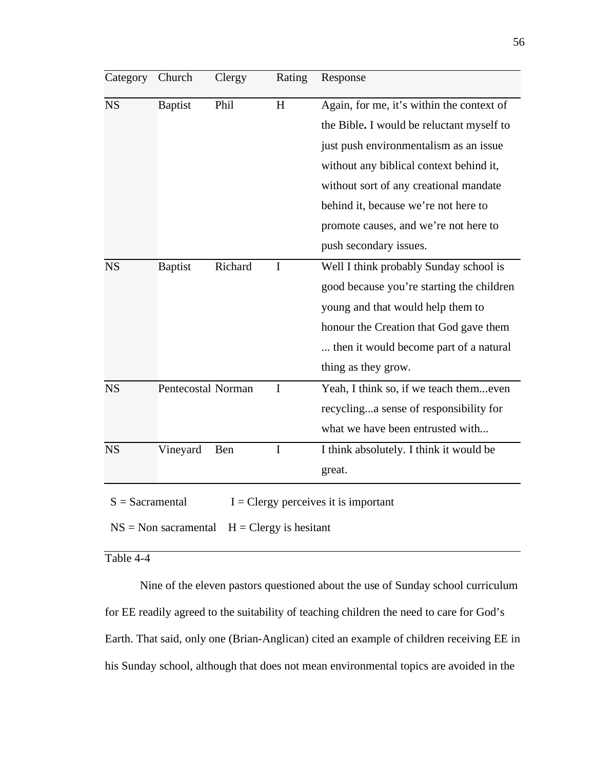| Category | Church | Clergy | Rating | Response |
|---|---|---|---|---|
| NS | Baptist | Phil | H | Again, for me, it's within the context of the Bible**.** I would be reluctant myself to just push environmentalism as an issue without any biblical context behind it, without sort of any creational mandate behind it, because we're not here to promote causes, and we're not here to push secondary issues. |
| NS | Baptist | Richard | I | Well I think probably Sunday school is good because you're starting the children young and that would help them to honour the Creation that God gave them ... then it would become part of a natural thing as they grow. |
| NS | Pentecostal | Norman | I | Yeah, I think so, if we teach them...even recycling...a sense of responsibility for what we have been entrusted with... |
| NS | Vineyard | Ben | I | I think absolutely. I think it would be great. |

S = Sacramental    I = Clergy perceives it is important

NS = Non sacramental    H = Clergy is hesitant

Table 4-4

Nine of the eleven pastors questioned about the use of Sunday school curriculum for EE readily agreed to the suitability of teaching children the need to care for God's Earth. That said, only one (Brian-Anglican) cited an example of children receiving EE in his Sunday school, although that does not mean environmental topics are avoided in the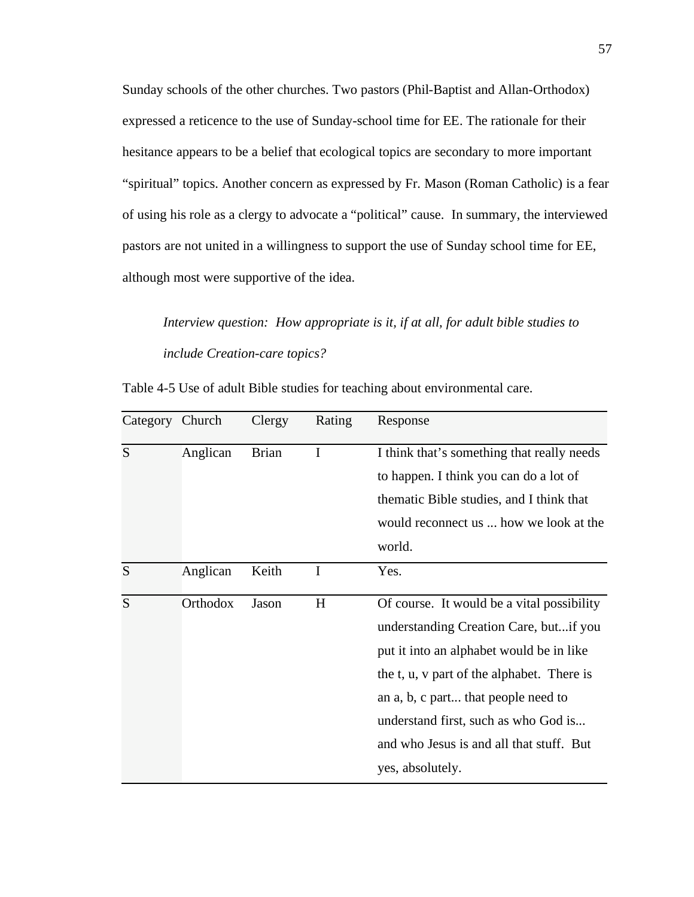Sunday schools of the other churches. Two pastors (Phil-Baptist and Allan-Orthodox) expressed a reticence to the use of Sunday-school time for EE. The rationale for their hesitance appears to be a belief that ecological topics are secondary to more important "spiritual" topics. Another concern as expressed by Fr. Mason (Roman Catholic) is a fear of using his role as a clergy to advocate a "political" cause. In summary, the interviewed pastors are not united in a willingness to support the use of Sunday school time for EE, although most were supportive of the idea.

*Interview question: How appropriate is it, if at all, for adult bible studies to include Creation-care topics?*

Table 4-5 Use of adult Bible studies for teaching about environmental care.

| Category | Church | Clergy | Rating | Response |
|---|---|---|---|---|
| S | Anglican | Brian | I | I think that's something that really needs to happen. I think you can do a lot of thematic Bible studies, and I think that would reconnect us ... how we look at the world. |
| S | Anglican | Keith | I | Yes. |
| S | Orthodox | Jason | H | Of course. It would be a vital possibility understanding Creation Care, but...if you put it into an alphabet would be in like the t, u, v part of the alphabet. There is an a, b, c part... that people need to understand first, such as who God is... and who Jesus is and all that stuff. But yes, absolutely. |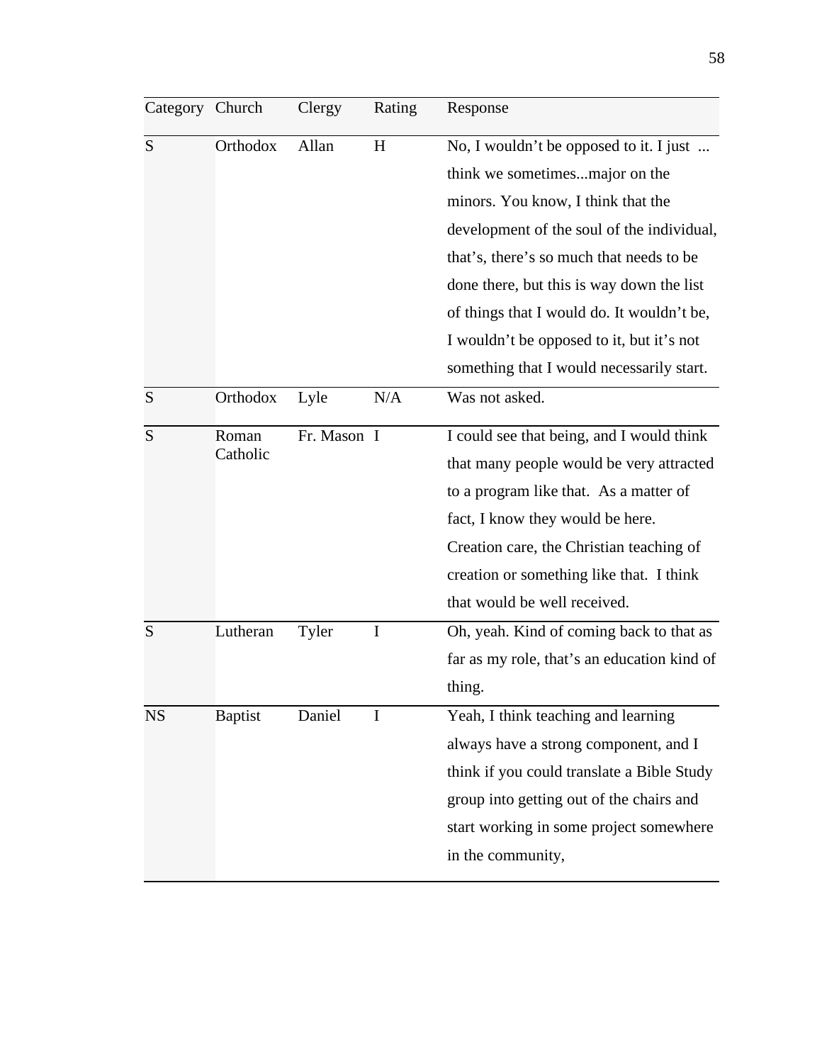| Category | Church | Clergy | Rating | Response |
|---|---|---|---|---|
| S | Orthodox | Allan | H | No, I wouldn't be opposed to it. I just ... think we sometimes...major on the minors. You know, I think that the development of the soul of the individual, that's, there's so much that needs to be done there, but this is way down the list of things that I would do. It wouldn't be, I wouldn't be opposed to it, but it's not something that I would necessarily start. |
| S | Orthodox | Lyle | N/A | Was not asked. |
| S | Roman Catholic | Fr. Mason | I | I could see that being, and I would think that many people would be very attracted to a program like that. As a matter of fact, I know they would be here. Creation care, the Christian teaching of creation or something like that. I think that would be well received. |
| S | Lutheran | Tyler | I | Oh, yeah. Kind of coming back to that as far as my role, that's an education kind of thing. |
| NS | Baptist | Daniel | I | Yeah, I think teaching and learning always have a strong component, and I think if you could translate a Bible Study group into getting out of the chairs and start working in some project somewhere in the community, |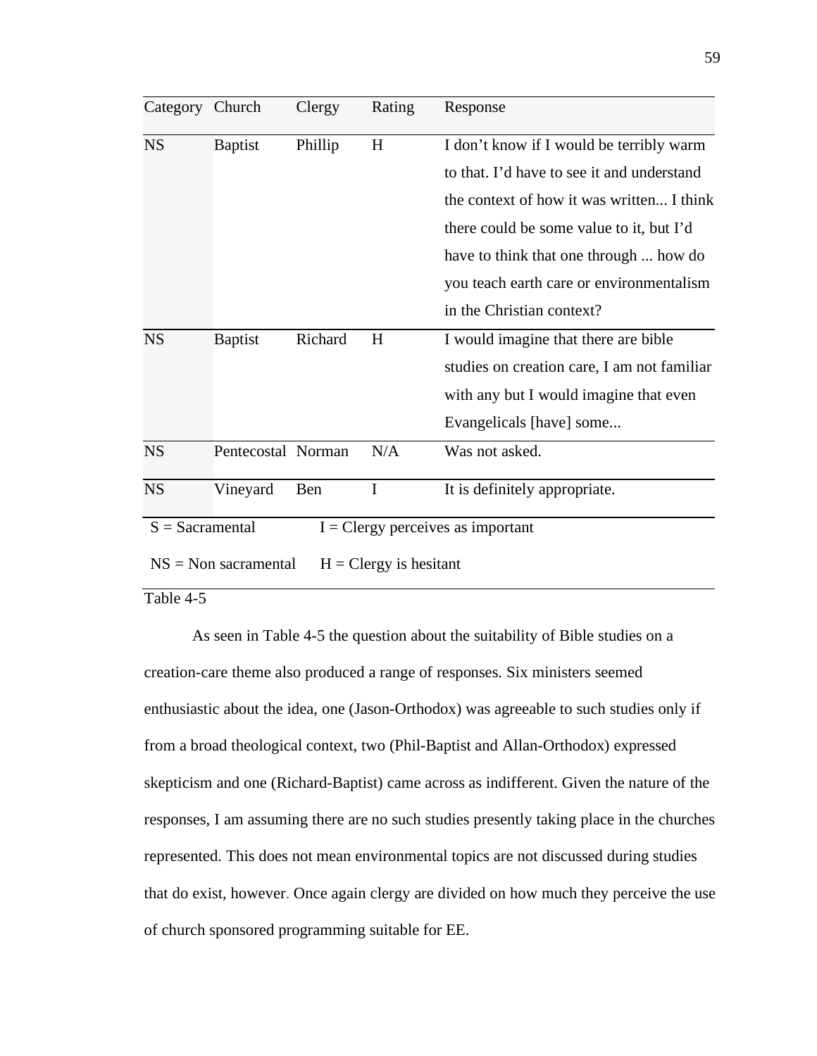| Category | Church | Clergy | Rating | Response |
|---|---|---|---|---|
| NS | Baptist | Phillip | H | I don't know if I would be terribly warm to that. I'd have to see it and understand the context of how it was written... I think there could be some value to it, but I'd have to think that one through ... how do you teach earth care or environmentalism in the Christian context? |
| NS | Baptist | Richard | H | I would imagine that there are bible studies on creation care, I am not familiar with any but I would imagine that even Evangelicals [have] some... |
| NS | Pentecostal | Norman | N/A | Was not asked. |
| NS | Vineyard | Ben | I | It is definitely appropriate. |

S = Sacramental  I = Clergy perceives as important

NS = Non sacramental  H = Clergy is hesitant

Table 4-5

As seen in Table 4-5 the question about the suitability of Bible studies on a creation-care theme also produced a range of responses. Six ministers seemed enthusiastic about the idea, one (Jason-Orthodox) was agreeable to such studies only if from a broad theological context, two (Phil-Baptist and Allan-Orthodox) expressed skepticism and one (Richard-Baptist) came across as indifferent. Given the nature of the responses, I am assuming there are no such studies presently taking place in the churches represented. This does not mean environmental topics are not discussed during studies that do exist, however. Once again clergy are divided on how much they perceive the use of church sponsored programming suitable for EE.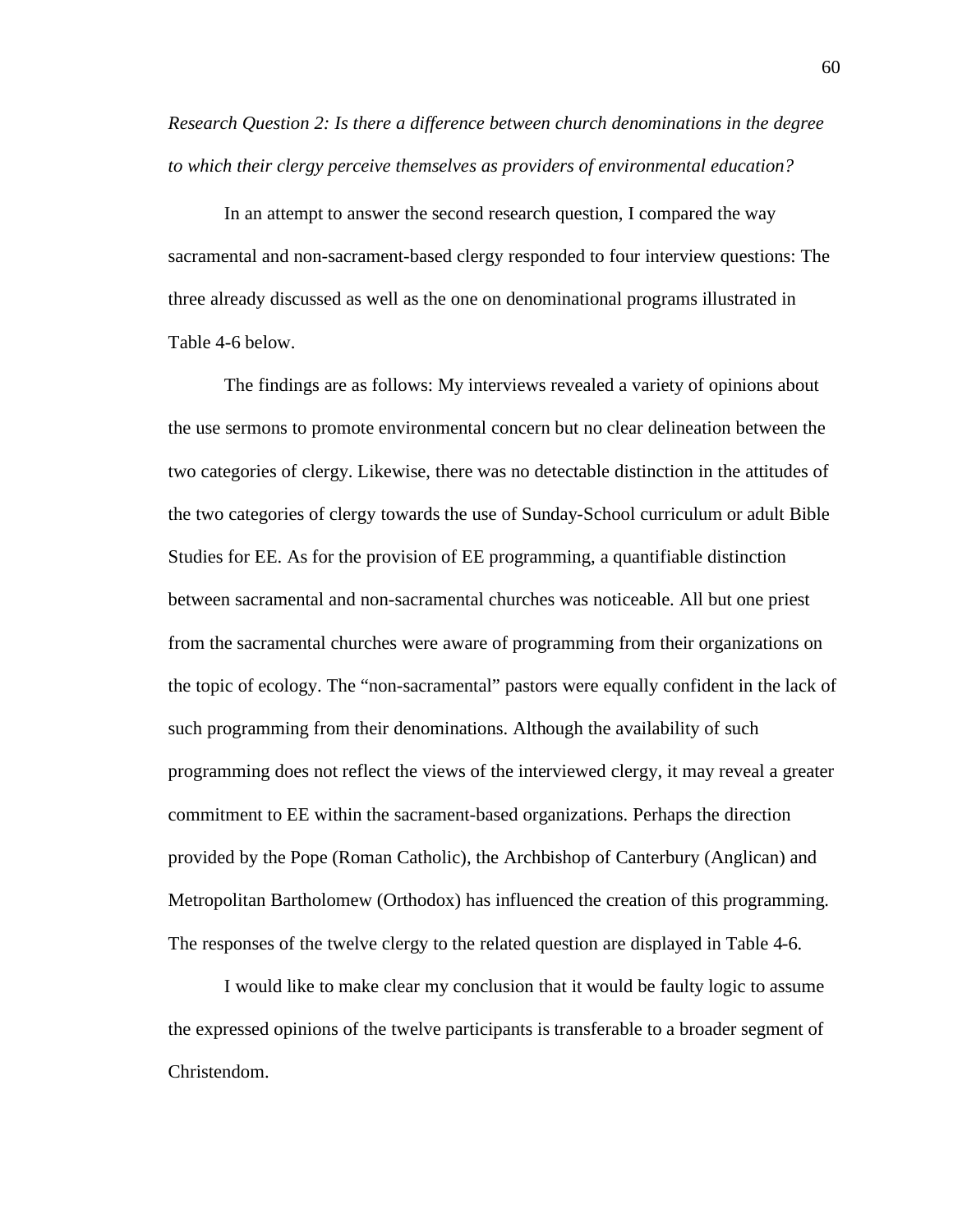*Research Question 2: Is there a difference between church denominations in the degree to which their clergy perceive themselves as providers of environmental education?*

In an attempt to answer the second research question, I compared the way sacramental and non-sacrament-based clergy responded to four interview questions: The three already discussed as well as the one on denominational programs illustrated in Table 4-6 below.

The findings are as follows: My interviews revealed a variety of opinions about the use sermons to promote environmental concern but no clear delineation between the two categories of clergy. Likewise, there was no detectable distinction in the attitudes of the two categories of clergy towards the use of Sunday-School curriculum or adult Bible Studies for EE. As for the provision of EE programming, a quantifiable distinction between sacramental and non-sacramental churches was noticeable. All but one priest from the sacramental churches were aware of programming from their organizations on the topic of ecology. The "non-sacramental" pastors were equally confident in the lack of such programming from their denominations. Although the availability of such programming does not reflect the views of the interviewed clergy, it may reveal a greater commitment to EE within the sacrament-based organizations. Perhaps the direction provided by the Pope (Roman Catholic), the Archbishop of Canterbury (Anglican) and Metropolitan Bartholomew (Orthodox) has influenced the creation of this programming. The responses of the twelve clergy to the related question are displayed in Table 4-6.

I would like to make clear my conclusion that it would be faulty logic to assume the expressed opinions of the twelve participants is transferable to a broader segment of Christendom.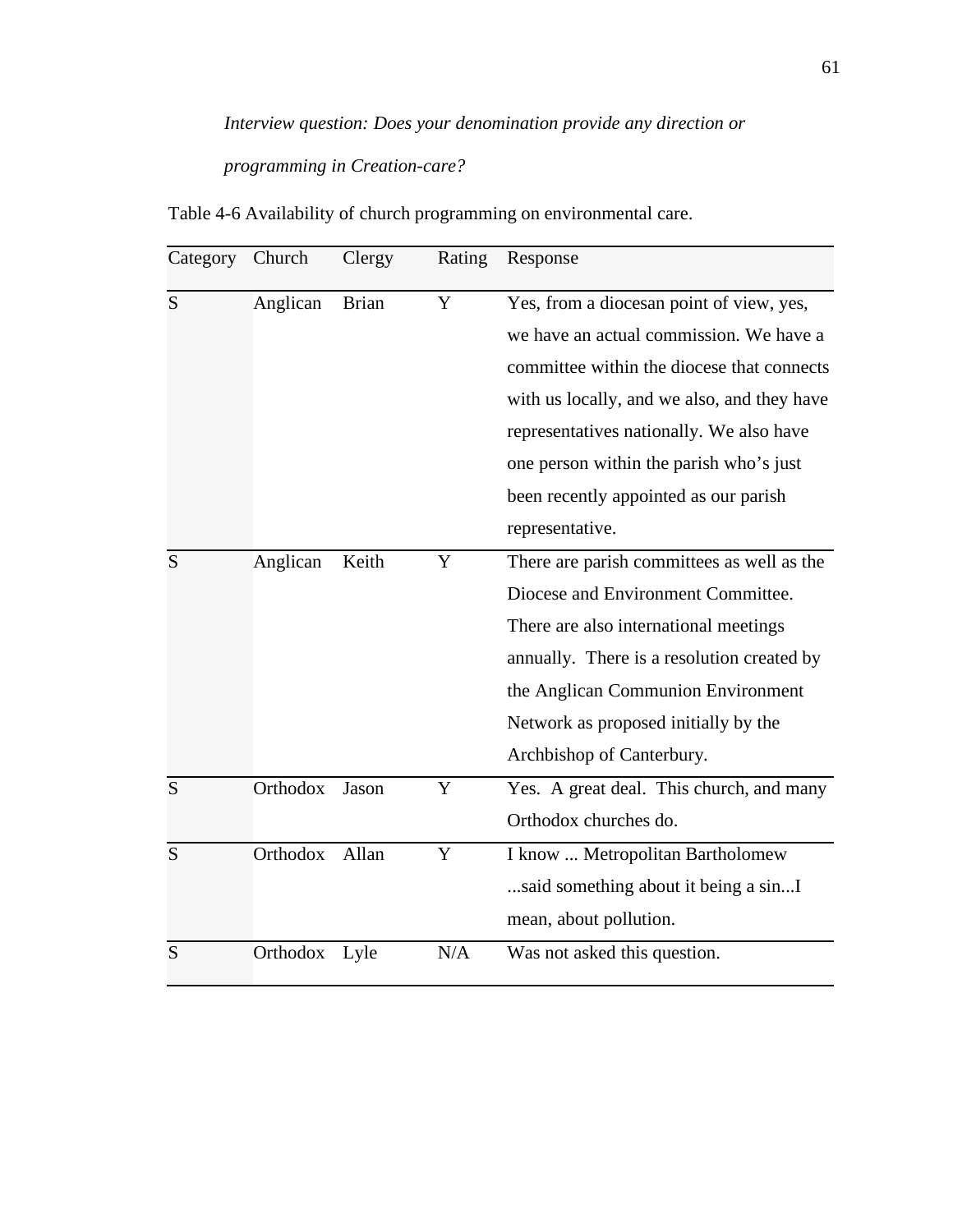*Interview question: Does your denomination provide any direction or programming in Creation-care?*

Table 4-6 Availability of church programming on environmental care.

| Category | Church | Clergy | Rating | Response |
|---|---|---|---|---|
| S | Anglican | Brian | Y | Yes, from a diocesan point of view, yes, we have an actual commission. We have a committee within the diocese that connects with us locally, and we also, and they have representatives nationally. We also have one person within the parish who's just been recently appointed as our parish representative. |
| S | Anglican | Keith | Y | There are parish committees as well as the Diocese and Environment Committee. There are also international meetings annually. There is a resolution created by the Anglican Communion Environment Network as proposed initially by the Archbishop of Canterbury. |
| S | Orthodox | Jason | Y | Yes. A great deal. This church, and many Orthodox churches do. |
| S | Orthodox | Allan | Y | I know ... Metropolitan Bartholomew ...said something about it being a sin...I mean, about pollution. |
| S | Orthodox | Lyle | N/A | Was not asked this question. |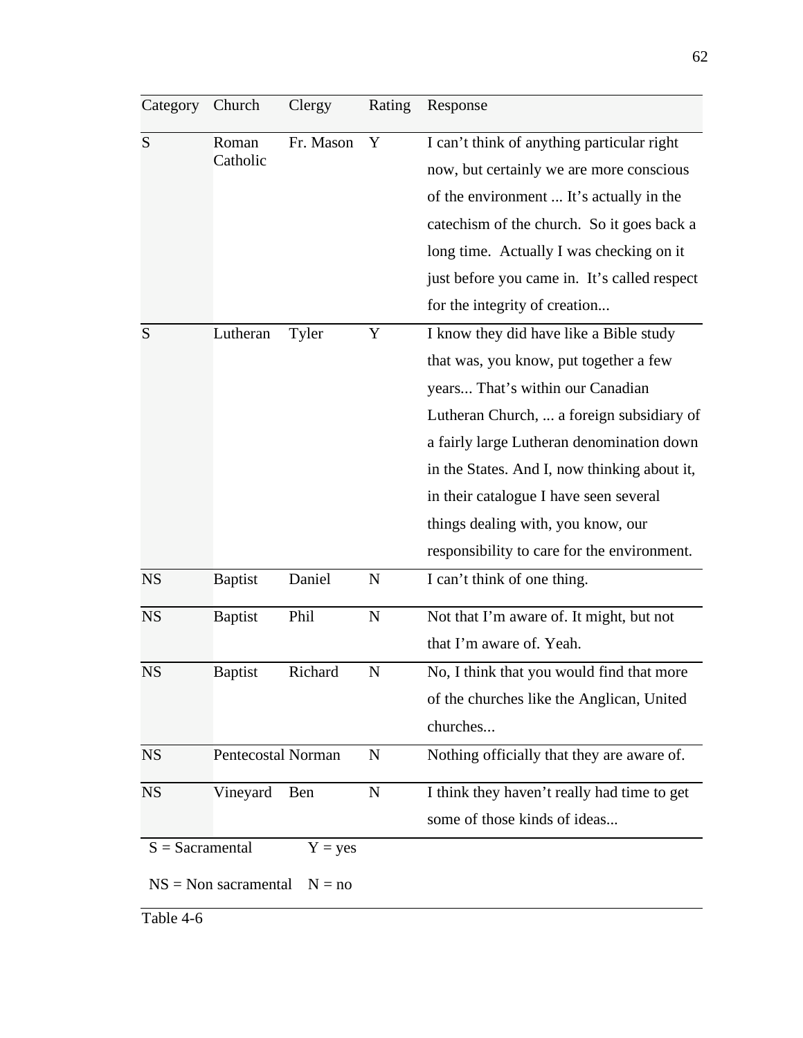| Category | Church | Clergy | Rating | Response |
|---|---|---|---|---|
| S | Roman Catholic | Fr. Mason | Y | I can't think of anything particular right now, but certainly we are more conscious of the environment ... It's actually in the catechism of the church. So it goes back a long time. Actually I was checking on it just before you came in. It's called respect for the integrity of creation... |
| S | Lutheran | Tyler | Y | I know they did have like a Bible study that was, you know, put together a few years... That's within our Canadian Lutheran Church, ... a foreign subsidiary of a fairly large Lutheran denomination down in the States. And I, now thinking about it, in their catalogue I have seen several things dealing with, you know, our responsibility to care for the environment. |
| NS | Baptist | Daniel | N | I can't think of one thing. |
| NS | Baptist | Phil | N | Not that I'm aware of. It might, but not that I'm aware of. Yeah. |
| NS | Baptist | Richard | N | No, I think that you would find that more of the churches like the Anglican, United churches... |
| NS | Pentecostal | Norman | N | Nothing officially that they are aware of. |
| NS | Vineyard | Ben | N | I think they haven't really had time to get some of those kinds of ideas... |

S = Sacramental  Y = yes

NS = Non sacramental  N = no

Table 4-6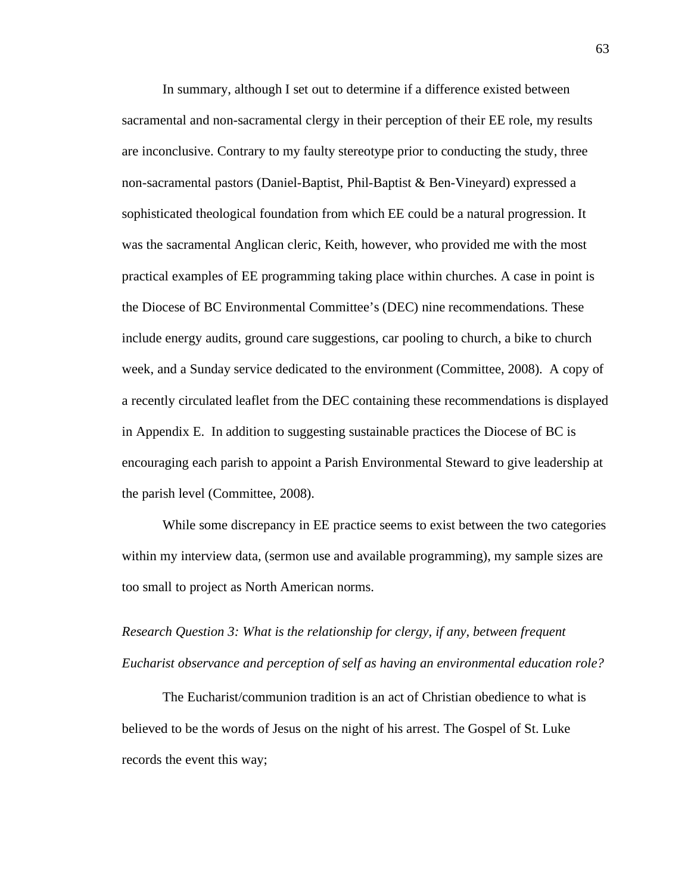In summary, although I set out to determine if a difference existed between sacramental and non-sacramental clergy in their perception of their EE role, my results are inconclusive. Contrary to my faulty stereotype prior to conducting the study, three non-sacramental pastors (Daniel-Baptist, Phil-Baptist & Ben-Vineyard) expressed a sophisticated theological foundation from which EE could be a natural progression. It was the sacramental Anglican cleric, Keith, however, who provided me with the most practical examples of EE programming taking place within churches. A case in point is the Diocese of BC Environmental Committee's (DEC) nine recommendations. These include energy audits, ground care suggestions, car pooling to church, a bike to church week, and a Sunday service dedicated to the environment (Committee, 2008). A copy of a recently circulated leaflet from the DEC containing these recommendations is displayed in Appendix E. In addition to suggesting sustainable practices the Diocese of BC is encouraging each parish to appoint a Parish Environmental Steward to give leadership at the parish level (Committee, 2008).

While some discrepancy in EE practice seems to exist between the two categories within my interview data, (sermon use and available programming), my sample sizes are too small to project as North American norms.

*Research Question 3: What is the relationship for clergy, if any, between frequent Eucharist observance and perception of self as having an environmental education role?*

The Eucharist/communion tradition is an act of Christian obedience to what is believed to be the words of Jesus on the night of his arrest. The Gospel of St. Luke records the event this way;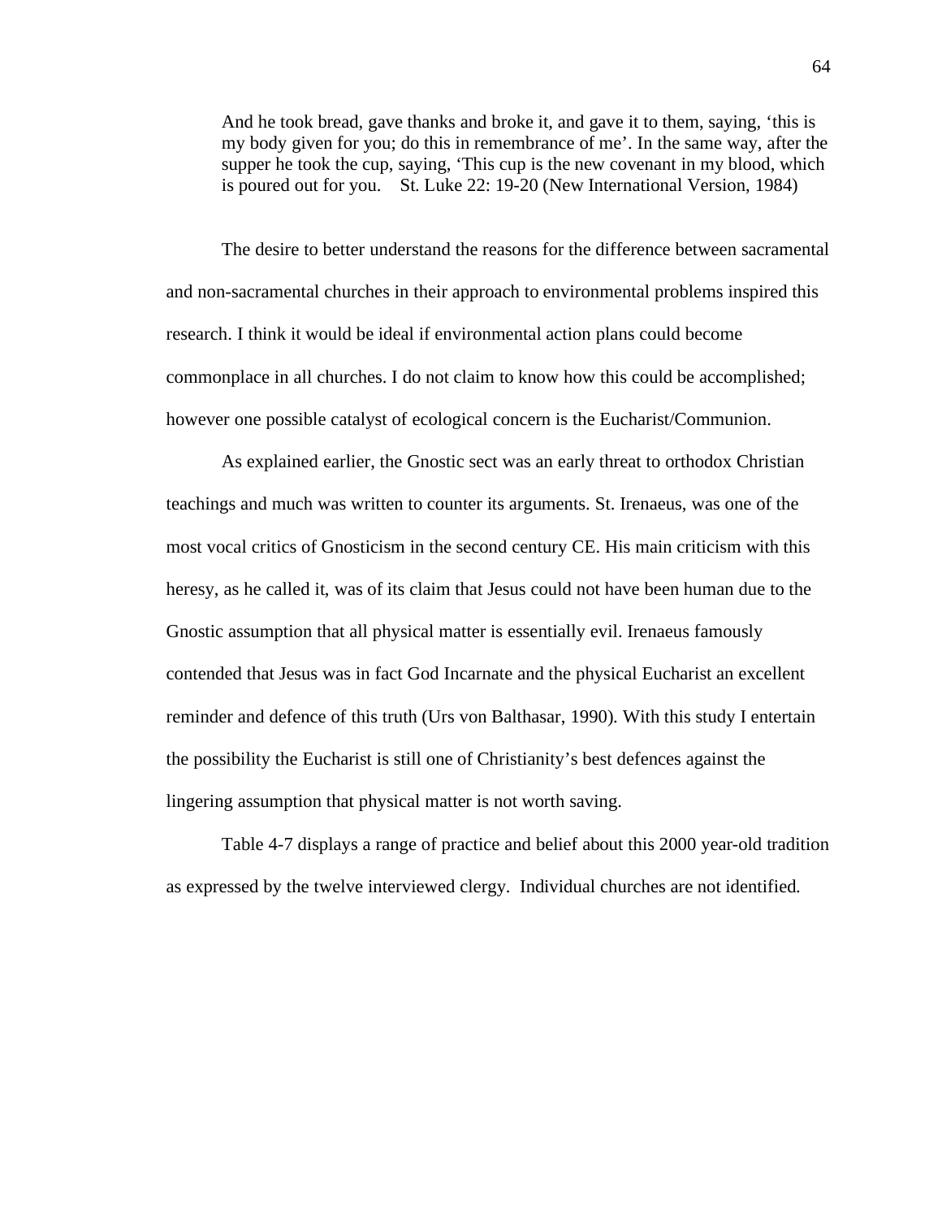> And he took bread, gave thanks and broke it, and gave it to them, saying, 'this is my body given for you; do this in remembrance of me'. In the same way, after the supper he took the cup, saying, 'This cup is the new covenant in my blood, which is poured out for you.    St. Luke 22: 19-20 (New International Version, 1984)

The desire to better understand the reasons for the difference between sacramental and non-sacramental churches in their approach to environmental problems inspired this research. I think it would be ideal if environmental action plans could become commonplace in all churches. I do not claim to know how this could be accomplished; however one possible catalyst of ecological concern is the Eucharist/Communion.

As explained earlier, the Gnostic sect was an early threat to orthodox Christian teachings and much was written to counter its arguments. St. Irenaeus, was one of the most vocal critics of Gnosticism in the second century CE. His main criticism with this heresy, as he called it, was of its claim that Jesus could not have been human due to the Gnostic assumption that all physical matter is essentially evil. Irenaeus famously contended that Jesus was in fact God Incarnate and the physical Eucharist an excellent reminder and defence of this truth (Urs von Balthasar, 1990). With this study I entertain the possibility the Eucharist is still one of Christianity's best defences against the lingering assumption that physical matter is not worth saving.

Table 4-7 displays a range of practice and belief about this 2000 year-old tradition as expressed by the twelve interviewed clergy. Individual churches are not identified.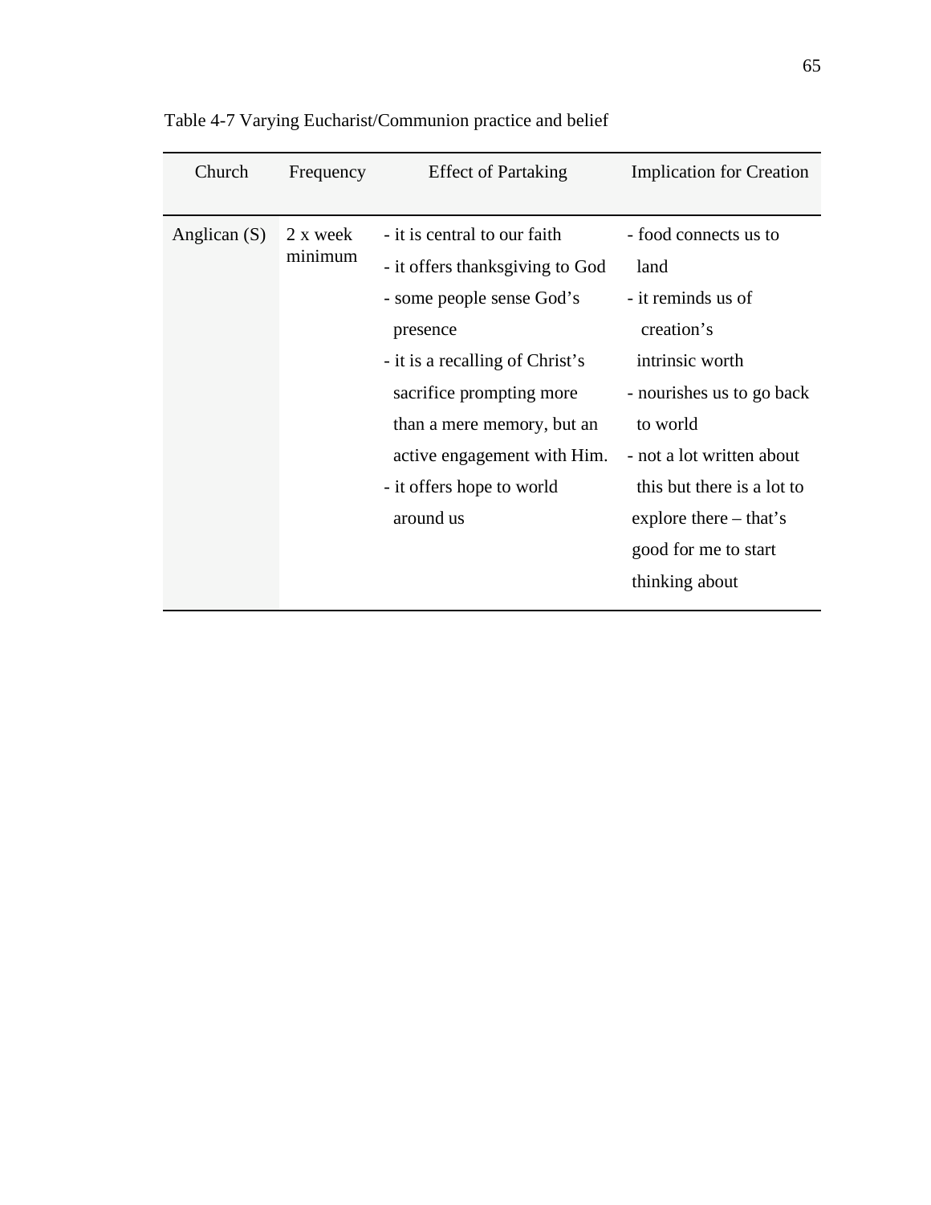Table 4-7 Varying Eucharist/Communion practice and belief

| Church | Frequency | Effect of Partaking | Implication for Creation |
| --- | --- | --- | --- |
| Anglican (S) | 2 x week minimum | - it is central to our faith<br>- it offers thanksgiving to God<br>- some people sense God's presence<br>- it is a recalling of Christ's sacrifice prompting more than a mere memory, but an active engagement with Him.<br>- it offers hope to world around us | - food connects us to land<br>- it reminds us of creation's intrinsic worth<br>- nourishes us to go back to world<br>- not a lot written about this but there is a lot to explore there – that's good for me to start thinking about |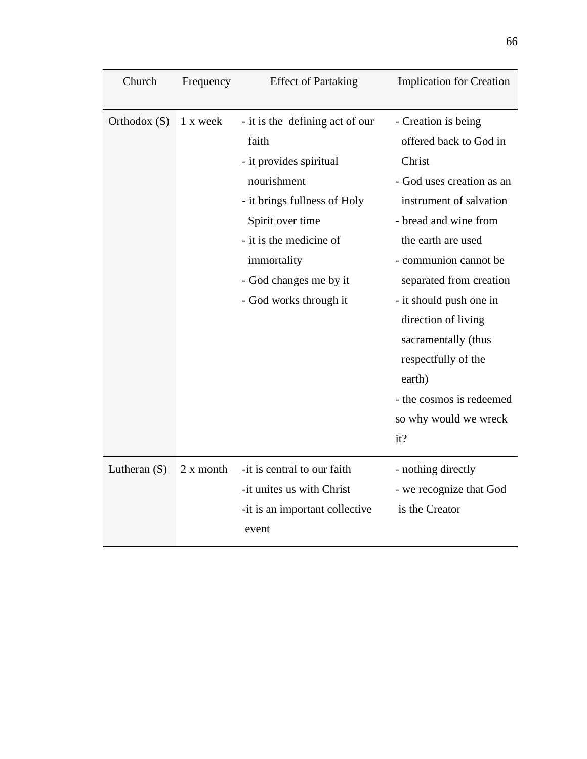| Church | Frequency | Effect of Partaking | Implication for Creation |
|---|---|---|---|
| Orthodox (S) | 1 x week | - it is the defining act of our faith<br>- it provides spiritual nourishment<br>- it brings fullness of Holy Spirit over time<br>- it is the medicine of immortality<br>- God changes me by it<br>- God works through it | - Creation is being offered back to God in Christ<br>- God uses creation as an instrument of salvation<br>- bread and wine from the earth are used<br>- communion cannot be separated from creation<br>- it should push one in direction of living sacramentally (thus respectfully of the earth)<br>- the cosmos is redeemed so why would we wreck it? |
| Lutheran (S) | 2 x month | -it is central to our faith<br>-it unites us with Christ<br>-it is an important collective event | - nothing directly<br>- we recognize that God is the Creator |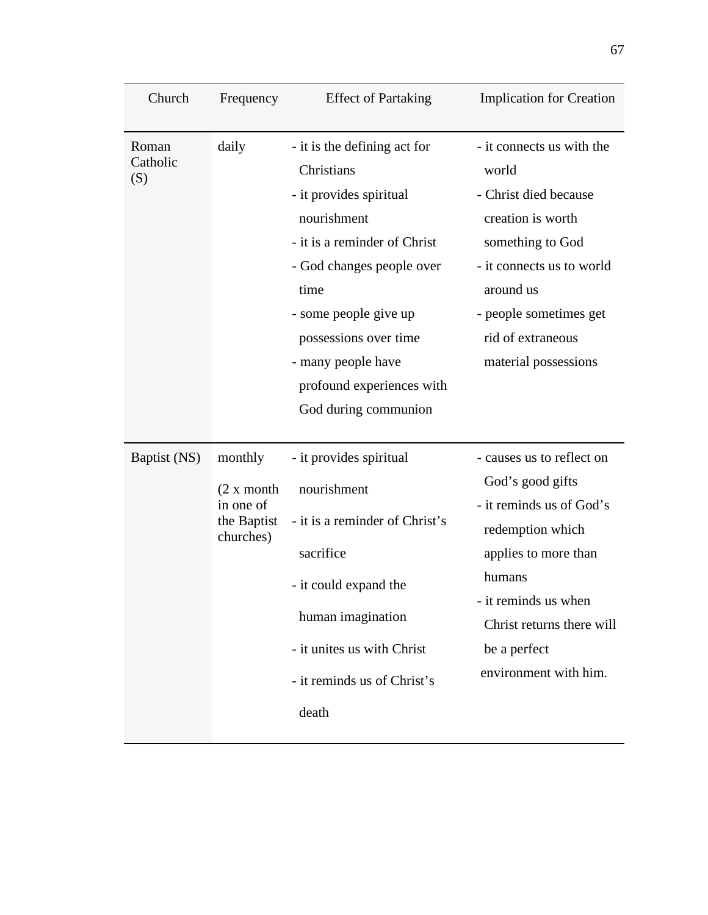| Church | Frequency | Effect of Partaking | Implication for Creation |
|---|---|---|---|
| Roman Catholic (S) | daily | - it is the defining act for Christians<br>- it provides spiritual nourishment<br>- it is a reminder of Christ<br>- God changes people over time<br>- some people give up possessions over time<br>- many people have profound experiences with God during communion | - it connects us with the world<br>- Christ died because creation is worth something to God<br>- it connects us to world around us<br>- people sometimes get rid of extraneous material possessions |
| Baptist (NS) | monthly<br>(2 x month in one of the Baptist churches) | - it provides spiritual nourishment<br>- it is a reminder of Christ's sacrifice<br>- it could expand the human imagination<br>- it unites us with Christ<br>- it reminds us of Christ's death | - causes us to reflect on God's good gifts<br>- it reminds us of God's redemption which applies to more than humans<br>- it reminds us when Christ returns there will be a perfect environment with him. |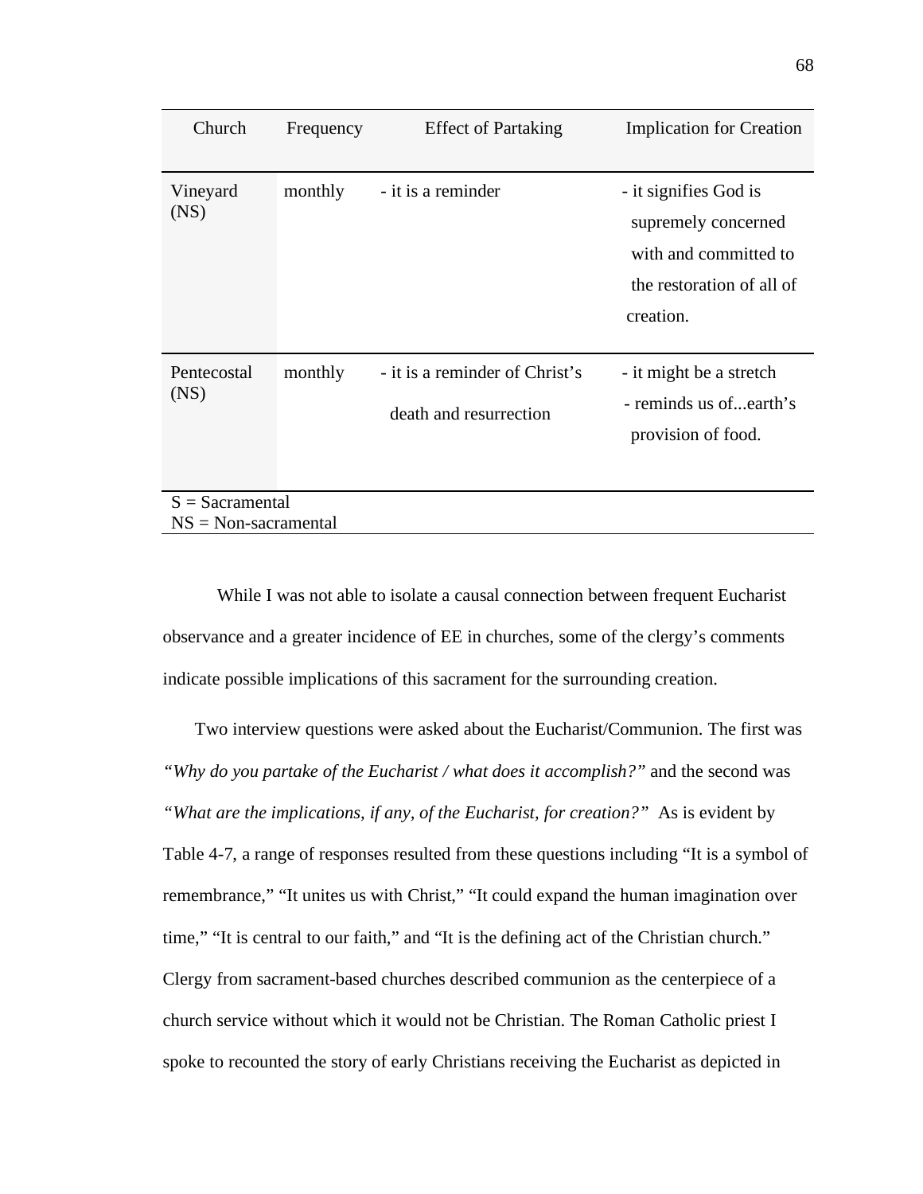| Church | Frequency | Effect of Partaking | Implication for Creation |
| --- | --- | --- | --- |
| Vineyard (NS) | monthly | - it is a reminder | - it signifies God is supremely concerned with and committed to the restoration of all of creation. |
| Pentecostal (NS) | monthly | - it is a reminder of Christ's death and resurrection | - it might be a stretch<br>- reminds us of...earth's provision of food. |

S = Sacramental
NS = Non-sacramental

While I was not able to isolate a causal connection between frequent Eucharist observance and a greater incidence of EE in churches, some of the clergy's comments indicate possible implications of this sacrament for the surrounding creation.

Two interview questions were asked about the Eucharist/Communion. The first was *"Why do you partake of the Eucharist / what does it accomplish?"* and the second was *"What are the implications, if any, of the Eucharist, for creation?"* As is evident by Table 4-7, a range of responses resulted from these questions including "It is a symbol of remembrance," "It unites us with Christ," "It could expand the human imagination over time," "It is central to our faith," and "It is the defining act of the Christian church." Clergy from sacrament-based churches described communion as the centerpiece of a church service without which it would not be Christian. The Roman Catholic priest I spoke to recounted the story of early Christians receiving the Eucharist as depicted in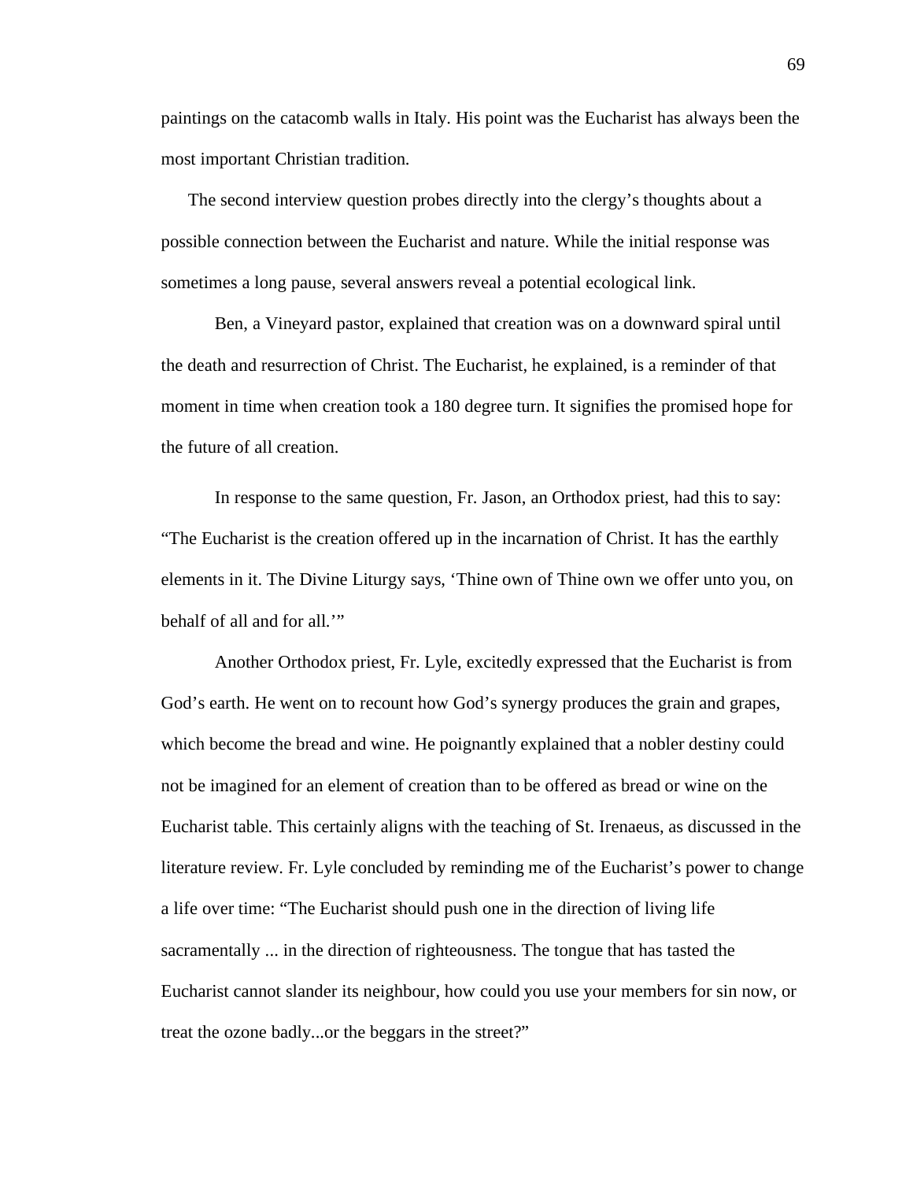paintings on the catacomb walls in Italy. His point was the Eucharist has always been the most important Christian tradition.

The second interview question probes directly into the clergy's thoughts about a possible connection between the Eucharist and nature. While the initial response was sometimes a long pause, several answers reveal a potential ecological link.

Ben, a Vineyard pastor, explained that creation was on a downward spiral until the death and resurrection of Christ. The Eucharist, he explained, is a reminder of that moment in time when creation took a 180 degree turn. It signifies the promised hope for the future of all creation.

In response to the same question, Fr. Jason, an Orthodox priest, had this to say: "The Eucharist is the creation offered up in the incarnation of Christ. It has the earthly elements in it. The Divine Liturgy says, 'Thine own of Thine own we offer unto you, on behalf of all and for all.'"

Another Orthodox priest, Fr. Lyle, excitedly expressed that the Eucharist is from God's earth. He went on to recount how God's synergy produces the grain and grapes, which become the bread and wine. He poignantly explained that a nobler destiny could not be imagined for an element of creation than to be offered as bread or wine on the Eucharist table. This certainly aligns with the teaching of St. Irenaeus, as discussed in the literature review. Fr. Lyle concluded by reminding me of the Eucharist's power to change a life over time: "The Eucharist should push one in the direction of living life sacramentally ... in the direction of righteousness. The tongue that has tasted the Eucharist cannot slander its neighbour, how could you use your members for sin now, or treat the ozone badly...or the beggars in the street?"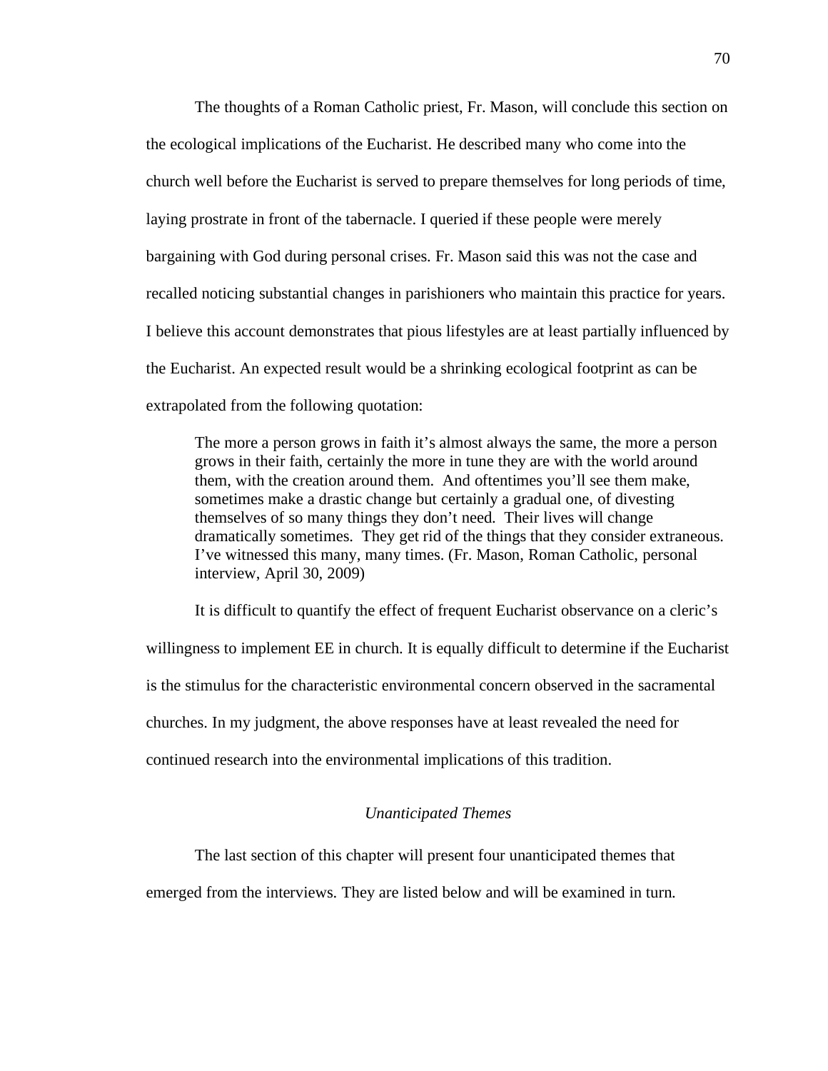The thoughts of a Roman Catholic priest, Fr. Mason, will conclude this section on the ecological implications of the Eucharist. He described many who come into the church well before the Eucharist is served to prepare themselves for long periods of time, laying prostrate in front of the tabernacle. I queried if these people were merely bargaining with God during personal crises. Fr. Mason said this was not the case and recalled noticing substantial changes in parishioners who maintain this practice for years. I believe this account demonstrates that pious lifestyles are at least partially influenced by the Eucharist. An expected result would be a shrinking ecological footprint as can be extrapolated from the following quotation:

> The more a person grows in faith it's almost always the same, the more a person grows in their faith, certainly the more in tune they are with the world around them, with the creation around them. And oftentimes you'll see them make, sometimes make a drastic change but certainly a gradual one, of divesting themselves of so many things they don't need. Their lives will change dramatically sometimes. They get rid of the things that they consider extraneous. I've witnessed this many, many times. (Fr. Mason, Roman Catholic, personal interview, April 30, 2009)

It is difficult to quantify the effect of frequent Eucharist observance on a cleric's willingness to implement EE in church. It is equally difficult to determine if the Eucharist is the stimulus for the characteristic environmental concern observed in the sacramental churches. In my judgment, the above responses have at least revealed the need for continued research into the environmental implications of this tradition.

### *Unanticipated Themes*

The last section of this chapter will present four unanticipated themes that emerged from the interviews. They are listed below and will be examined in turn.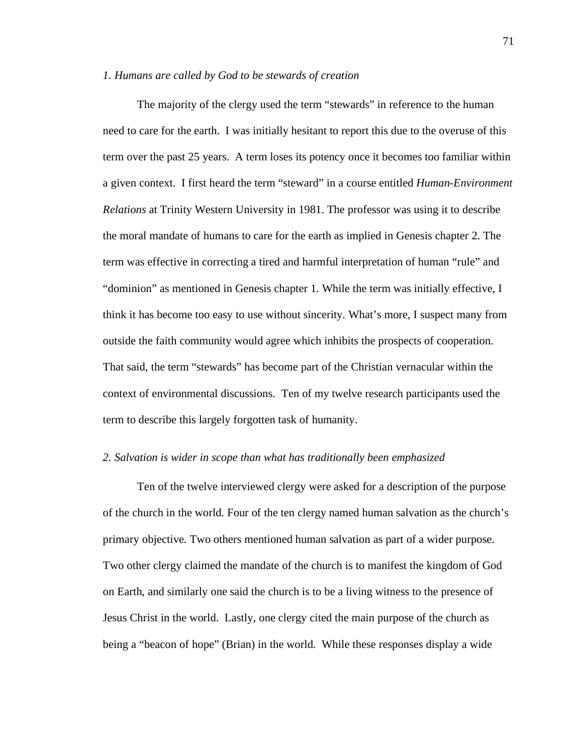*1. Humans are called by God to be stewards of creation*

The majority of the clergy used the term “stewards” in reference to the human need to care for the earth. I was initially hesitant to report this due to the overuse of this term over the past 25 years. A term loses its potency once it becomes too familiar within a given context. I first heard the term “steward” in a course entitled *Human-Environment Relations* at Trinity Western University in 1981. The professor was using it to describe the moral mandate of humans to care for the earth as implied in Genesis chapter 2. The term was effective in correcting a tired and harmful interpretation of human “rule” and “dominion” as mentioned in Genesis chapter 1. While the term was initially effective, I think it has become too easy to use without sincerity. What’s more, I suspect many from outside the faith community would agree which inhibits the prospects of cooperation. That said, the term “stewards” has become part of the Christian vernacular within the context of environmental discussions. Ten of my twelve research participants used the term to describe this largely forgotten task of humanity.

*2. Salvation is wider in scope than what has traditionally been emphasized*

Ten of the twelve interviewed clergy were asked for a description of the purpose of the church in the world. Four of the ten clergy named human salvation as the church’s primary objective. Two others mentioned human salvation as part of a wider purpose. Two other clergy claimed the mandate of the church is to manifest the kingdom of God on Earth, and similarly one said the church is to be a living witness to the presence of Jesus Christ in the world. Lastly, one clergy cited the main purpose of the church as being a “beacon of hope” (Brian) in the world. While these responses display a wide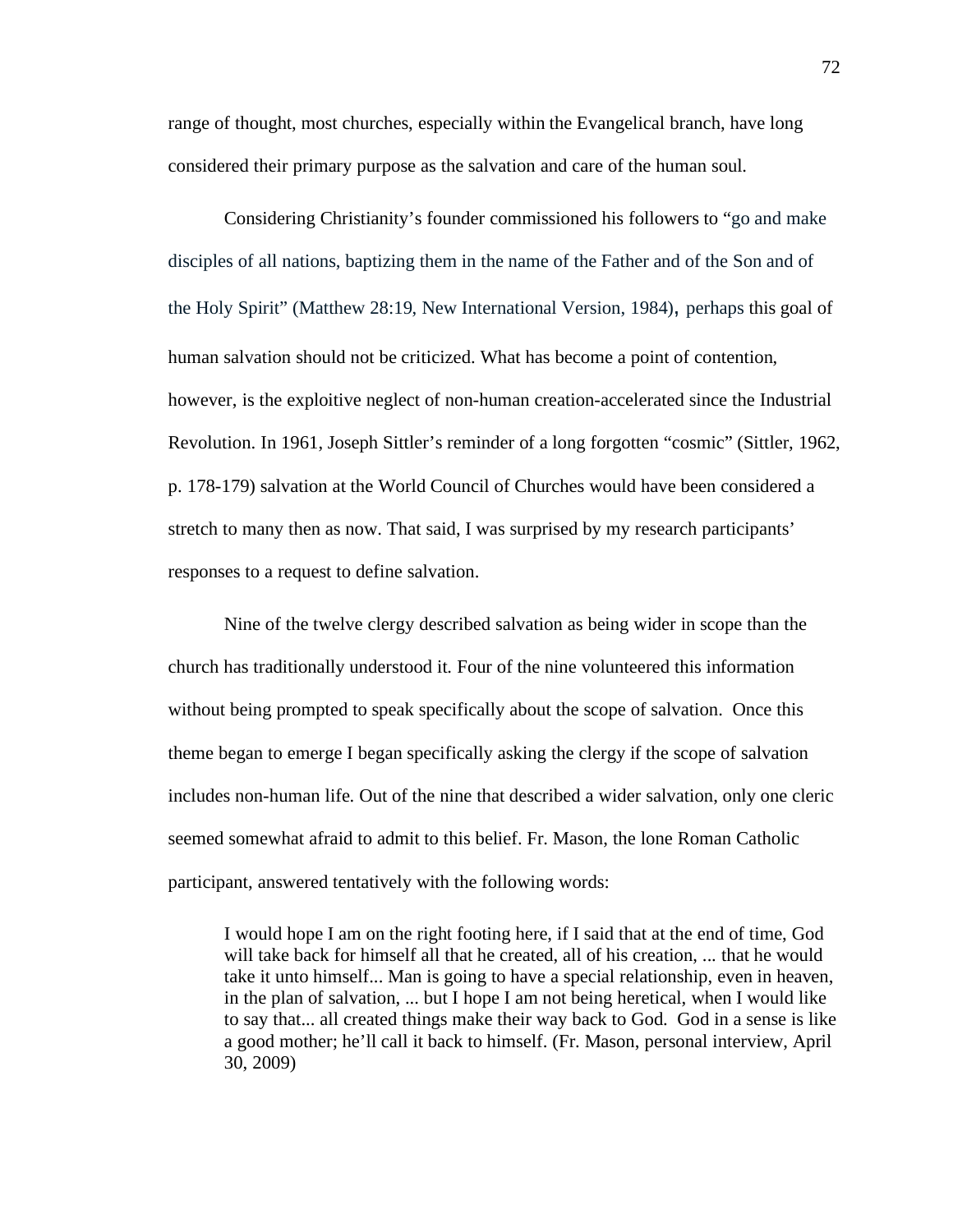range of thought, most churches, especially within the Evangelical branch, have long considered their primary purpose as the salvation and care of the human soul.

Considering Christianity's founder commissioned his followers to "go and make disciples of all nations, baptizing them in the name of the Father and of the Son and of the Holy Spirit" (Matthew 28:19, New International Version, 1984), perhaps this goal of human salvation should not be criticized. What has become a point of contention, however, is the exploitive neglect of non-human creation-accelerated since the Industrial Revolution. In 1961, Joseph Sittler's reminder of a long forgotten "cosmic" (Sittler, 1962, p. 178-179) salvation at the World Council of Churches would have been considered a stretch to many then as now. That said, I was surprised by my research participants' responses to a request to define salvation.

Nine of the twelve clergy described salvation as being wider in scope than the church has traditionally understood it. Four of the nine volunteered this information without being prompted to speak specifically about the scope of salvation. Once this theme began to emerge I began specifically asking the clergy if the scope of salvation includes non-human life. Out of the nine that described a wider salvation, only one cleric seemed somewhat afraid to admit to this belief. Fr. Mason, the lone Roman Catholic participant, answered tentatively with the following words:

> I would hope I am on the right footing here, if I said that at the end of time, God will take back for himself all that he created, all of his creation, ... that he would take it unto himself... Man is going to have a special relationship, even in heaven, in the plan of salvation, ... but I hope I am not being heretical, when I would like to say that... all created things make their way back to God. God in a sense is like a good mother; he'll call it back to himself. (Fr. Mason, personal interview, April 30, 2009)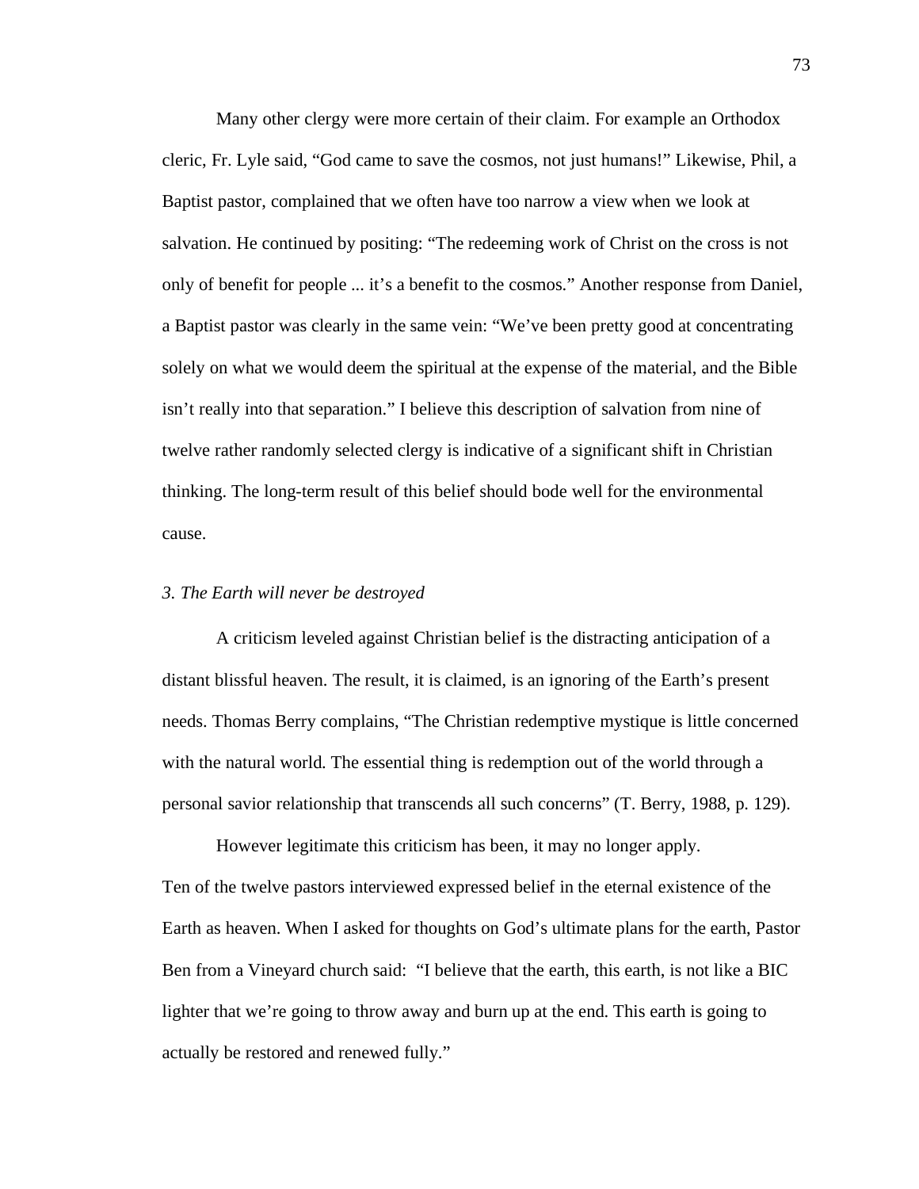Many other clergy were more certain of their claim. For example an Orthodox cleric, Fr. Lyle said, “God came to save the cosmos, not just humans!” Likewise, Phil, a Baptist pastor, complained that we often have too narrow a view when we look at salvation. He continued by positing: “The redeeming work of Christ on the cross is not only of benefit for people ... it’s a benefit to the cosmos.” Another response from Daniel, a Baptist pastor was clearly in the same vein: “We’ve been pretty good at concentrating solely on what we would deem the spiritual at the expense of the material, and the Bible isn’t really into that separation.” I believe this description of salvation from nine of twelve rather randomly selected clergy is indicative of a significant shift in Christian thinking. The long-term result of this belief should bode well for the environmental cause.

*3. The Earth will never be destroyed*

A criticism leveled against Christian belief is the distracting anticipation of a distant blissful heaven. The result, it is claimed, is an ignoring of the Earth’s present needs. Thomas Berry complains, “The Christian redemptive mystique is little concerned with the natural world. The essential thing is redemption out of the world through a personal savior relationship that transcends all such concerns” (T. Berry, 1988, p. 129).

However legitimate this criticism has been, it may no longer apply. Ten of the twelve pastors interviewed expressed belief in the eternal existence of the Earth as heaven. When I asked for thoughts on God’s ultimate plans for the earth, Pastor Ben from a Vineyard church said: “I believe that the earth, this earth, is not like a BIC lighter that we’re going to throw away and burn up at the end. This earth is going to actually be restored and renewed fully.”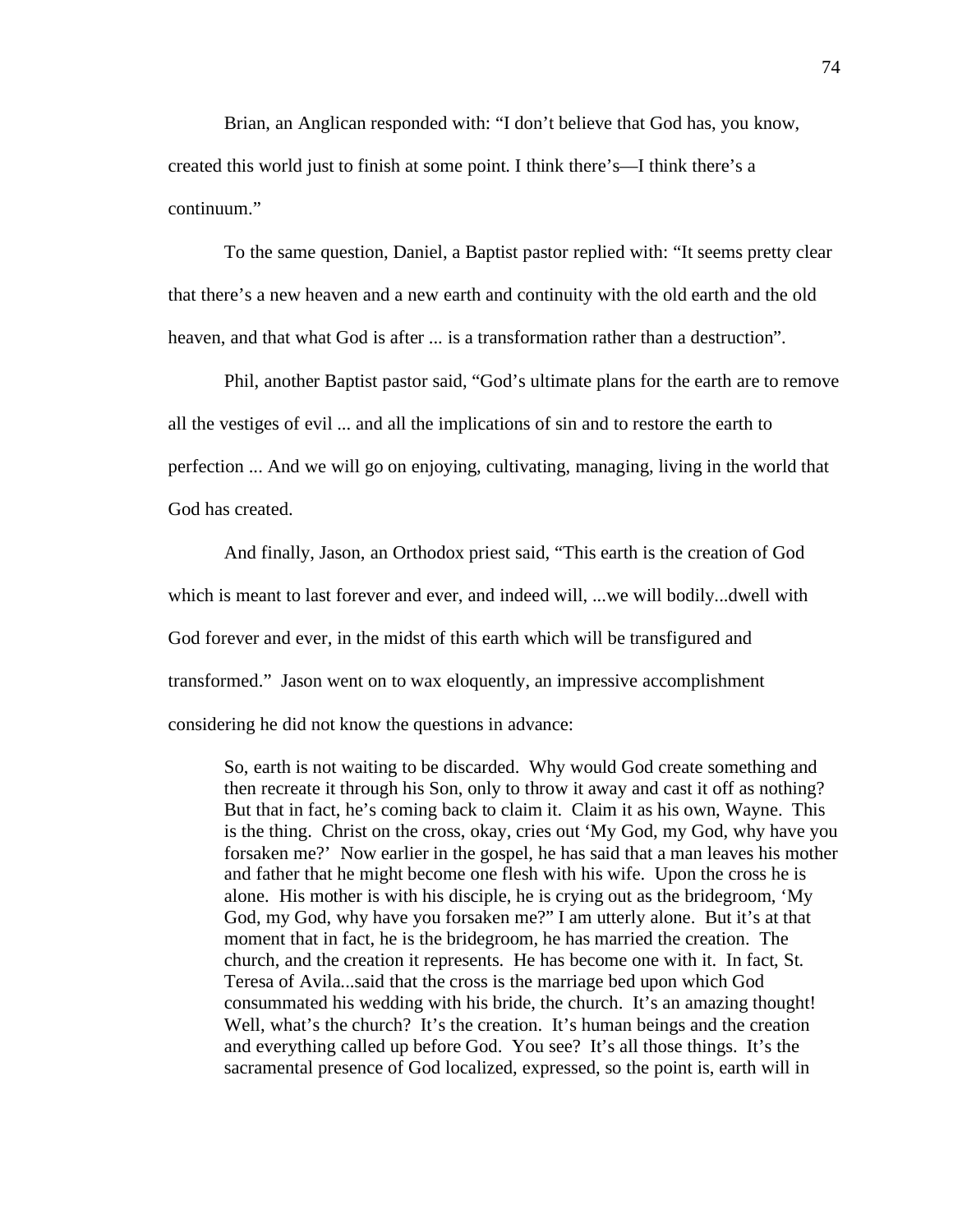Brian, an Anglican responded with: “I don’t believe that God has, you know, created this world just to finish at some point. I think there’s—I think there’s a continuum.”

To the same question, Daniel, a Baptist pastor replied with: “It seems pretty clear that there’s a new heaven and a new earth and continuity with the old earth and the old heaven, and that what God is after ... is a transformation rather than a destruction”.

Phil, another Baptist pastor said, “God’s ultimate plans for the earth are to remove all the vestiges of evil ... and all the implications of sin and to restore the earth to perfection ... And we will go on enjoying, cultivating, managing, living in the world that God has created.

And finally, Jason, an Orthodox priest said, “This earth is the creation of God which is meant to last forever and ever, and indeed will, ...we will bodily...dwell with God forever and ever, in the midst of this earth which will be transfigured and transformed.” Jason went on to wax eloquently, an impressive accomplishment considering he did not know the questions in advance:

> So, earth is not waiting to be discarded. Why would God create something and then recreate it through his Son, only to throw it away and cast it off as nothing? But that in fact, he’s coming back to claim it. Claim it as his own, Wayne. This is the thing. Christ on the cross, okay, cries out ‘My God, my God, why have you forsaken me?’ Now earlier in the gospel, he has said that a man leaves his mother and father that he might become one flesh with his wife. Upon the cross he is alone. His mother is with his disciple, he is crying out as the bridegroom, ‘My God, my God, why have you forsaken me?” I am utterly alone. But it’s at that moment that in fact, he is the bridegroom, he has married the creation. The church, and the creation it represents. He has become one with it. In fact, St. Teresa of Avila...said that the cross is the marriage bed upon which God consummated his wedding with his bride, the church. It’s an amazing thought! Well, what’s the church? It’s the creation. It’s human beings and the creation and everything called up before God. You see? It’s all those things. It’s the sacramental presence of God localized, expressed, so the point is, earth will in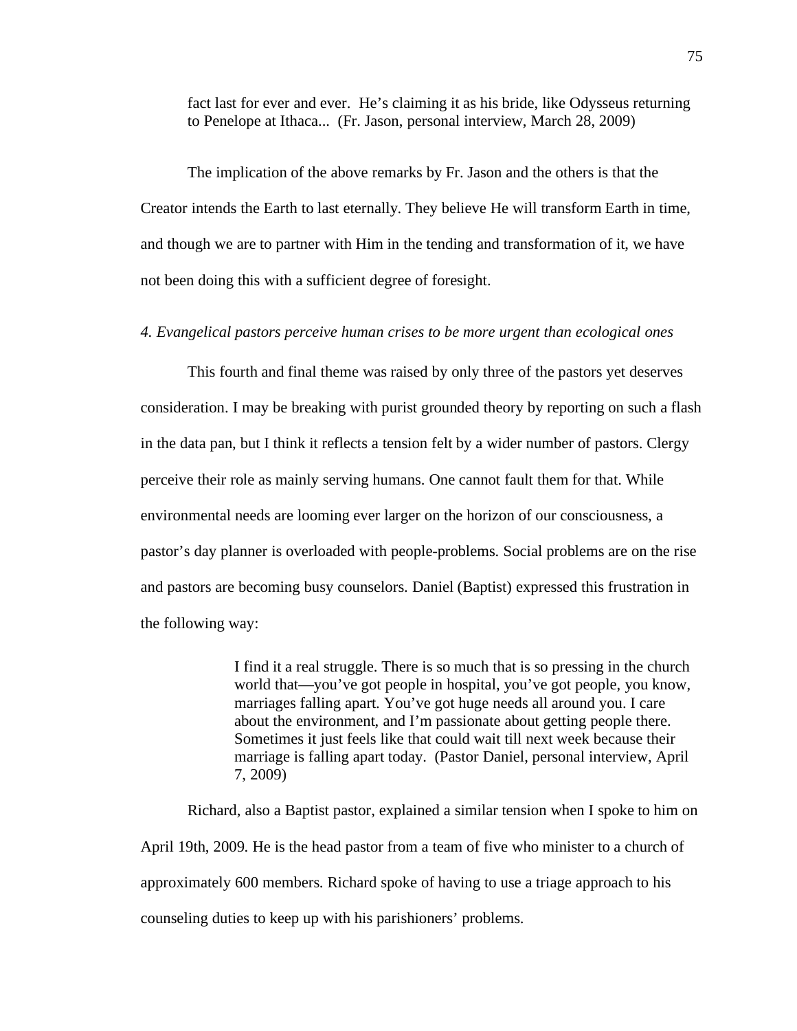> fact last for ever and ever. He's claiming it as his bride, like Odysseus returning to Penelope at Ithaca... (Fr. Jason, personal interview, March 28, 2009)

The implication of the above remarks by Fr. Jason and the others is that the Creator intends the Earth to last eternally. They believe He will transform Earth in time, and though we are to partner with Him in the tending and transformation of it, we have not been doing this with a sufficient degree of foresight.

*4. Evangelical pastors perceive human crises to be more urgent than ecological ones*

This fourth and final theme was raised by only three of the pastors yet deserves consideration. I may be breaking with purist grounded theory by reporting on such a flash in the data pan, but I think it reflects a tension felt by a wider number of pastors. Clergy perceive their role as mainly serving humans. One cannot fault them for that. While environmental needs are looming ever larger on the horizon of our consciousness, a pastor's day planner is overloaded with people-problems. Social problems are on the rise and pastors are becoming busy counselors. Daniel (Baptist) expressed this frustration in the following way:

> I find it a real struggle. There is so much that is so pressing in the church world that—you've got people in hospital, you've got people, you know, marriages falling apart. You've got huge needs all around you. I care about the environment, and I'm passionate about getting people there. Sometimes it just feels like that could wait till next week because their marriage is falling apart today. (Pastor Daniel, personal interview, April 7, 2009)

Richard, also a Baptist pastor, explained a similar tension when I spoke to him on April 19th, 2009. He is the head pastor from a team of five who minister to a church of approximately 600 members. Richard spoke of having to use a triage approach to his counseling duties to keep up with his parishioners' problems.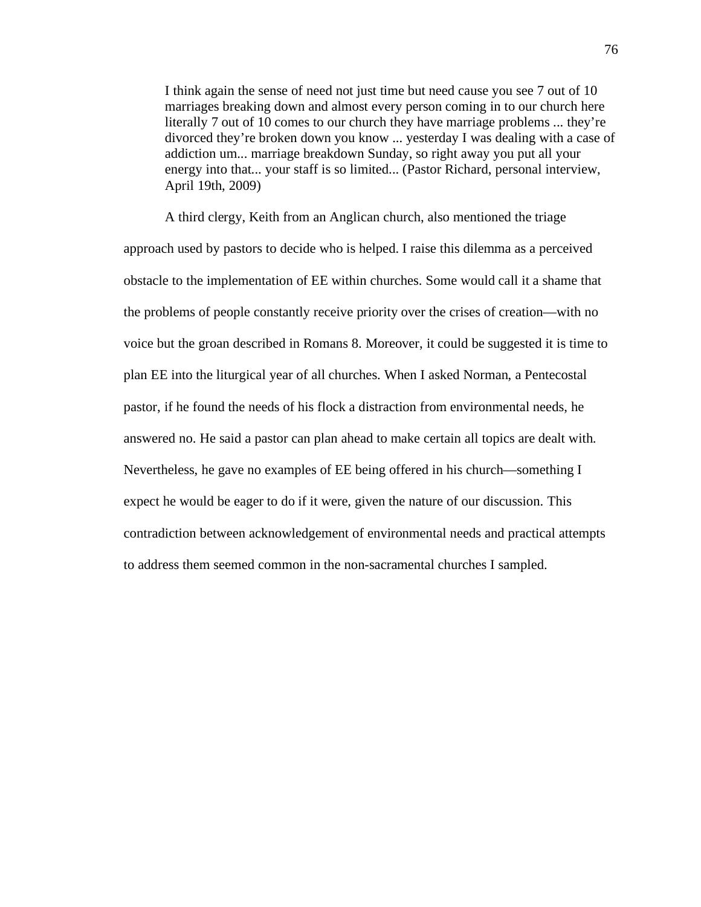> I think again the sense of need not just time but need cause you see 7 out of 10 marriages breaking down and almost every person coming in to our church here literally 7 out of 10 comes to our church they have marriage problems ... they're divorced they're broken down you know ... yesterday I was dealing with a case of addiction um... marriage breakdown Sunday, so right away you put all your energy into that... your staff is so limited... (Pastor Richard, personal interview, April 19th, 2009)

A third clergy, Keith from an Anglican church, also mentioned the triage approach used by pastors to decide who is helped. I raise this dilemma as a perceived obstacle to the implementation of EE within churches. Some would call it a shame that the problems of people constantly receive priority over the crises of creation—with no voice but the groan described in Romans 8. Moreover, it could be suggested it is time to plan EE into the liturgical year of all churches. When I asked Norman, a Pentecostal pastor, if he found the needs of his flock a distraction from environmental needs, he answered no. He said a pastor can plan ahead to make certain all topics are dealt with. Nevertheless, he gave no examples of EE being offered in his church—something I expect he would be eager to do if it were, given the nature of our discussion. This contradiction between acknowledgement of environmental needs and practical attempts to address them seemed common in the non-sacramental churches I sampled.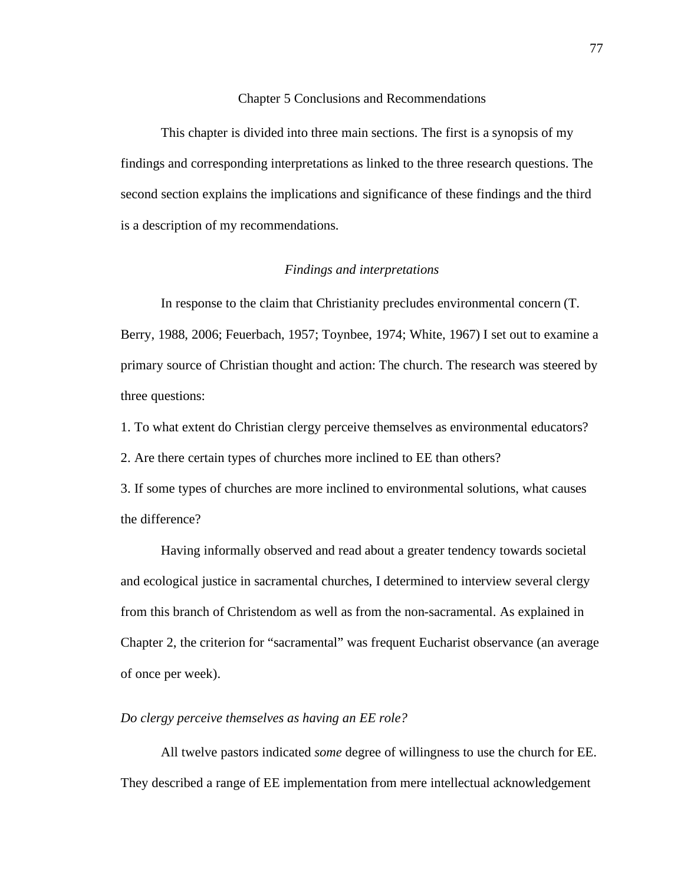# Chapter 5 Conclusions and Recommendations

This chapter is divided into three main sections. The first is a synopsis of my findings and corresponding interpretations as linked to the three research questions. The second section explains the implications and significance of these findings and the third is a description of my recommendations.

## *Findings and interpretations*

In response to the claim that Christianity precludes environmental concern (T. Berry, 1988, 2006; Feuerbach, 1957; Toynbee, 1974; White, 1967) I set out to examine a primary source of Christian thought and action: The church. The research was steered by three questions:

1. To what extent do Christian clergy perceive themselves as environmental educators?
2. Are there certain types of churches more inclined to EE than others?
3. If some types of churches are more inclined to environmental solutions, what causes the difference?

Having informally observed and read about a greater tendency towards societal and ecological justice in sacramental churches, I determined to interview several clergy from this branch of Christendom as well as from the non-sacramental. As explained in Chapter 2, the criterion for "sacramental" was frequent Eucharist observance (an average of once per week).

### *Do clergy perceive themselves as having an EE role?*

All twelve pastors indicated *some* degree of willingness to use the church for EE. They described a range of EE implementation from mere intellectual acknowledgement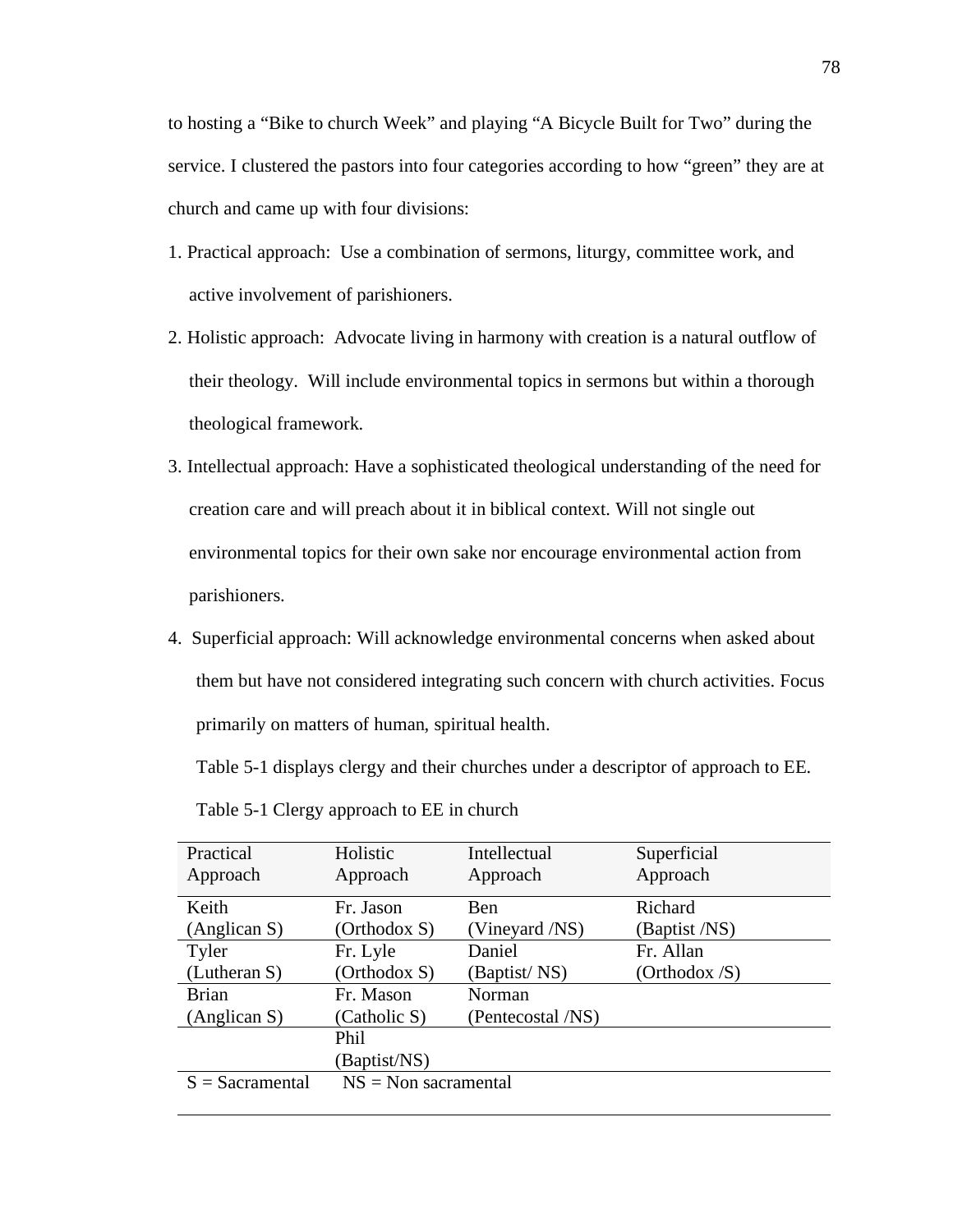to hosting a “Bike to church Week” and playing “A Bicycle Built for Two” during the service. I clustered the pastors into four categories according to how “green” they are at church and came up with four divisions:

1. Practical approach: Use a combination of sermons, liturgy, committee work, and active involvement of parishioners.
2. Holistic approach: Advocate living in harmony with creation is a natural outflow of their theology. Will include environmental topics in sermons but within a thorough theological framework.
3. Intellectual approach: Have a sophisticated theological understanding of the need for creation care and will preach about it in biblical context. Will not single out environmental topics for their own sake nor encourage environmental action from parishioners.
4. Superficial approach: Will acknowledge environmental concerns when asked about them but have not considered integrating such concern with church activities. Focus primarily on matters of human, spiritual health.

Table 5-1 displays clergy and their churches under a descriptor of approach to EE.

Table 5-1 Clergy approach to EE in church

| Practical Approach | Holistic Approach | Intellectual Approach | Superficial Approach |
|---|---|---|---|
| Keith (Anglican S) | Fr. Jason (Orthodox S) | Ben (Vineyard /NS) | Richard (Baptist /NS) |
| Tyler (Lutheran S) | Fr. Lyle (Orthodox S) | Daniel (Baptist/ NS) | Fr. Allan (Orthodox /S) |
| Brian (Anglican S) | Fr. Mason (Catholic S) | Norman (Pentecostal /NS) | |
| | Phil (Baptist/NS) | | |
| S = Sacramental | NS = Non sacramental | | |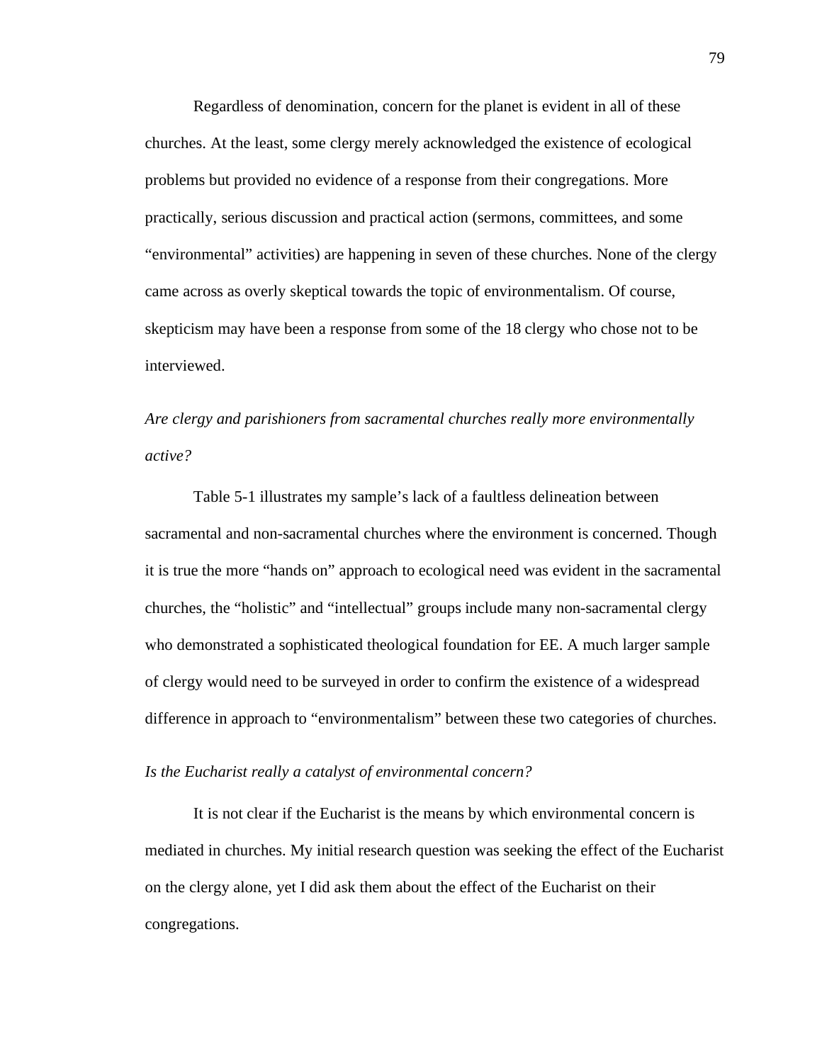Regardless of denomination, concern for the planet is evident in all of these churches. At the least, some clergy merely acknowledged the existence of ecological problems but provided no evidence of a response from their congregations. More practically, serious discussion and practical action (sermons, committees, and some "environmental" activities) are happening in seven of these churches. None of the clergy came across as overly skeptical towards the topic of environmentalism. Of course, skepticism may have been a response from some of the 18 clergy who chose not to be interviewed.

*Are clergy and parishioners from sacramental churches really more environmentally active?*

Table 5-1 illustrates my sample's lack of a faultless delineation between sacramental and non-sacramental churches where the environment is concerned. Though it is true the more "hands on" approach to ecological need was evident in the sacramental churches, the "holistic" and "intellectual" groups include many non-sacramental clergy who demonstrated a sophisticated theological foundation for EE. A much larger sample of clergy would need to be surveyed in order to confirm the existence of a widespread difference in approach to "environmentalism" between these two categories of churches.

*Is the Eucharist really a catalyst of environmental concern?*

It is not clear if the Eucharist is the means by which environmental concern is mediated in churches. My initial research question was seeking the effect of the Eucharist on the clergy alone, yet I did ask them about the effect of the Eucharist on their congregations.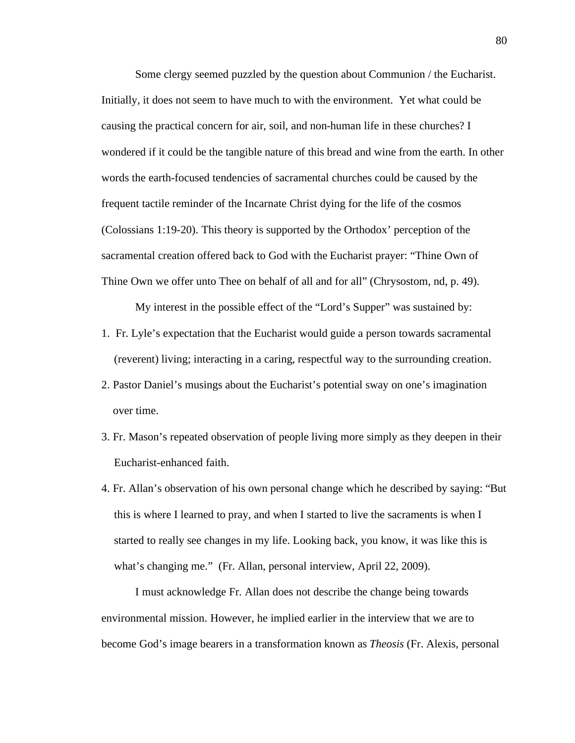Some clergy seemed puzzled by the question about Communion / the Eucharist. Initially, it does not seem to have much to with the environment. Yet what could be causing the practical concern for air, soil, and non-human life in these churches? I wondered if it could be the tangible nature of this bread and wine from the earth. In other words the earth-focused tendencies of sacramental churches could be caused by the frequent tactile reminder of the Incarnate Christ dying for the life of the cosmos (Colossians 1:19-20). This theory is supported by the Orthodox' perception of the sacramental creation offered back to God with the Eucharist prayer: "Thine Own of Thine Own we offer unto Thee on behalf of all and for all" (Chrysostom, nd, p. 49).

My interest in the possible effect of the "Lord's Supper" was sustained by:

1. Fr. Lyle's expectation that the Eucharist would guide a person towards sacramental (reverent) living; interacting in a caring, respectful way to the surrounding creation.
2. Pastor Daniel's musings about the Eucharist's potential sway on one's imagination over time.
3. Fr. Mason's repeated observation of people living more simply as they deepen in their Eucharist-enhanced faith.
4. Fr. Allan's observation of his own personal change which he described by saying: "But this is where I learned to pray, and when I started to live the sacraments is when I started to really see changes in my life. Looking back, you know, it was like this is what's changing me." (Fr. Allan, personal interview, April 22, 2009).

I must acknowledge Fr. Allan does not describe the change being towards environmental mission. However, he implied earlier in the interview that we are to become God's image bearers in a transformation known as *Theosis* (Fr. Alexis, personal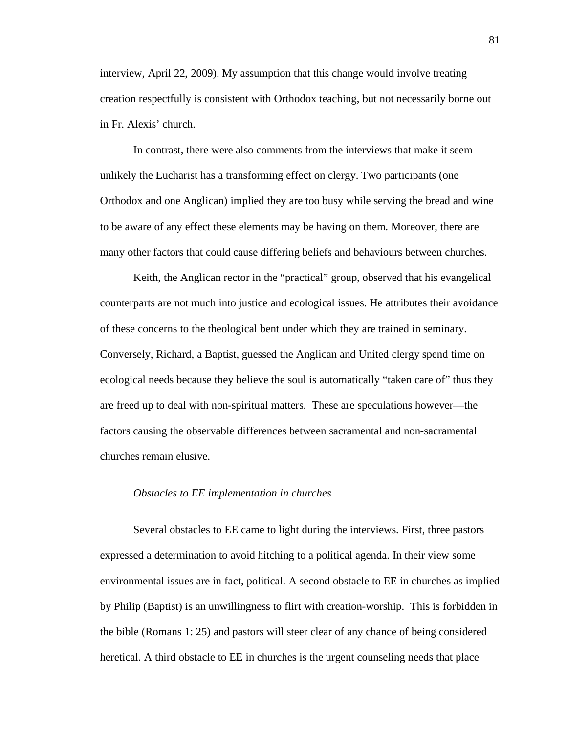interview, April 22, 2009). My assumption that this change would involve treating creation respectfully is consistent with Orthodox teaching, but not necessarily borne out in Fr. Alexis' church.

In contrast, there were also comments from the interviews that make it seem unlikely the Eucharist has a transforming effect on clergy. Two participants (one Orthodox and one Anglican) implied they are too busy while serving the bread and wine to be aware of any effect these elements may be having on them. Moreover, there are many other factors that could cause differing beliefs and behaviours between churches.

Keith, the Anglican rector in the "practical" group, observed that his evangelical counterparts are not much into justice and ecological issues. He attributes their avoidance of these concerns to the theological bent under which they are trained in seminary. Conversely, Richard, a Baptist, guessed the Anglican and United clergy spend time on ecological needs because they believe the soul is automatically "taken care of" thus they are freed up to deal with non-spiritual matters. These are speculations however—the factors causing the observable differences between sacramental and non-sacramental churches remain elusive.

*Obstacles to EE implementation in churches*

Several obstacles to EE came to light during the interviews. First, three pastors expressed a determination to avoid hitching to a political agenda. In their view some environmental issues are in fact, political. A second obstacle to EE in churches as implied by Philip (Baptist) is an unwillingness to flirt with creation-worship. This is forbidden in the bible (Romans 1: 25) and pastors will steer clear of any chance of being considered heretical. A third obstacle to EE in churches is the urgent counseling needs that place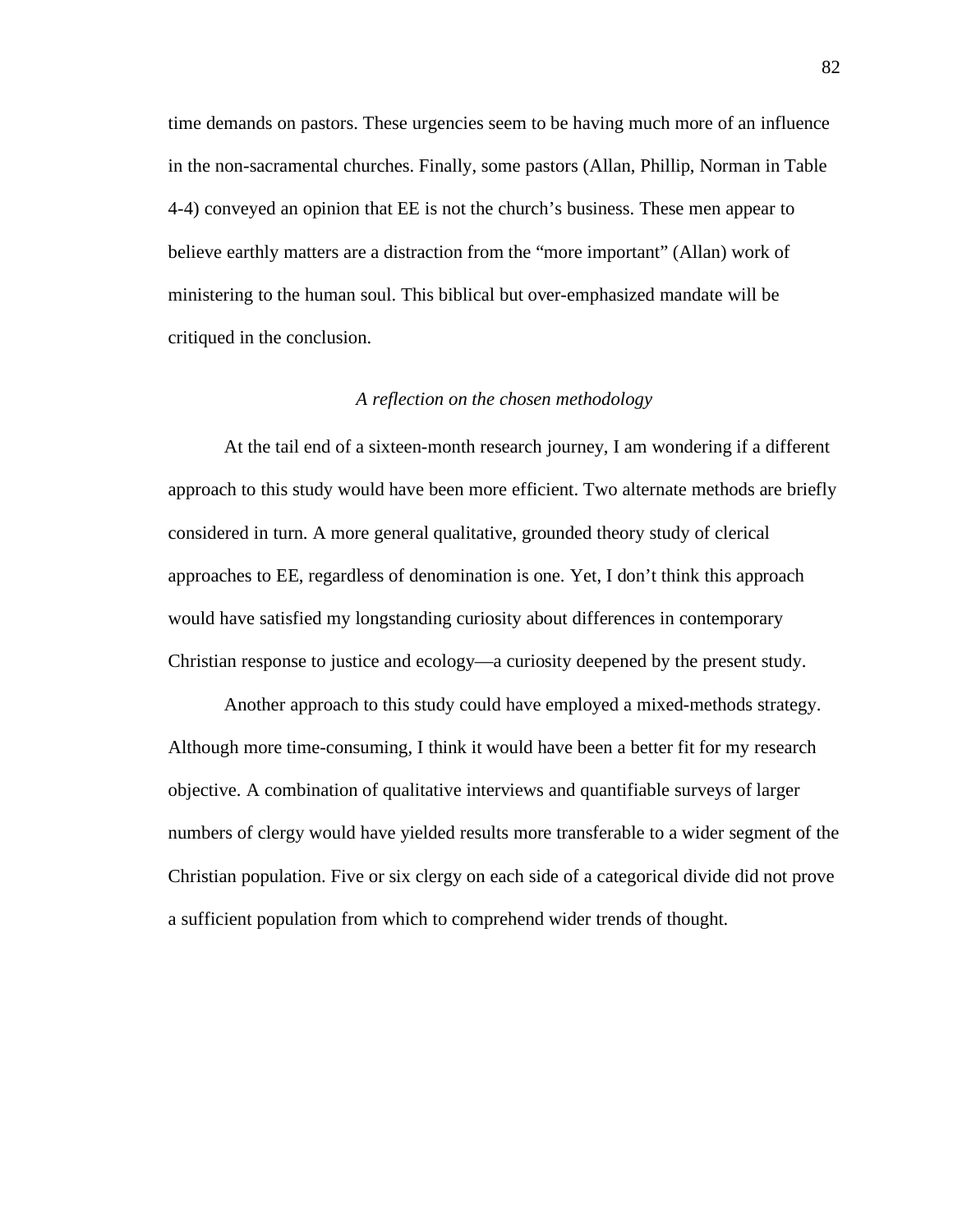time demands on pastors. These urgencies seem to be having much more of an influence in the non-sacramental churches. Finally, some pastors (Allan, Phillip, Norman in Table 4-4) conveyed an opinion that EE is not the church's business. These men appear to believe earthly matters are a distraction from the "more important" (Allan) work of ministering to the human soul. This biblical but over-emphasized mandate will be critiqued in the conclusion.

### *A reflection on the chosen methodology*

At the tail end of a sixteen-month research journey, I am wondering if a different approach to this study would have been more efficient. Two alternate methods are briefly considered in turn. A more general qualitative, grounded theory study of clerical approaches to EE, regardless of denomination is one. Yet, I don't think this approach would have satisfied my longstanding curiosity about differences in contemporary Christian response to justice and ecology—a curiosity deepened by the present study.

Another approach to this study could have employed a mixed-methods strategy. Although more time-consuming, I think it would have been a better fit for my research objective. A combination of qualitative interviews and quantifiable surveys of larger numbers of clergy would have yielded results more transferable to a wider segment of the Christian population. Five or six clergy on each side of a categorical divide did not prove a sufficient population from which to comprehend wider trends of thought.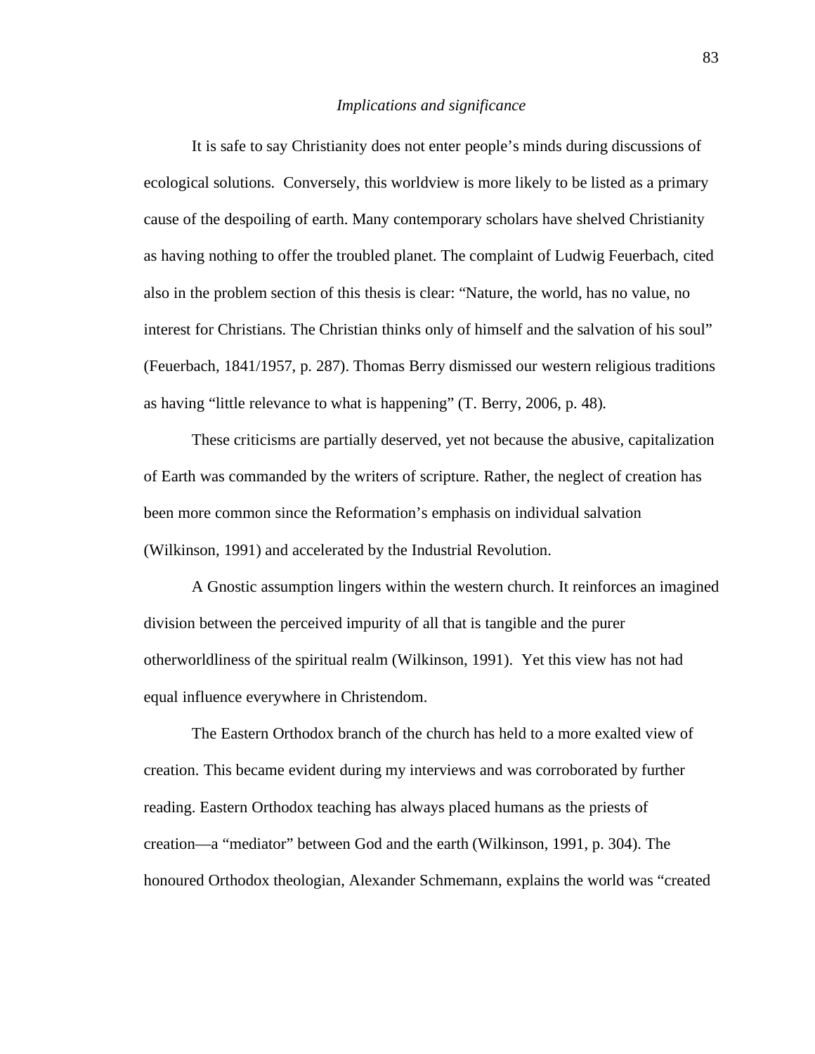*Implications and significance*

It is safe to say Christianity does not enter people's minds during discussions of ecological solutions. Conversely, this worldview is more likely to be listed as a primary cause of the despoiling of earth. Many contemporary scholars have shelved Christianity as having nothing to offer the troubled planet. The complaint of Ludwig Feuerbach, cited also in the problem section of this thesis is clear: "Nature, the world, has no value, no interest for Christians. The Christian thinks only of himself and the salvation of his soul" (Feuerbach, 1841/1957, p. 287). Thomas Berry dismissed our western religious traditions as having "little relevance to what is happening" (T. Berry, 2006, p. 48).

These criticisms are partially deserved, yet not because the abusive, capitalization of Earth was commanded by the writers of scripture. Rather, the neglect of creation has been more common since the Reformation's emphasis on individual salvation (Wilkinson, 1991) and accelerated by the Industrial Revolution.

A Gnostic assumption lingers within the western church. It reinforces an imagined division between the perceived impurity of all that is tangible and the purer otherworldliness of the spiritual realm (Wilkinson, 1991). Yet this view has not had equal influence everywhere in Christendom.

The Eastern Orthodox branch of the church has held to a more exalted view of creation. This became evident during my interviews and was corroborated by further reading. Eastern Orthodox teaching has always placed humans as the priests of creation—a "mediator" between God and the earth (Wilkinson, 1991, p. 304). The honoured Orthodox theologian, Alexander Schmemann, explains the world was "created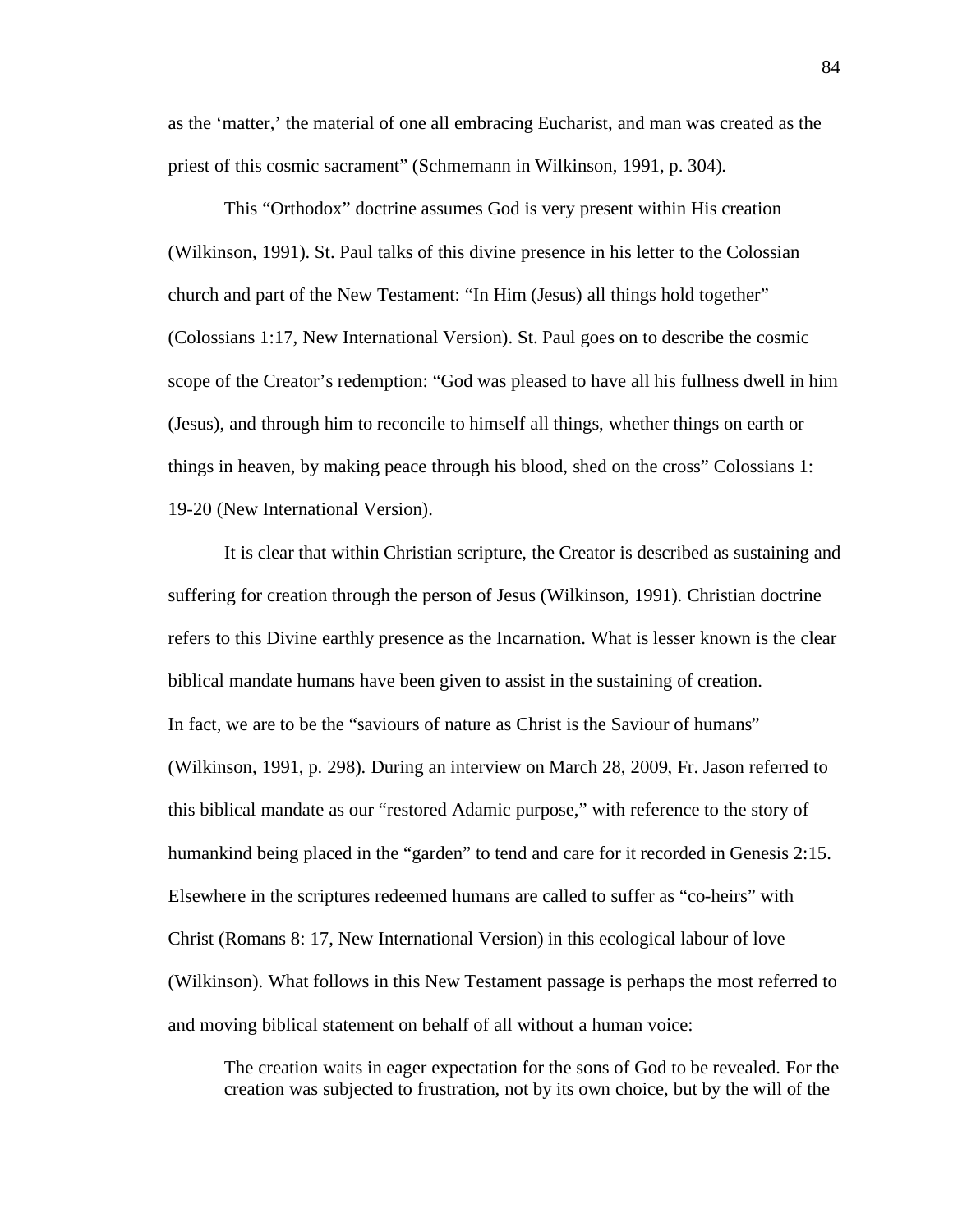as the ‘matter,’ the material of one all embracing Eucharist, and man was created as the priest of this cosmic sacrament” (Schmemann in Wilkinson, 1991, p. 304).

This “Orthodox” doctrine assumes God is very present within His creation (Wilkinson, 1991). St. Paul talks of this divine presence in his letter to the Colossian church and part of the New Testament: “In Him (Jesus) all things hold together” (Colossians 1:17, New International Version). St. Paul goes on to describe the cosmic scope of the Creator’s redemption: “God was pleased to have all his fullness dwell in him (Jesus), and through him to reconcile to himself all things, whether things on earth or things in heaven, by making peace through his blood, shed on the cross” Colossians 1: 19-20 (New International Version).

It is clear that within Christian scripture, the Creator is described as sustaining and suffering for creation through the person of Jesus (Wilkinson, 1991). Christian doctrine refers to this Divine earthly presence as the Incarnation. What is lesser known is the clear biblical mandate humans have been given to assist in the sustaining of creation. In fact, we are to be the “saviours of nature as Christ is the Saviour of humans” (Wilkinson, 1991, p. 298). During an interview on March 28, 2009, Fr. Jason referred to this biblical mandate as our “restored Adamic purpose,” with reference to the story of humankind being placed in the “garden” to tend and care for it recorded in Genesis 2:15. Elsewhere in the scriptures redeemed humans are called to suffer as “co-heirs” with Christ (Romans 8: 17, New International Version) in this ecological labour of love (Wilkinson). What follows in this New Testament passage is perhaps the most referred to and moving biblical statement on behalf of all without a human voice:

> The creation waits in eager expectation for the sons of God to be revealed. For the creation was subjected to frustration, not by its own choice, but by the will of the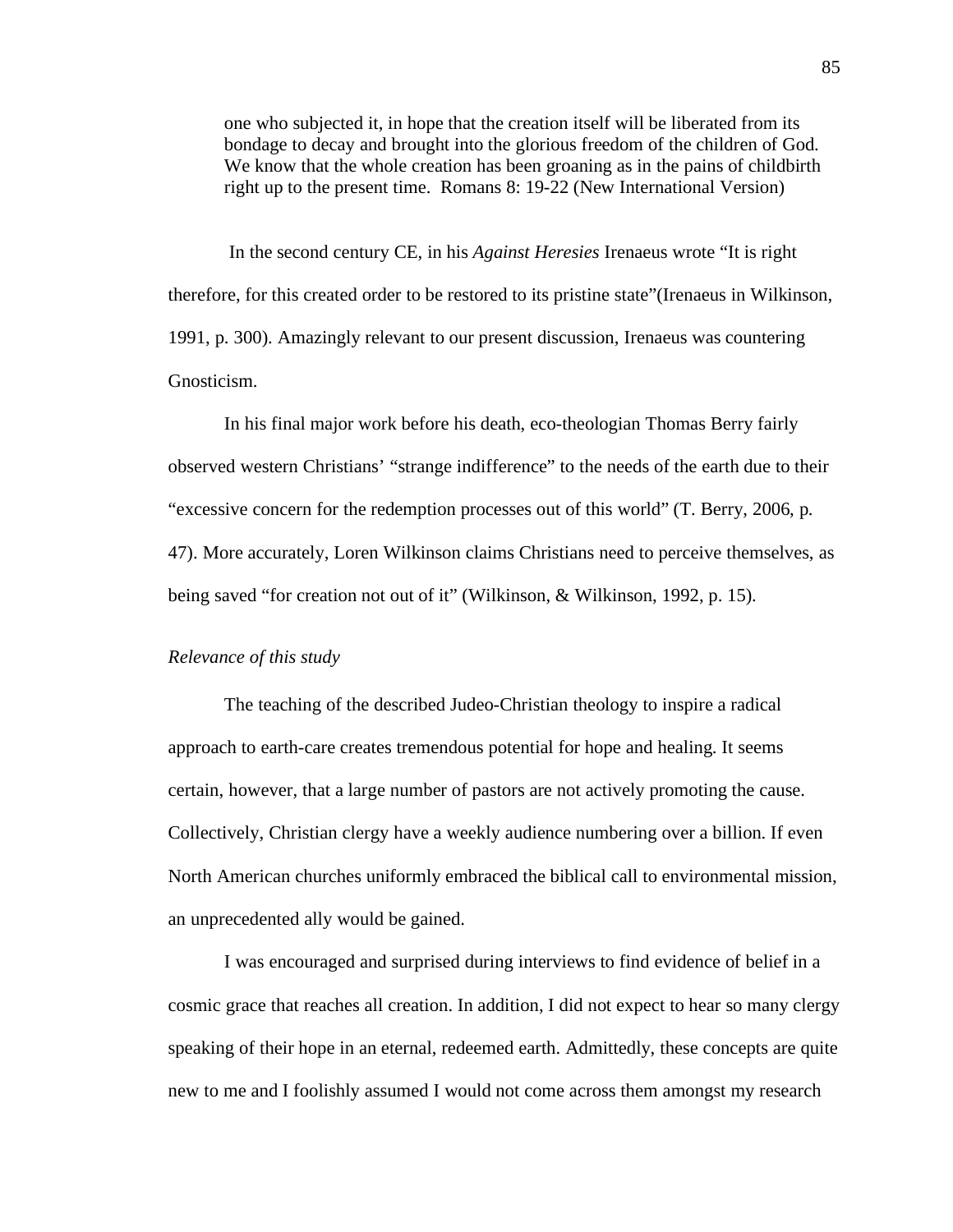> one who subjected it, in hope that the creation itself will be liberated from its bondage to decay and brought into the glorious freedom of the children of God. We know that the whole creation has been groaning as in the pains of childbirth right up to the present time. Romans 8: 19-22 (New International Version)

In the second century CE, in his *Against Heresies* Irenaeus wrote "It is right therefore, for this created order to be restored to its pristine state"(Irenaeus in Wilkinson, 1991, p. 300). Amazingly relevant to our present discussion, Irenaeus was countering Gnosticism.

In his final major work before his death, eco-theologian Thomas Berry fairly observed western Christians' "strange indifference" to the needs of the earth due to their "excessive concern for the redemption processes out of this world" (T. Berry, 2006, p. 47). More accurately, Loren Wilkinson claims Christians need to perceive themselves, as being saved "for creation not out of it" (Wilkinson, & Wilkinson, 1992, p. 15).

*Relevance of this study*

The teaching of the described Judeo-Christian theology to inspire a radical approach to earth-care creates tremendous potential for hope and healing. It seems certain, however, that a large number of pastors are not actively promoting the cause. Collectively, Christian clergy have a weekly audience numbering over a billion. If even North American churches uniformly embraced the biblical call to environmental mission, an unprecedented ally would be gained.

I was encouraged and surprised during interviews to find evidence of belief in a cosmic grace that reaches all creation. In addition, I did not expect to hear so many clergy speaking of their hope in an eternal, redeemed earth. Admittedly, these concepts are quite new to me and I foolishly assumed I would not come across them amongst my research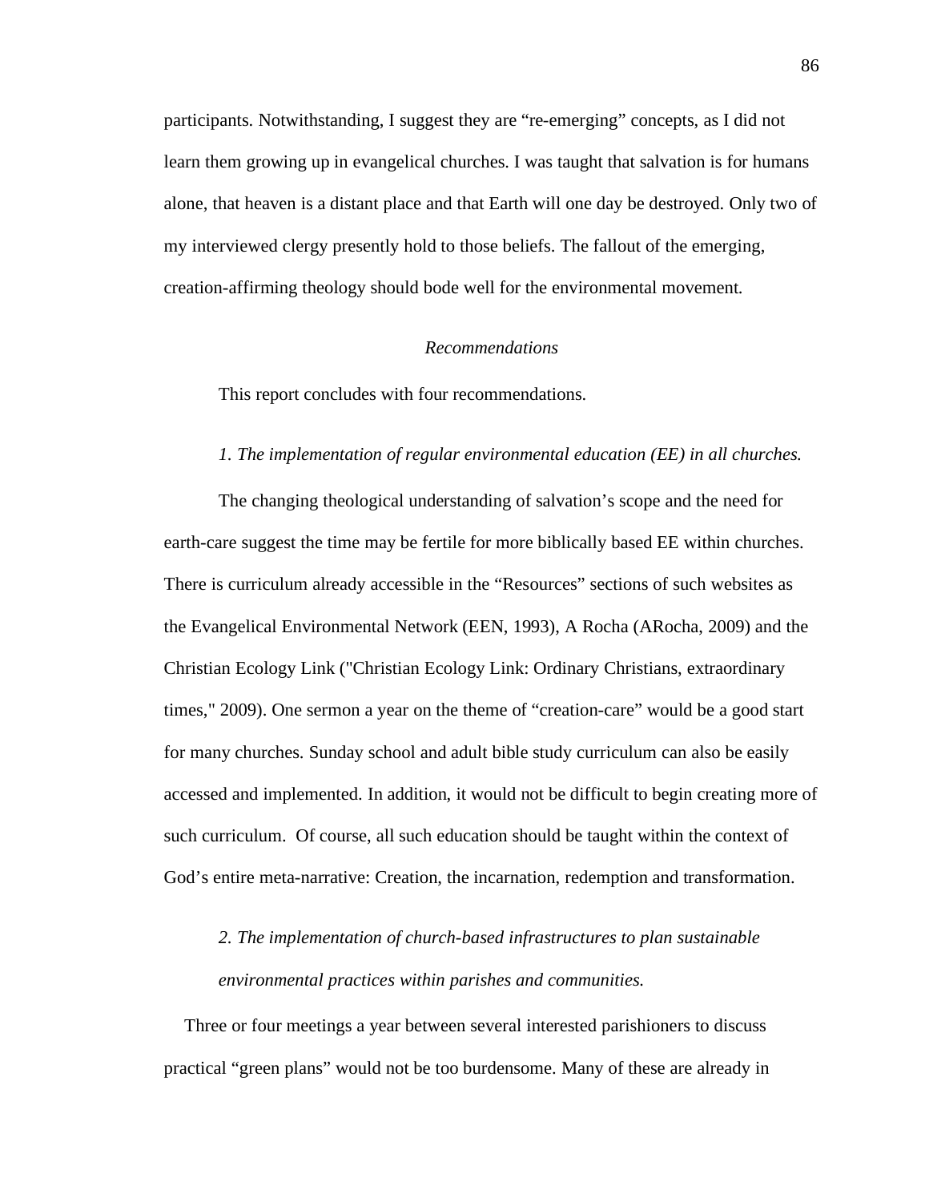participants. Notwithstanding, I suggest they are “re-emerging” concepts, as I did not learn them growing up in evangelical churches. I was taught that salvation is for humans alone, that heaven is a distant place and that Earth will one day be destroyed. Only two of my interviewed clergy presently hold to those beliefs. The fallout of the emerging, creation-affirming theology should bode well for the environmental movement.

## *Recommendations*

This report concludes with four recommendations.

*1. The implementation of regular environmental education (EE) in all churches.*

The changing theological understanding of salvation’s scope and the need for earth-care suggest the time may be fertile for more biblically based EE within churches. There is curriculum already accessible in the “Resources” sections of such websites as the Evangelical Environmental Network (EEN, 1993), A Rocha (ARocha, 2009) and the Christian Ecology Link ("Christian Ecology Link: Ordinary Christians, extraordinary times," 2009). One sermon a year on the theme of “creation-care” would be a good start for many churches. Sunday school and adult bible study curriculum can also be easily accessed and implemented. In addition, it would not be difficult to begin creating more of such curriculum. Of course, all such education should be taught within the context of God’s entire meta-narrative: Creation, the incarnation, redemption and transformation.

*2. The implementation of church-based infrastructures to plan sustainable environmental practices within parishes and communities.*

Three or four meetings a year between several interested parishioners to discuss practical “green plans” would not be too burdensome. Many of these are already in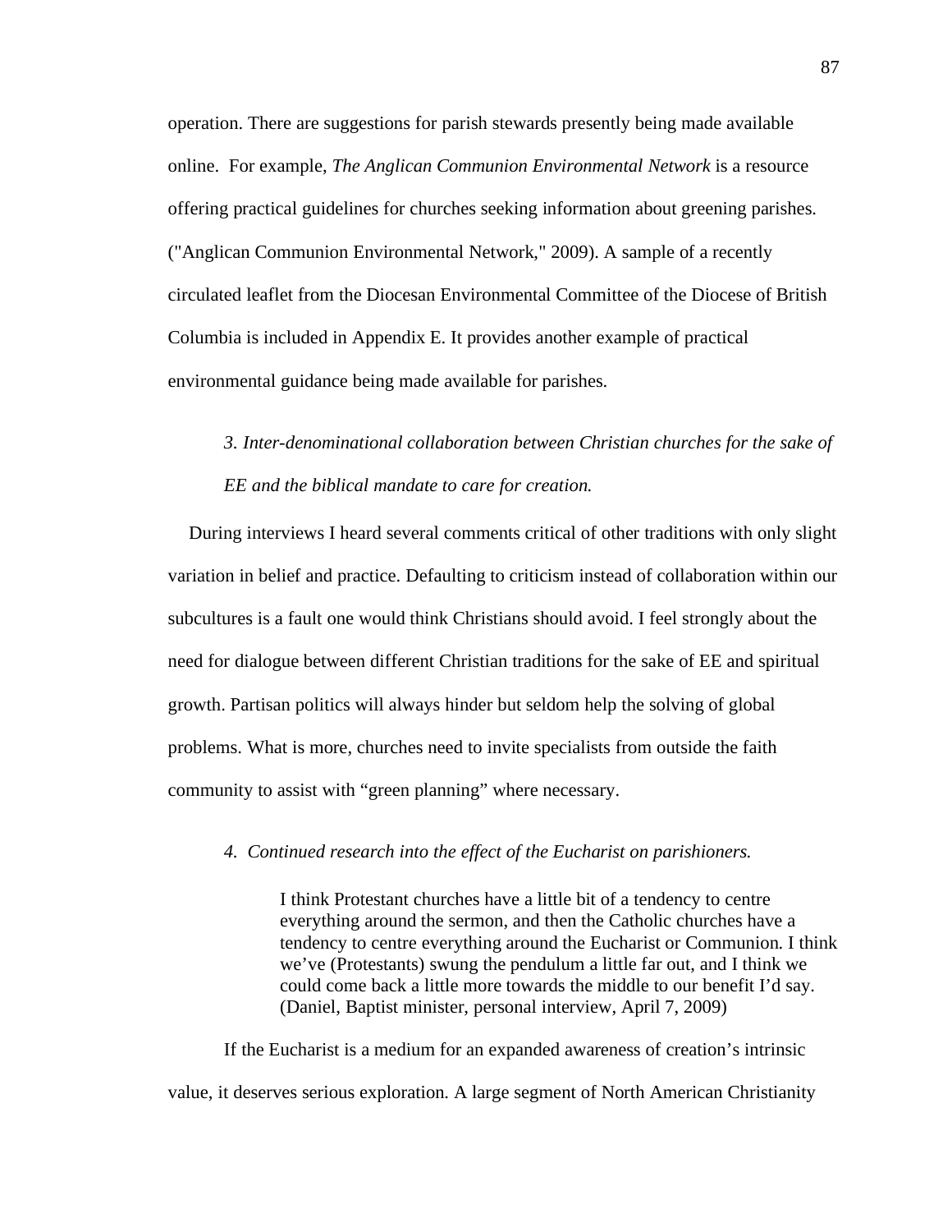operation. There are suggestions for parish stewards presently being made available online. For example, *The Anglican Communion Environmental Network* is a resource offering practical guidelines for churches seeking information about greening parishes. ("Anglican Communion Environmental Network," 2009). A sample of a recently circulated leaflet from the Diocesan Environmental Committee of the Diocese of British Columbia is included in Appendix E. It provides another example of practical environmental guidance being made available for parishes.

*3. Inter-denominational collaboration between Christian churches for the sake of EE and the biblical mandate to care for creation.*

During interviews I heard several comments critical of other traditions with only slight variation in belief and practice. Defaulting to criticism instead of collaboration within our subcultures is a fault one would think Christians should avoid. I feel strongly about the need for dialogue between different Christian traditions for the sake of EE and spiritual growth. Partisan politics will always hinder but seldom help the solving of global problems. What is more, churches need to invite specialists from outside the faith community to assist with "green planning" where necessary.

*4. Continued research into the effect of the Eucharist on parishioners.*

> I think Protestant churches have a little bit of a tendency to centre everything around the sermon, and then the Catholic churches have a tendency to centre everything around the Eucharist or Communion. I think we've (Protestants) swung the pendulum a little far out, and I think we could come back a little more towards the middle to our benefit I'd say. (Daniel, Baptist minister, personal interview, April 7, 2009)

If the Eucharist is a medium for an expanded awareness of creation's intrinsic value, it deserves serious exploration. A large segment of North American Christianity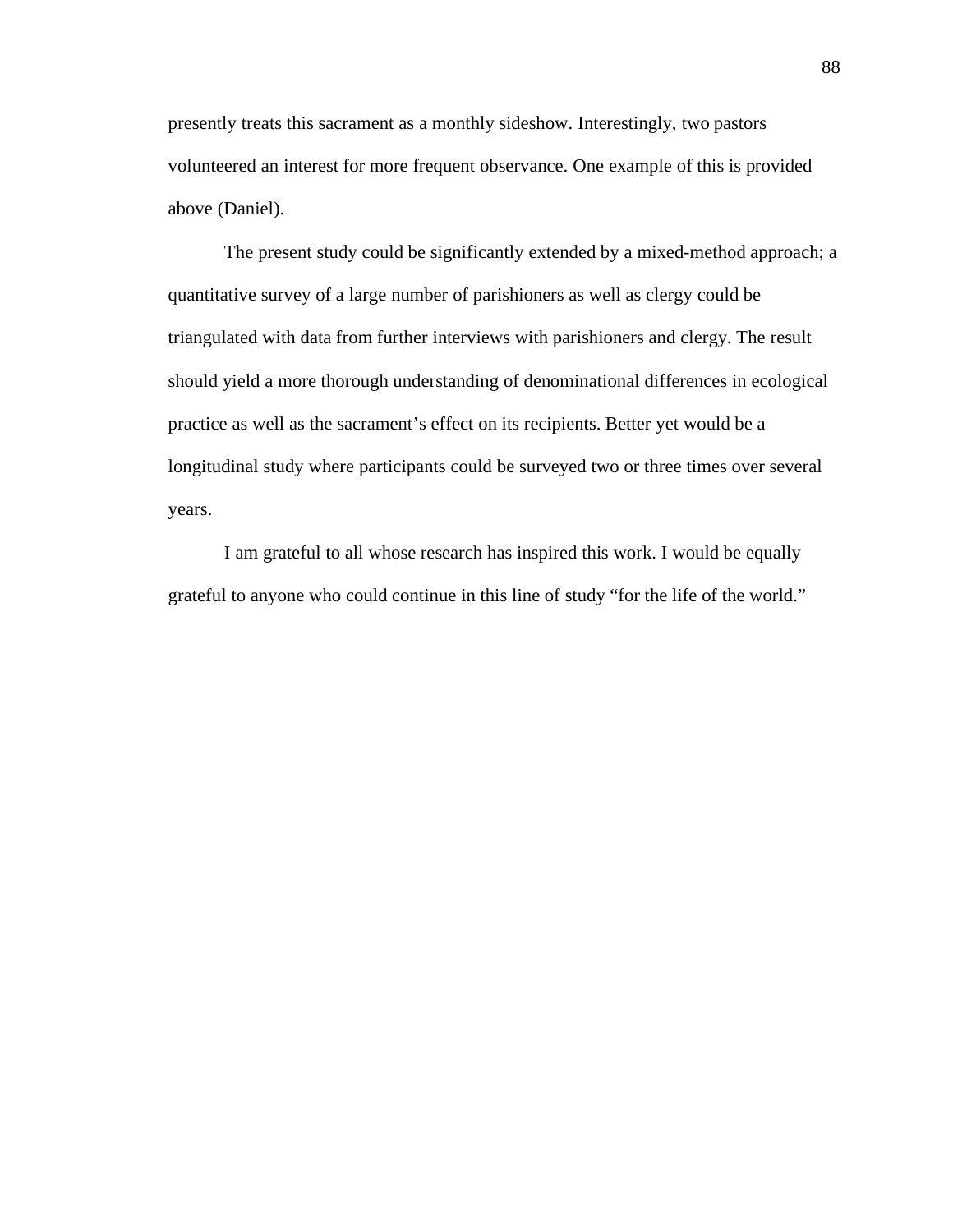presently treats this sacrament as a monthly sideshow. Interestingly, two pastors volunteered an interest for more frequent observance. One example of this is provided above (Daniel).

The present study could be significantly extended by a mixed-method approach; a quantitative survey of a large number of parishioners as well as clergy could be triangulated with data from further interviews with parishioners and clergy. The result should yield a more thorough understanding of denominational differences in ecological practice as well as the sacrament's effect on its recipients. Better yet would be a longitudinal study where participants could be surveyed two or three times over several years.

I am grateful to all whose research has inspired this work. I would be equally grateful to anyone who could continue in this line of study "for the life of the world."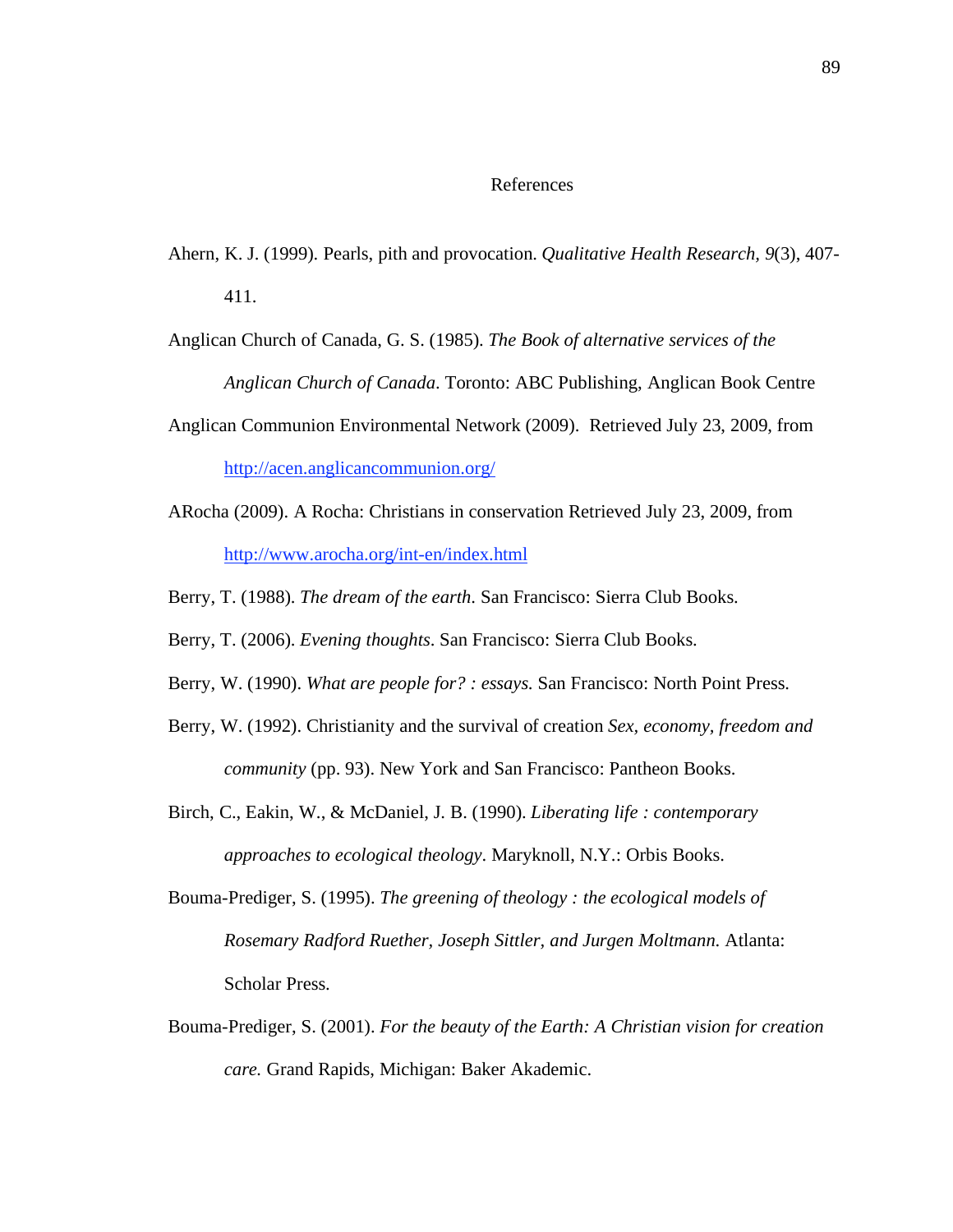# References

Ahern, K. J. (1999). Pearls, pith and provocation. *Qualitative Health Research, 9*(3), 407-411.

Anglican Church of Canada, G. S. (1985). *The Book of alternative services of the Anglican Church of Canada*. Toronto: ABC Publishing, Anglican Book Centre

Anglican Communion Environmental Network (2009). Retrieved July 23, 2009, from http://acen.anglicancommunion.org/

ARocha (2009). A Rocha: Christians in conservation Retrieved July 23, 2009, from http://www.arocha.org/int-en/index.html

Berry, T. (1988). *The dream of the earth*. San Francisco: Sierra Club Books.

Berry, T. (2006). *Evening thoughts*. San Francisco: Sierra Club Books.

Berry, W. (1990). *What are people for? : essays*. San Francisco: North Point Press.

Berry, W. (1992). Christianity and the survival of creation *Sex, economy, freedom and community* (pp. 93). New York and San Francisco: Pantheon Books.

Birch, C., Eakin, W., & McDaniel, J. B. (1990). *Liberating life : contemporary approaches to ecological theology*. Maryknoll, N.Y.: Orbis Books.

Bouma-Prediger, S. (1995). *The greening of theology : the ecological models of Rosemary Radford Ruether, Joseph Sittler, and Jurgen Moltmann*. Atlanta: Scholar Press.

Bouma-Prediger, S. (2001). *For the beauty of the Earth: A Christian vision for creation care.* Grand Rapids, Michigan: Baker Akademic.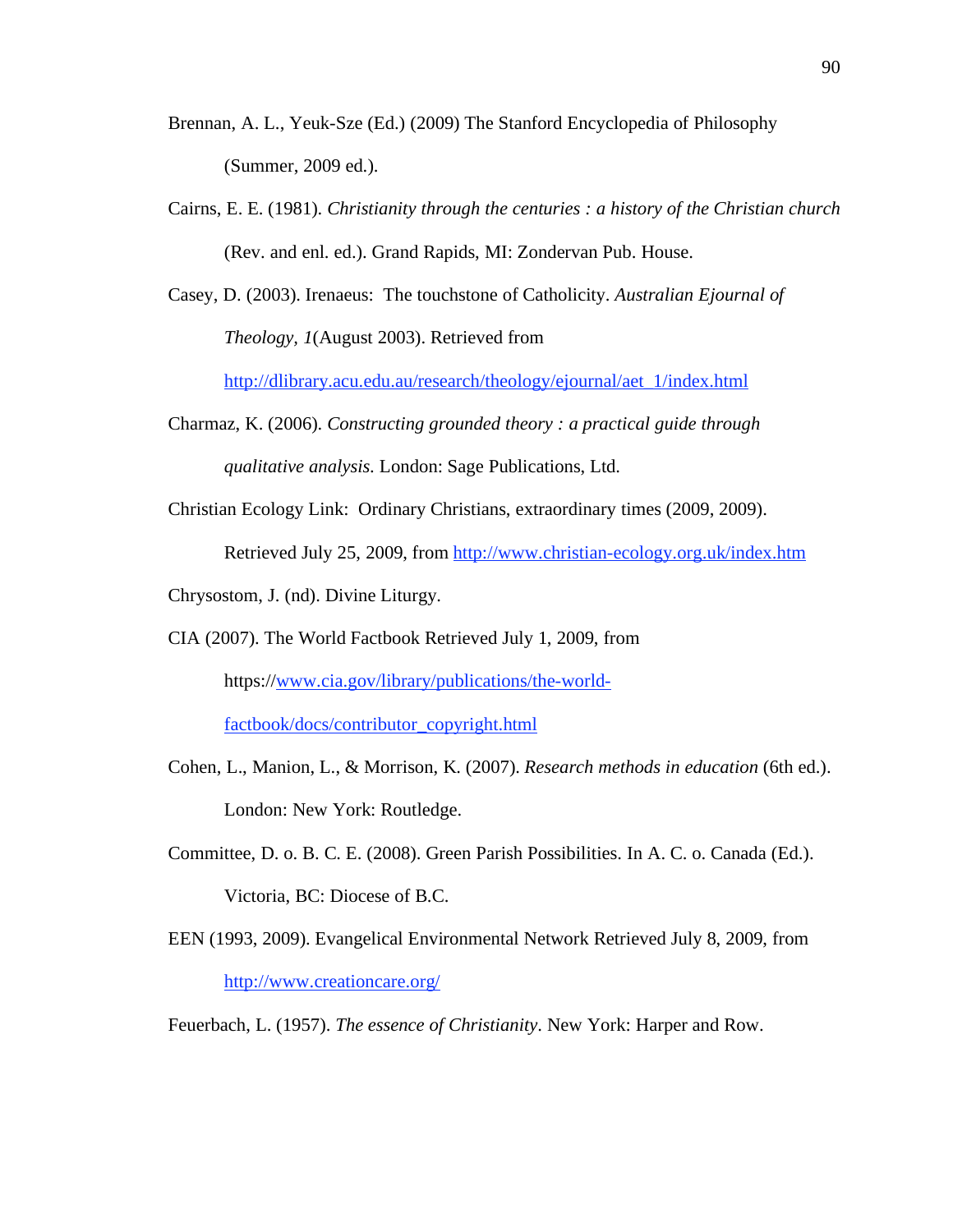Brennan, A. L., Yeuk-Sze (Ed.) (2009) The Stanford Encyclopedia of Philosophy (Summer, 2009 ed.).

Cairns, E. E. (1981). *Christianity through the centuries : a history of the Christian church* (Rev. and enl. ed.). Grand Rapids, MI: Zondervan Pub. House.

Casey, D. (2003). Irenaeus: The touchstone of Catholicity. *Australian Ejournal of Theology, 1*(August 2003). Retrieved from http://dlibrary.acu.edu.au/research/theology/ejournal/aet_1/index.html

Charmaz, K. (2006). *Constructing grounded theory : a practical guide through qualitative analysis*. London: Sage Publications, Ltd.

Christian Ecology Link: Ordinary Christians, extraordinary times (2009, 2009). Retrieved July 25, 2009, from http://www.christian-ecology.org.uk/index.htm

Chrysostom, J. (nd). Divine Liturgy.

CIA (2007). The World Factbook Retrieved July 1, 2009, from https://www.cia.gov/library/publications/the-world-factbook/docs/contributor_copyright.html

Cohen, L., Manion, L., & Morrison, K. (2007). *Research methods in education* (6th ed.). London: New York: Routledge.

Committee, D. o. B. C. E. (2008). Green Parish Possibilities. In A. C. o. Canada (Ed.). Victoria, BC: Diocese of B.C.

EEN (1993, 2009). Evangelical Environmental Network Retrieved July 8, 2009, from http://www.creationcare.org/

Feuerbach, L. (1957). *The essence of Christianity*. New York: Harper and Row.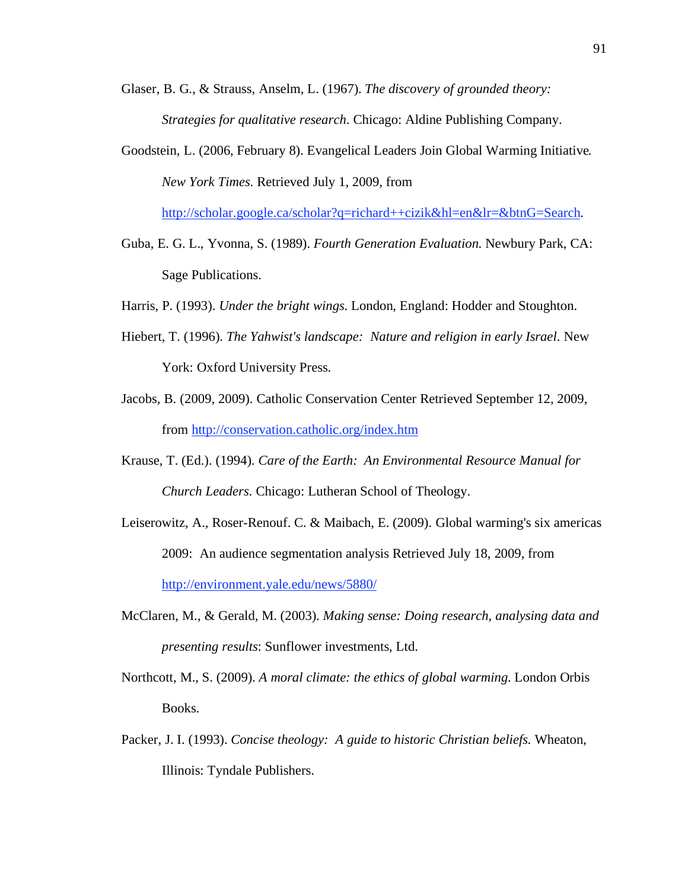Glaser, B. G., & Strauss, Anselm, L. (1967). *The discovery of grounded theory: Strategies for qualitative research*. Chicago: Aldine Publishing Company.

Goodstein, L. (2006, February 8). Evangelical Leaders Join Global Warming Initiative. *New York Times*. Retrieved July 1, 2009, from http://scholar.google.ca/scholar?q=richard++cizik&hl=en&lr=&btnG=Search.

Guba, E. G. L., Yvonna, S. (1989). *Fourth Generation Evaluation*. Newbury Park, CA: Sage Publications.

Harris, P. (1993). *Under the bright wings*. London, England: Hodder and Stoughton.

Hiebert, T. (1996). *The Yahwist's landscape: Nature and religion in early Israel*. New York: Oxford University Press.

Jacobs, B. (2009, 2009). Catholic Conservation Center Retrieved September 12, 2009, from http://conservation.catholic.org/index.htm

Krause, T. (Ed.). (1994). *Care of the Earth: An Environmental Resource Manual for Church Leaders*. Chicago: Lutheran School of Theology.

Leiserowitz, A., Roser-Renouf. C. & Maibach, E. (2009). Global warming's six americas 2009: An audience segmentation analysis Retrieved July 18, 2009, from http://environment.yale.edu/news/5880/

McClaren, M., & Gerald, M. (2003). *Making sense: Doing research, analysing data and presenting results*: Sunflower investments, Ltd.

Northcott, M., S. (2009). *A moral climate: the ethics of global warming*. London Orbis Books.

Packer, J. I. (1993). *Concise theology: A guide to historic Christian beliefs*. Wheaton, Illinois: Tyndale Publishers.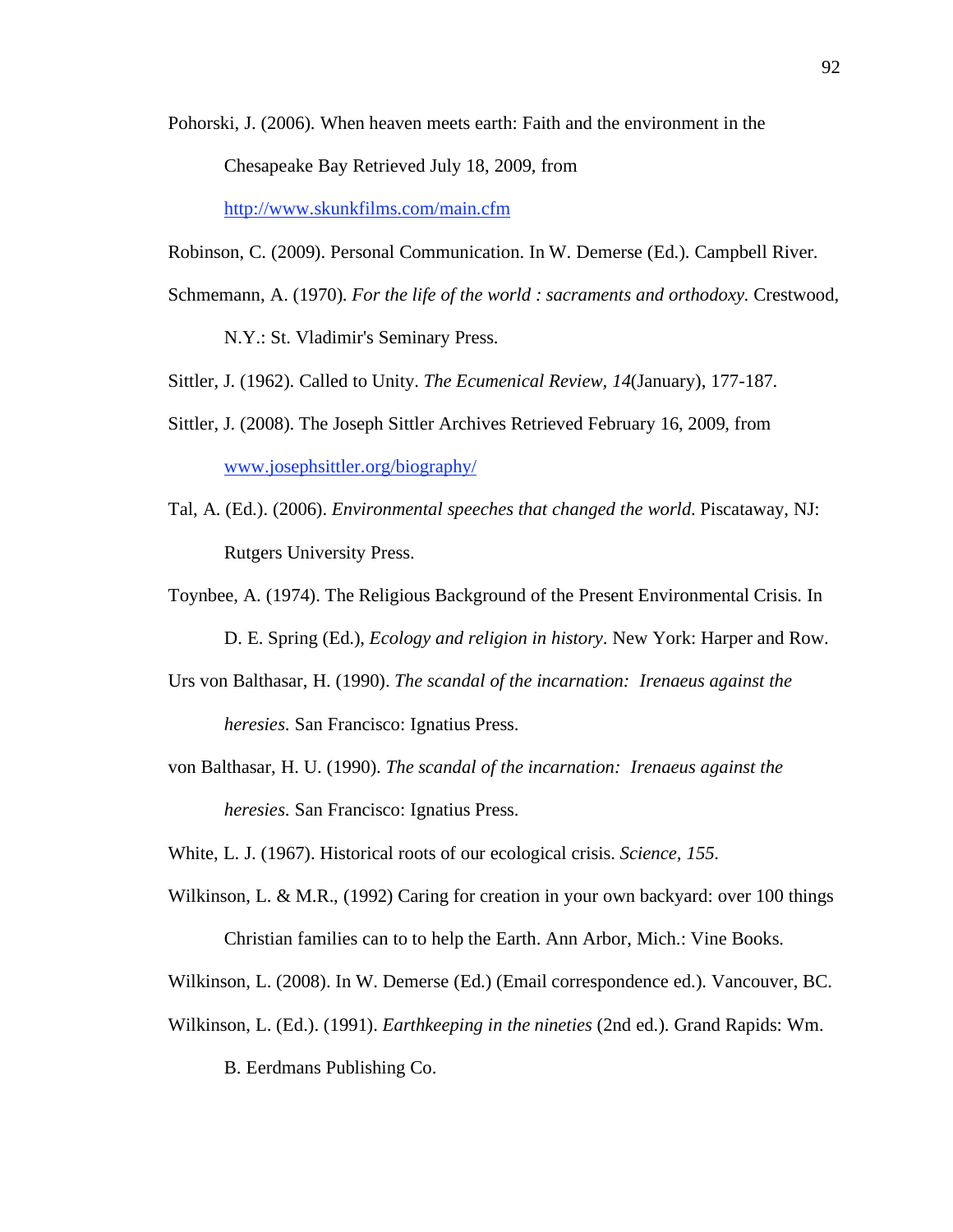Pohorski, J. (2006). When heaven meets earth: Faith and the environment in the Chesapeake Bay Retrieved July 18, 2009, from http://www.skunkfilms.com/main.cfm

Robinson, C. (2009). Personal Communication. In W. Demerse (Ed.). Campbell River.

Schmemann, A. (1970). *For the life of the world : sacraments and orthodoxy*. Crestwood, N.Y.: St. Vladimir's Seminary Press.

Sittler, J. (1962). Called to Unity. *The Ecumenical Review, 14*(January), 177-187.

Sittler, J. (2008). The Joseph Sittler Archives Retrieved February 16, 2009, from www.josephsittler.org/biography/

Tal, A. (Ed.). (2006). *Environmental speeches that changed the world*. Piscataway, NJ: Rutgers University Press.

Toynbee, A. (1974). The Religious Background of the Present Environmental Crisis. In D. E. Spring (Ed.), *Ecology and religion in history*. New York: Harper and Row.

Urs von Balthasar, H. (1990). *The scandal of the incarnation: Irenaeus against the heresies*. San Francisco: Ignatius Press.

von Balthasar, H. U. (1990). *The scandal of the incarnation: Irenaeus against the heresies*. San Francisco: Ignatius Press.

White, L. J. (1967). Historical roots of our ecological crisis. *Science, 155*.

Wilkinson, L. & M.R., (1992) Caring for creation in your own backyard: over 100 things Christian families can to to help the Earth. Ann Arbor, Mich.: Vine Books.

Wilkinson, L. (2008). In W. Demerse (Ed.) (Email correspondence ed.). Vancouver, BC.

Wilkinson, L. (Ed.). (1991). *Earthkeeping in the nineties* (2nd ed.). Grand Rapids: Wm. B. Eerdmans Publishing Co.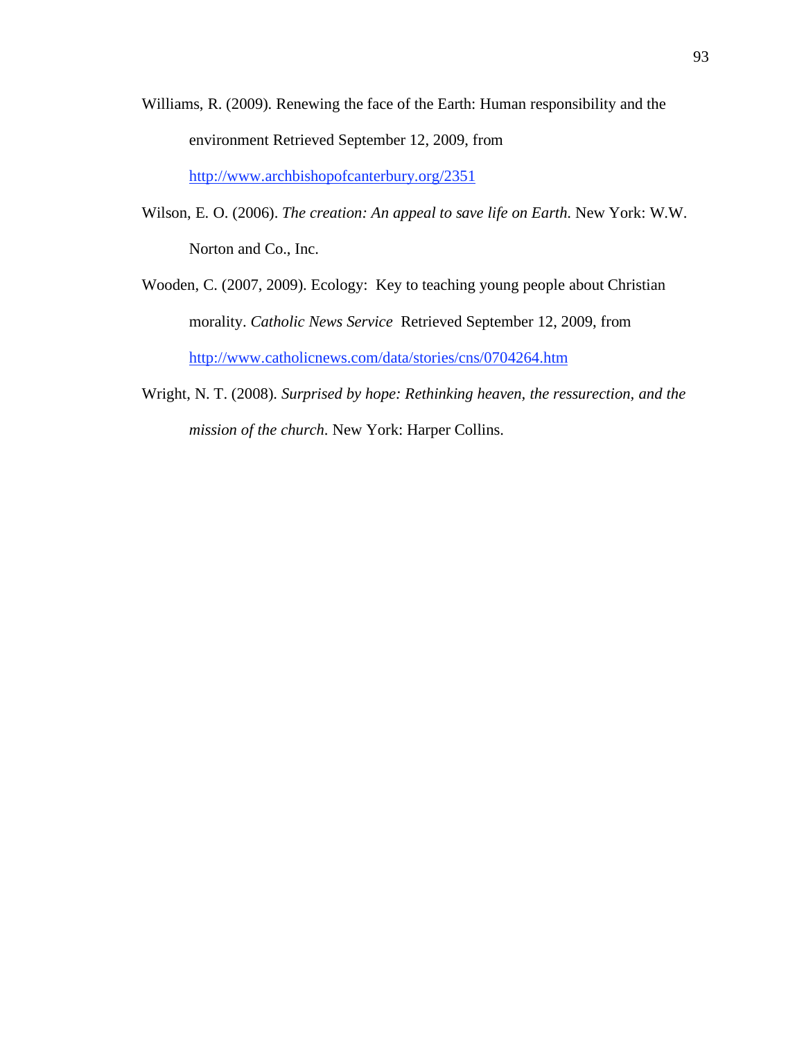Williams, R. (2009). Renewing the face of the Earth: Human responsibility and the environment Retrieved September 12, 2009, from http://www.archbishopofcanterbury.org/2351

Wilson, E. O. (2006). *The creation: An appeal to save life on Earth*. New York: W.W. Norton and Co., Inc.

Wooden, C. (2007, 2009). Ecology: Key to teaching young people about Christian morality. *Catholic News Service* Retrieved September 12, 2009, from http://www.catholicnews.com/data/stories/cns/0704264.htm

Wright, N. T. (2008). *Surprised by hope: Rethinking heaven, the ressurection, and the mission of the church*. New York: Harper Collins.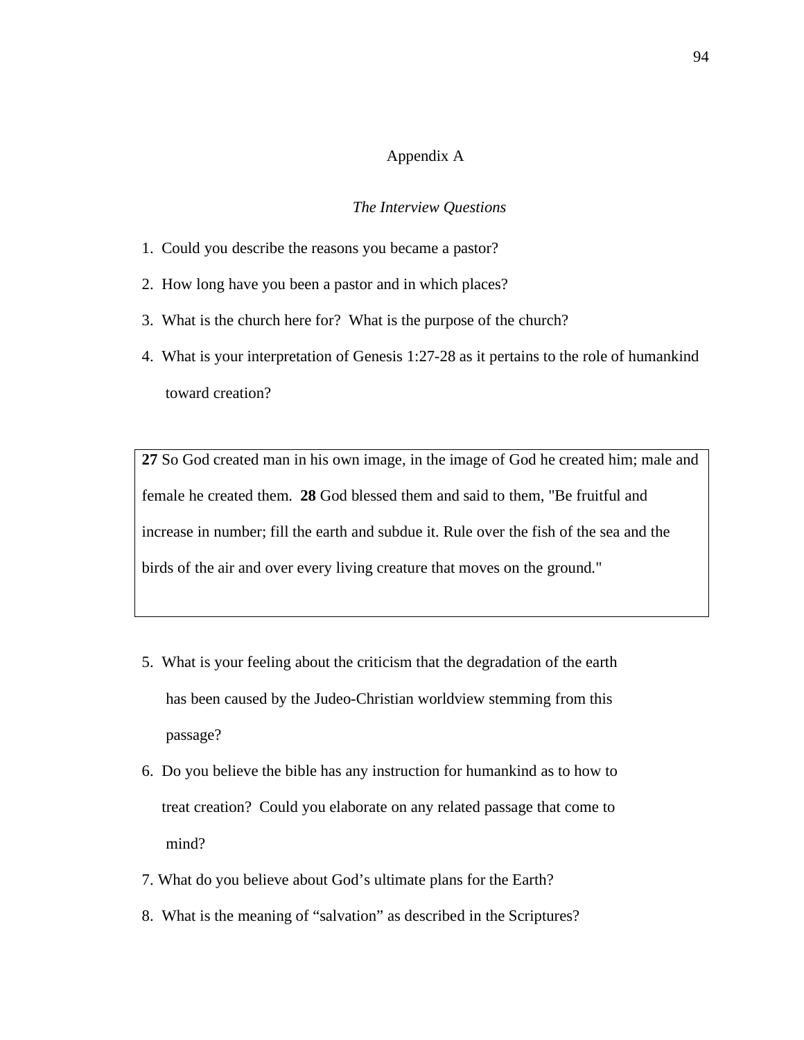# Appendix A

## *The Interview Questions*

1. Could you describe the reasons you became a pastor?
2. How long have you been a pastor and in which places?
3. What is the church here for? What is the purpose of the church?
4. What is your interpretation of Genesis 1:27-28 as it pertains to the role of humankind toward creation?

> **27** So God created man in his own image, in the image of God he created him; male and female he created them. **28** God blessed them and said to them, "Be fruitful and increase in number; fill the earth and subdue it. Rule over the fish of the sea and the birds of the air and over every living creature that moves on the ground."

5. What is your feeling about the criticism that the degradation of the earth has been caused by the Judeo-Christian worldview stemming from this passage?
6. Do you believe the bible has any instruction for humankind as to how to treat creation? Could you elaborate on any related passage that come to mind?
7. What do you believe about God's ultimate plans for the Earth?
8. What is the meaning of "salvation" as described in the Scriptures?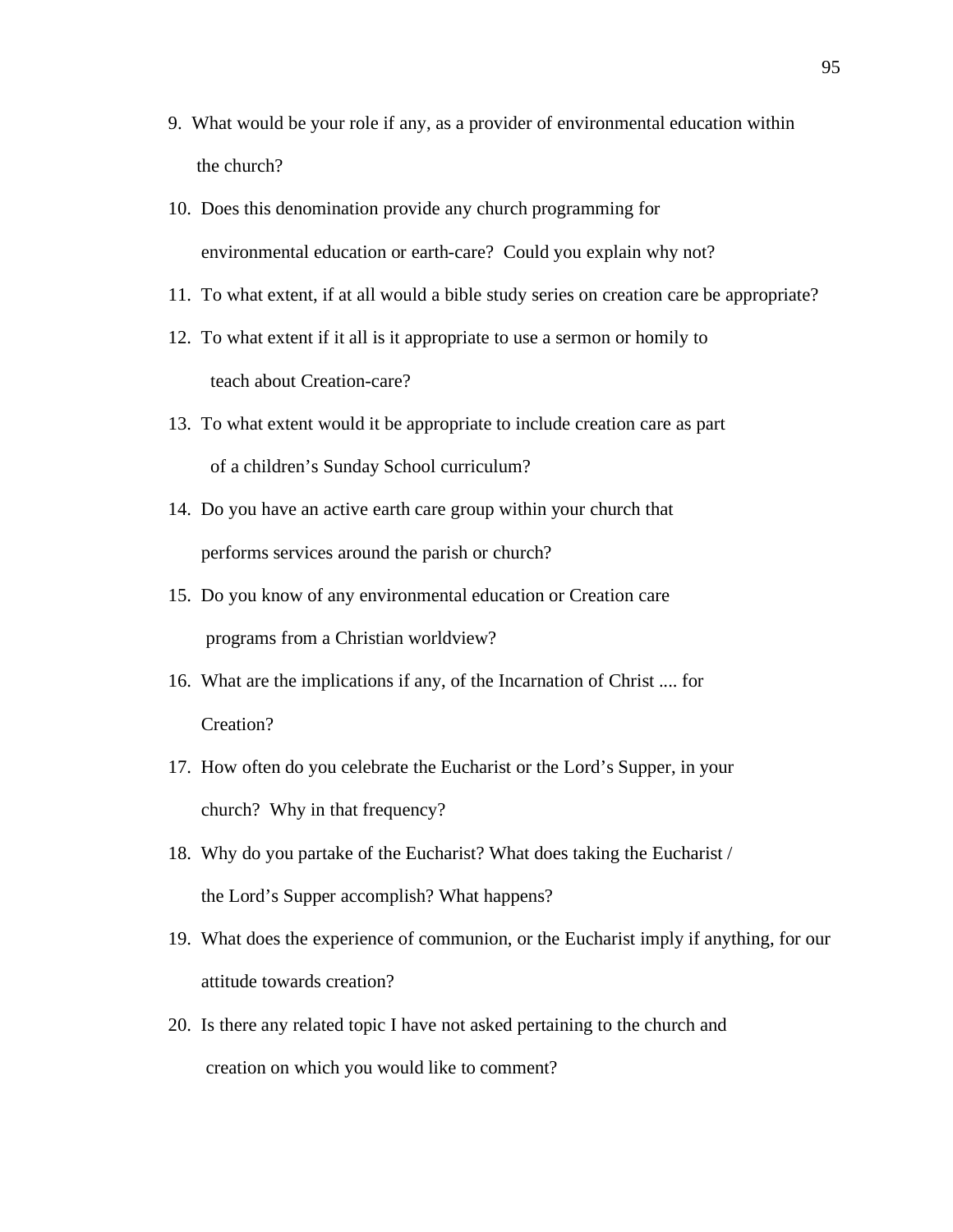9. What would be your role if any, as a provider of environmental education within the church?
10. Does this denomination provide any church programming for environmental education or earth-care? Could you explain why not?
11. To what extent, if at all would a bible study series on creation care be appropriate?
12. To what extent if it all is it appropriate to use a sermon or homily to teach about Creation-care?
13. To what extent would it be appropriate to include creation care as part of a children's Sunday School curriculum?
14. Do you have an active earth care group within your church that performs services around the parish or church?
15. Do you know of any environmental education or Creation care programs from a Christian worldview?
16. What are the implications if any, of the Incarnation of Christ .... for Creation?
17. How often do you celebrate the Eucharist or the Lord's Supper, in your church? Why in that frequency?
18. Why do you partake of the Eucharist? What does taking the Eucharist / the Lord's Supper accomplish? What happens?
19. What does the experience of communion, or the Eucharist imply if anything, for our attitude towards creation?
20. Is there any related topic I have not asked pertaining to the church and creation on which you would like to comment?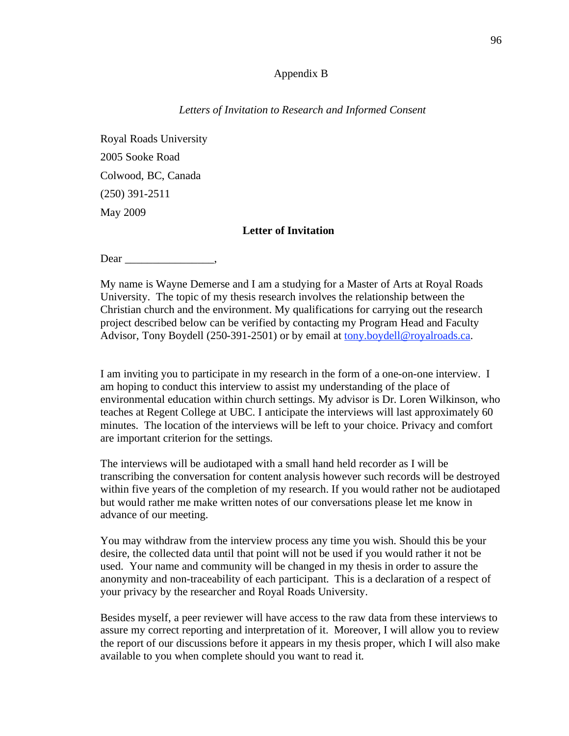# Appendix B

*Letters of Invitation to Research and Informed Consent*

Royal Roads University

2005 Sooke Road

Colwood, BC, Canada

(250) 391-2511

May 2009

**Letter of Invitation**

Dear ________________,

My name is Wayne Demerse and I am a studying for a Master of Arts at Royal Roads University. The topic of my thesis research involves the relationship between the Christian church and the environment. My qualifications for carrying out the research project described below can be verified by contacting my Program Head and Faculty Advisor, Tony Boydell (250-391-2501) or by email at tony.boydell@royalroads.ca.

I am inviting you to participate in my research in the form of a one-on-one interview. I am hoping to conduct this interview to assist my understanding of the place of environmental education within church settings. My advisor is Dr. Loren Wilkinson, who teaches at Regent College at UBC. I anticipate the interviews will last approximately 60 minutes. The location of the interviews will be left to your choice. Privacy and comfort are important criterion for the settings.

The interviews will be audiotaped with a small hand held recorder as I will be transcribing the conversation for content analysis however such records will be destroyed within five years of the completion of my research. If you would rather not be audiotaped but would rather me make written notes of our conversations please let me know in advance of our meeting.

You may withdraw from the interview process any time you wish. Should this be your desire, the collected data until that point will not be used if you would rather it not be used. Your name and community will be changed in my thesis in order to assure the anonymity and non-traceability of each participant. This is a declaration of a respect of your privacy by the researcher and Royal Roads University.

Besides myself, a peer reviewer will have access to the raw data from these interviews to assure my correct reporting and interpretation of it. Moreover, I will allow you to review the report of our discussions before it appears in my thesis proper, which I will also make available to you when complete should you want to read it.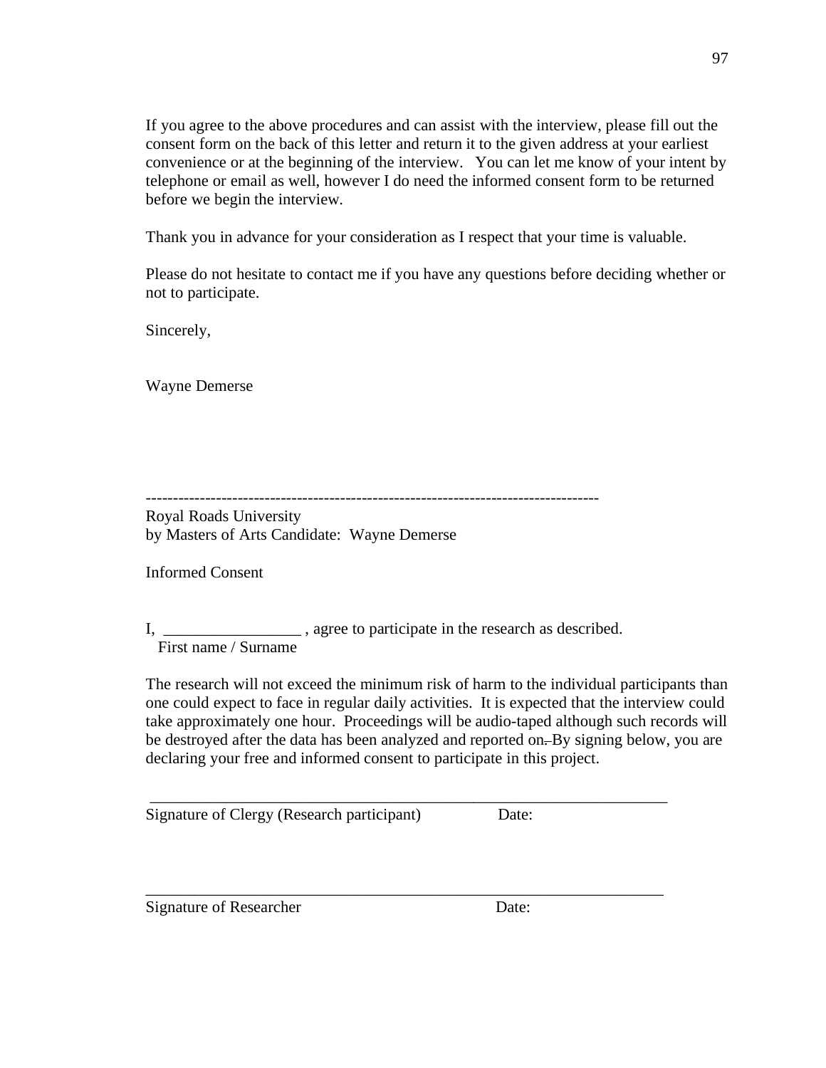If you agree to the above procedures and can assist with the interview, please fill out the consent form on the back of this letter and return it to the given address at your earliest convenience or at the beginning of the interview. You can let me know of your intent by telephone or email as well, however I do need the informed consent form to be returned before we begin the interview.

Thank you in advance for your consideration as I respect that your time is valuable.

Please do not hesitate to contact me if you have any questions before deciding whether or not to participate.

Sincerely,

Wayne Demerse

------------------------------------------------------------------------------------

Royal Roads University
by Masters of Arts Candidate: Wayne Demerse

Informed Consent

I, _________________ , agree to participate in the research as described.
First name / Surname

The research will not exceed the minimum risk of harm to the individual participants than one could expect to face in regular daily activities. It is expected that the interview could take approximately one hour. Proceedings will be audio-taped although such records will be destroyed after the data has been analyzed and reported on. By signing below, you are declaring your free and informed consent to participate in this project.

_____________________________________________________________________

Signature of Clergy (Research participant) Date:

_____________________________________________________________________

Signature of Researcher Date: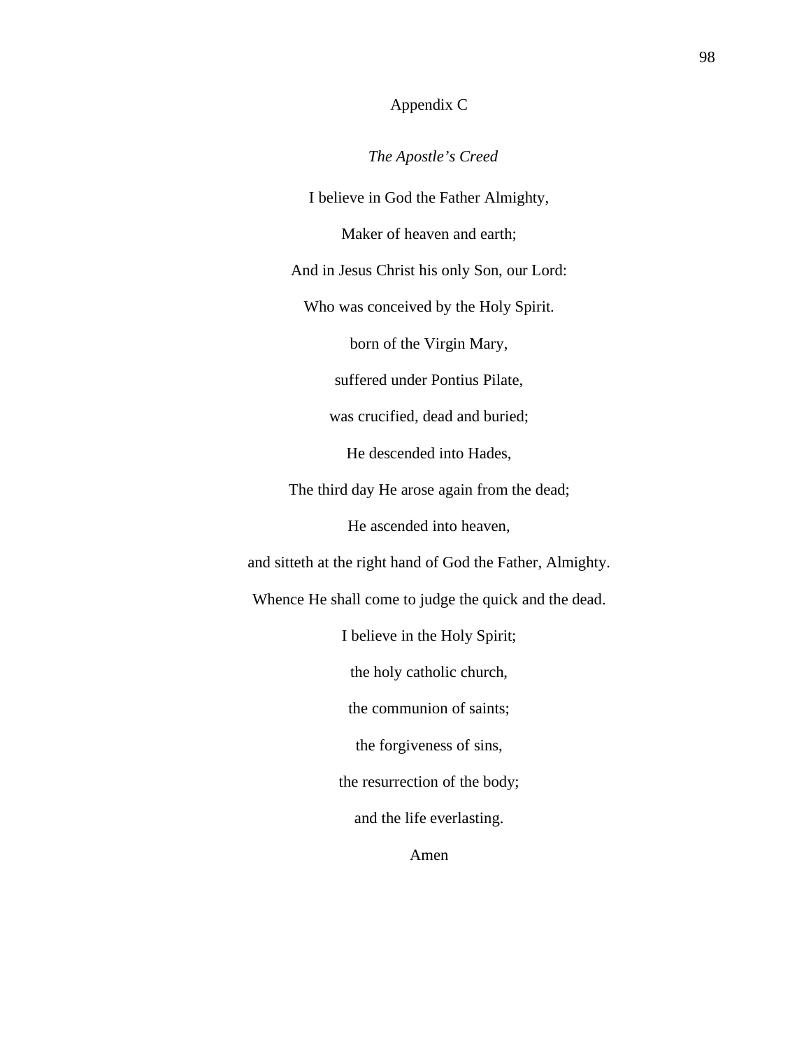# Appendix C

*The Apostle's Creed*

I believe in God the Father Almighty,

Maker of heaven and earth;

And in Jesus Christ his only Son, our Lord:

Who was conceived by the Holy Spirit.

born of the Virgin Mary,

suffered under Pontius Pilate,

was crucified, dead and buried;

He descended into Hades,

The third day He arose again from the dead;

He ascended into heaven,

and sitteth at the right hand of God the Father, Almighty.

Whence He shall come to judge the quick and the dead.

I believe in the Holy Spirit;

the holy catholic church,

the communion of saints;

the forgiveness of sins,

the resurrection of the body;

and the life everlasting.

Amen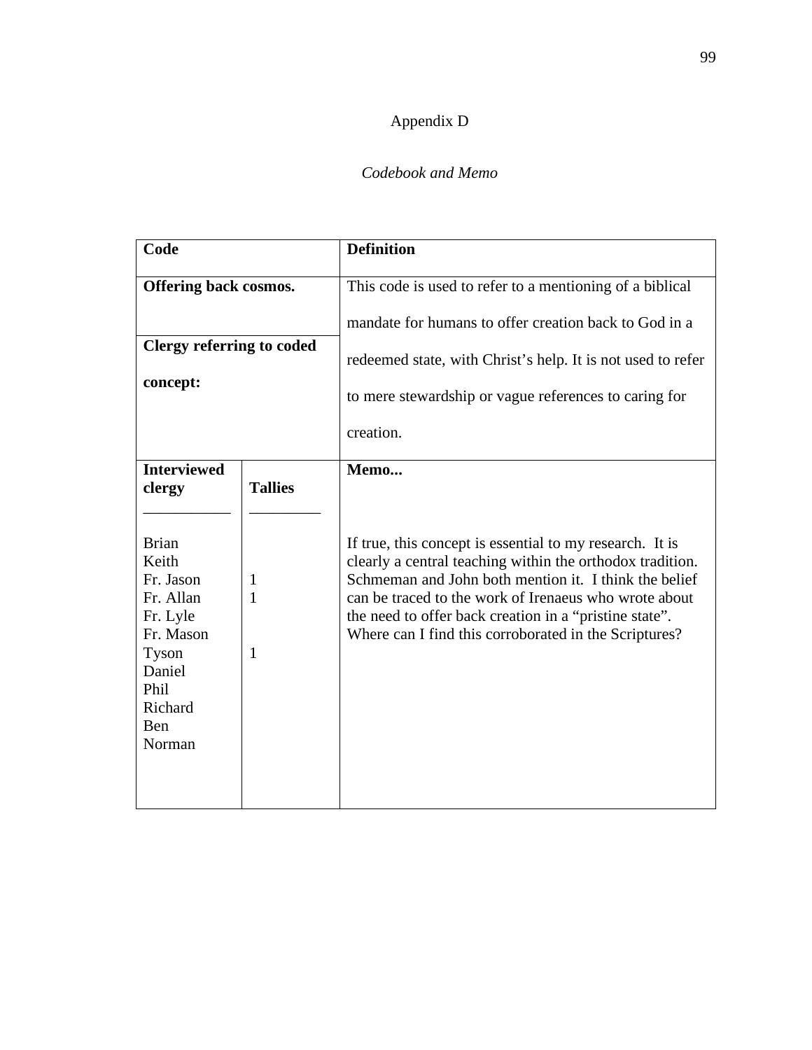# Appendix D

*Codebook and Memo*

| Code | | Definition |
|---|---|---|
| **Offering back cosmos.** | | This code is used to refer to a mentioning of a biblical mandate for humans to offer creation back to God in a redeemed state, with Christ's help. It is not used to refer to mere stewardship or vague references to caring for creation. |
| **Clergy referring to coded concept:** | | |
| **Interviewed clergy** | **Tallies** | **Memo...** |
| Brian | | If true, this concept is essential to my research. It is clearly a central teaching within the orthodox tradition. Schmeman and John both mention it. I think the belief can be traced to the work of Irenaeus who wrote about the need to offer back creation in a "pristine state". Where can I find this corroborated in the Scriptures? |
| Keith | | |
| Fr. Jason | 1 | |
| Fr. Allan | 1 | |
| Fr. Lyle | | |
| Fr. Mason | | |
| Tyson | 1 | |
| Daniel | | |
| Phil | | |
| Richard | | |
| Ben | | |
| Norman | | |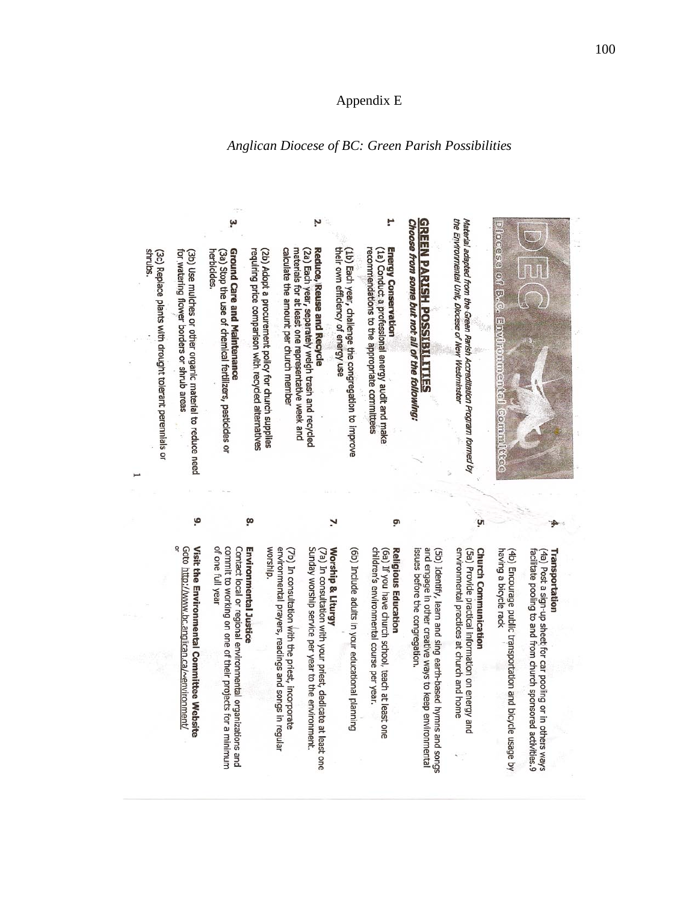# Appendix E

*Anglican Diocese of BC: Green Parish Possibilities*

DEC Diocese of B.C. Environmental Committee

*Material adapted from the Green Parish Accreditation Program formed by the Environmental Unit, Diocese of New Westminster*

## GREEN PARISH POSSIBILITIES

***Choose from some but not all of the following:***

1. **Energy Conservation**
   (1a) Conduct a professional energy audit and make recommendations to the appropriate committees

   (1b) Each year, challenge the congregation to improve their own efficiency of energy use

2. **Reduce, Reuse and Recycle**
   (2a) Each year, separately weigh trash and recycled materials for at least one representative week and calculate the amount per church member

   (2b) Adopt a procurement policy for church supplies requiring price comparison with recycled alternatives

3. **Ground Care and Maintenance**
   (3a) Stop the use of chemical fertilizers, pesticides or herbicides.

   (3b) Use mulches or other organic material to reduce need for watering flower borders or shrub areas

   (3c) Replace plants with drought tolerant perennials or shrubs.

1

4. **Transportation**
   (4a) Post a sign-up sheet for car pooling or in others ways facilitate pooling to and from church sponsored activities.9

   (4b) Encourage public transportation and bicycle usage by having a bicycle rack

5. **Church Communication**
   (5a) Provide practical information on energy and environmental practices at church and home

   (5b) Identify, learn and sing earth-based hymns and songs and engage in other creative ways to keep environmental issues before the congregation.

6. **Religious Education**
   (6a) If you have church school, teach at least one children's environmental course per year.

   (6b) Include adults in your educational planning

7. **Worship & Liturgy**
   (7a) In consultation with your priest, dedicate at least one Sunday worship service per year to the environment.

   (7b) In consultation with the priest, incorporate environmental prayers, readings and songs in regular worship.

8. **Environmental Justice**
   Contact local or regional environmental organizations and commit to working on one of their projects for a minimum of one full year

9. **Visit the Environmental Committee Website**
   Goto http://www.bc.anglican.ca/~environment/ or